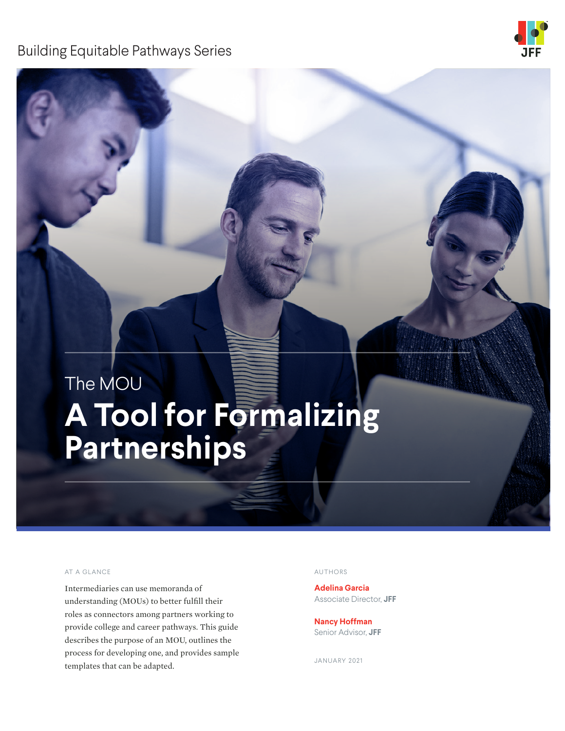Building Equitable Pathways Series

JFF

The MOU

# A Tool for Formalizing Partnerships

AT A GLANCE

Intermediaries can use memoranda of understanding (MOUs) to better fulfill their roles as connectors among partners working to provide college and career pathways. This guide describes the purpose of an MOU, outlines the process for developing one, and provides sample templates that can be adapted.

AUTHORS

**Adelina Garcia**
Associate Director, **JFF**

**Nancy Hoffman**
Senior Advisor, **JFF**

JANUARY 2021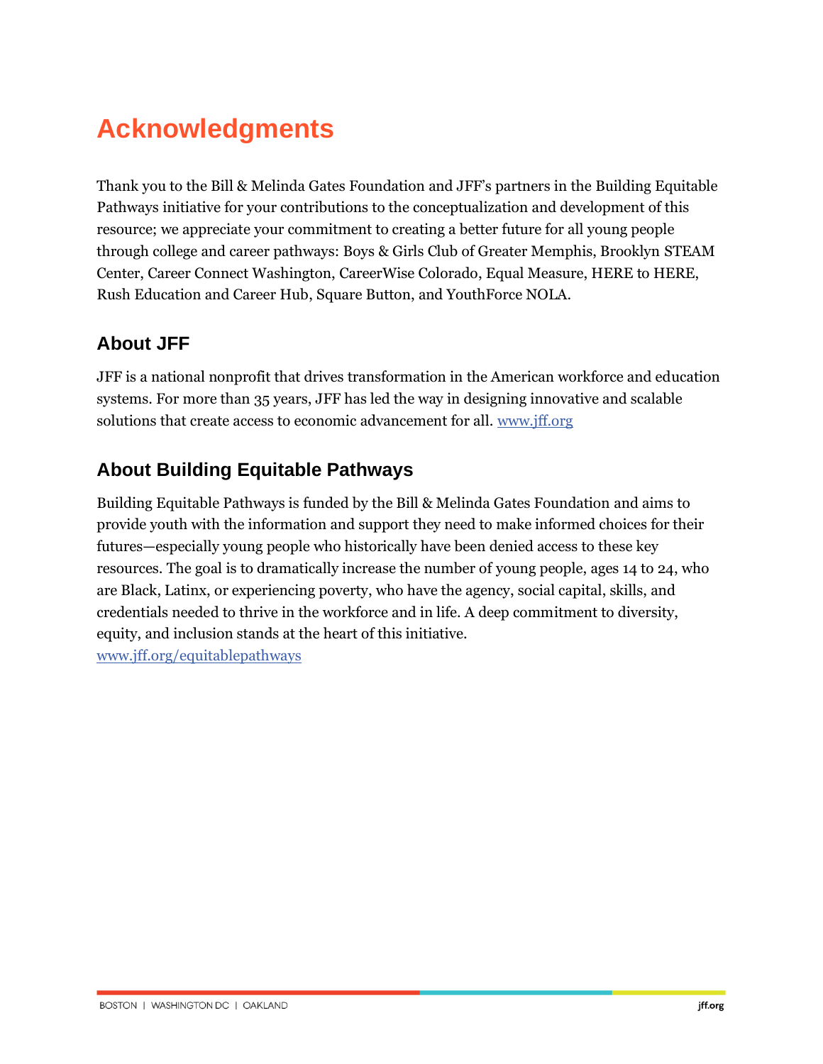# Acknowledgments

Thank you to the Bill & Melinda Gates Foundation and JFF's partners in the Building Equitable Pathways initiative for your contributions to the conceptualization and development of this resource; we appreciate your commitment to creating a better future for all young people through college and career pathways: Boys & Girls Club of Greater Memphis, Brooklyn STEAM Center, Career Connect Washington, CareerWise Colorado, Equal Measure, HERE to HERE, Rush Education and Career Hub, Square Button, and YouthForce NOLA.

## About JFF

JFF is a national nonprofit that drives transformation in the American workforce and education systems. For more than 35 years, JFF has led the way in designing innovative and scalable solutions that create access to economic advancement for all. www.jff.org

## About Building Equitable Pathways

Building Equitable Pathways is funded by the Bill & Melinda Gates Foundation and aims to provide youth with the information and support they need to make informed choices for their futures—especially young people who historically have been denied access to these key resources. The goal is to dramatically increase the number of young people, ages 14 to 24, who are Black, Latinx, or experiencing poverty, who have the agency, social capital, skills, and credentials needed to thrive in the workforce and in life. A deep commitment to diversity, equity, and inclusion stands at the heart of this initiative.
www.jff.org/equitablepathways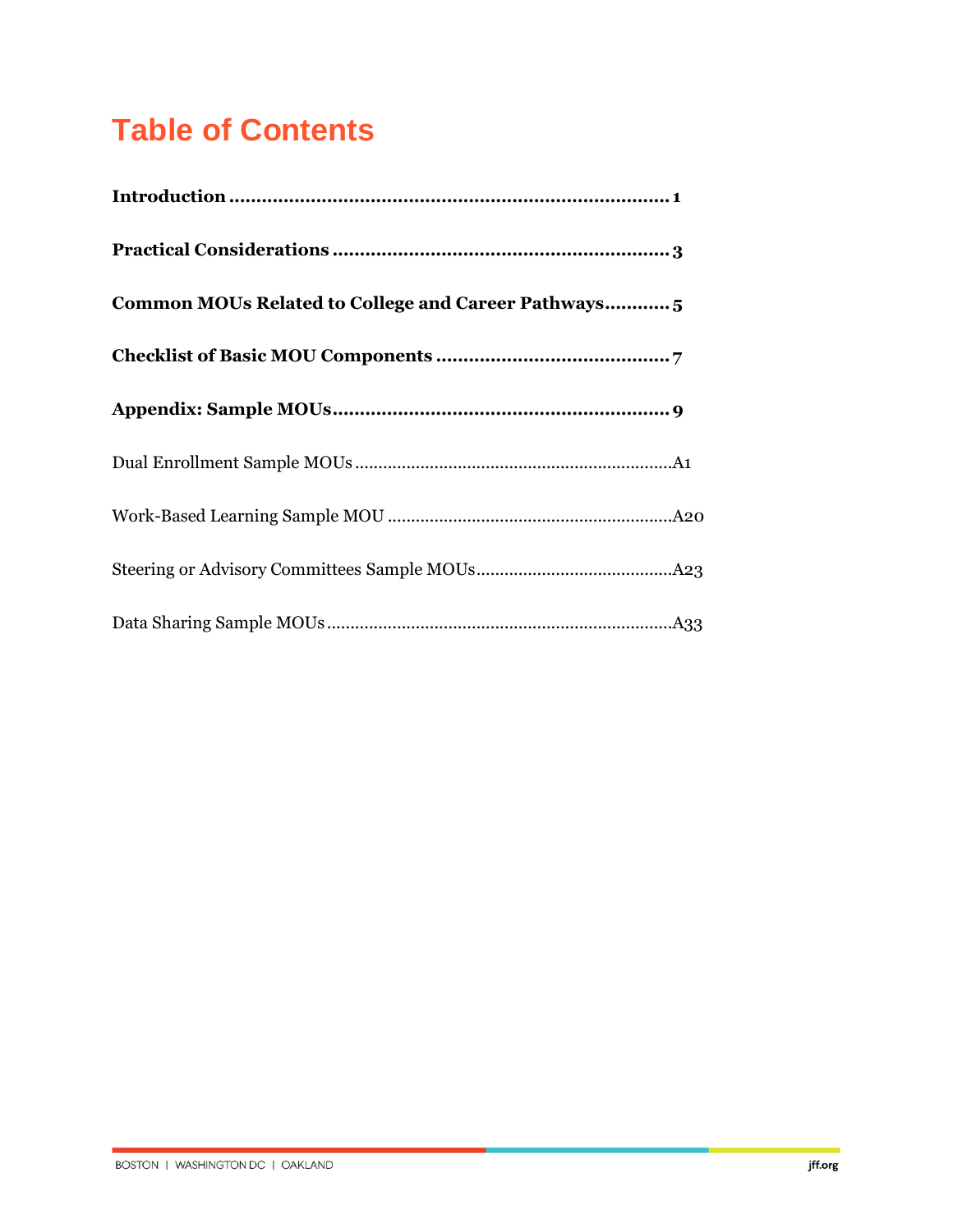# Table of Contents

**Introduction** ........................................................................ **1**

**Practical Considerations** ........................................................ **3**

**Common MOUs Related to College and Career Pathways** ........... **5**

**Checklist of Basic MOU Components** ........................................ **7**

**Appendix: Sample MOUs** .......................................................... **9**

Dual Enrollment Sample MOUs ........................................................ A1

Work-Based Learning Sample MOU ................................................. A20

Steering or Advisory Committees Sample MOUs ............................. A23

Data Sharing Sample MOUs ............................................................ A33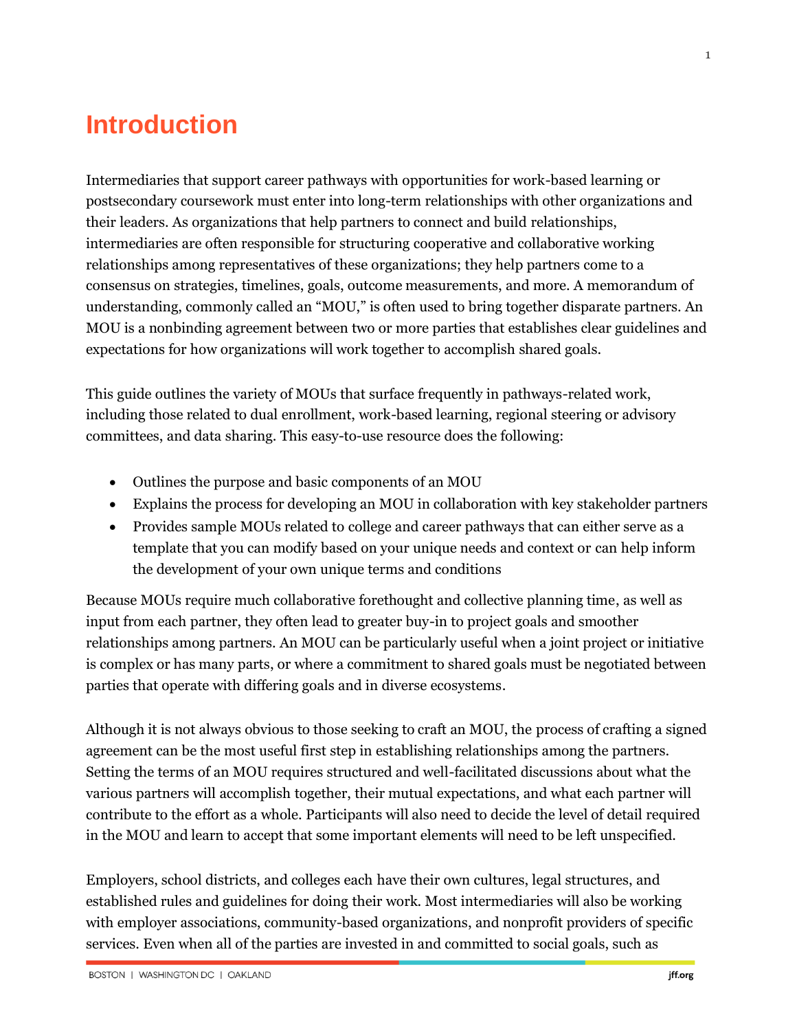# Introduction

Intermediaries that support career pathways with opportunities for work-based learning or postsecondary coursework must enter into long-term relationships with other organizations and their leaders. As organizations that help partners to connect and build relationships, intermediaries are often responsible for structuring cooperative and collaborative working relationships among representatives of these organizations; they help partners come to a consensus on strategies, timelines, goals, outcome measurements, and more. A memorandum of understanding, commonly called an "MOU," is often used to bring together disparate partners. An MOU is a nonbinding agreement between two or more parties that establishes clear guidelines and expectations for how organizations will work together to accomplish shared goals.

This guide outlines the variety of MOUs that surface frequently in pathways-related work, including those related to dual enrollment, work-based learning, regional steering or advisory committees, and data sharing. This easy-to-use resource does the following:

- Outlines the purpose and basic components of an MOU
- Explains the process for developing an MOU in collaboration with key stakeholder partners
- Provides sample MOUs related to college and career pathways that can either serve as a template that you can modify based on your unique needs and context or can help inform the development of your own unique terms and conditions

Because MOUs require much collaborative forethought and collective planning time, as well as input from each partner, they often lead to greater buy-in to project goals and smoother relationships among partners. An MOU can be particularly useful when a joint project or initiative is complex or has many parts, or where a commitment to shared goals must be negotiated between parties that operate with differing goals and in diverse ecosystems.

Although it is not always obvious to those seeking to craft an MOU, the process of crafting a signed agreement can be the most useful first step in establishing relationships among the partners. Setting the terms of an MOU requires structured and well-facilitated discussions about what the various partners will accomplish together, their mutual expectations, and what each partner will contribute to the effort as a whole. Participants will also need to decide the level of detail required in the MOU and learn to accept that some important elements will need to be left unspecified.

Employers, school districts, and colleges each have their own cultures, legal structures, and established rules and guidelines for doing their work. Most intermediaries will also be working with employer associations, community-based organizations, and nonprofit providers of specific services. Even when all of the parties are invested in and committed to social goals, such as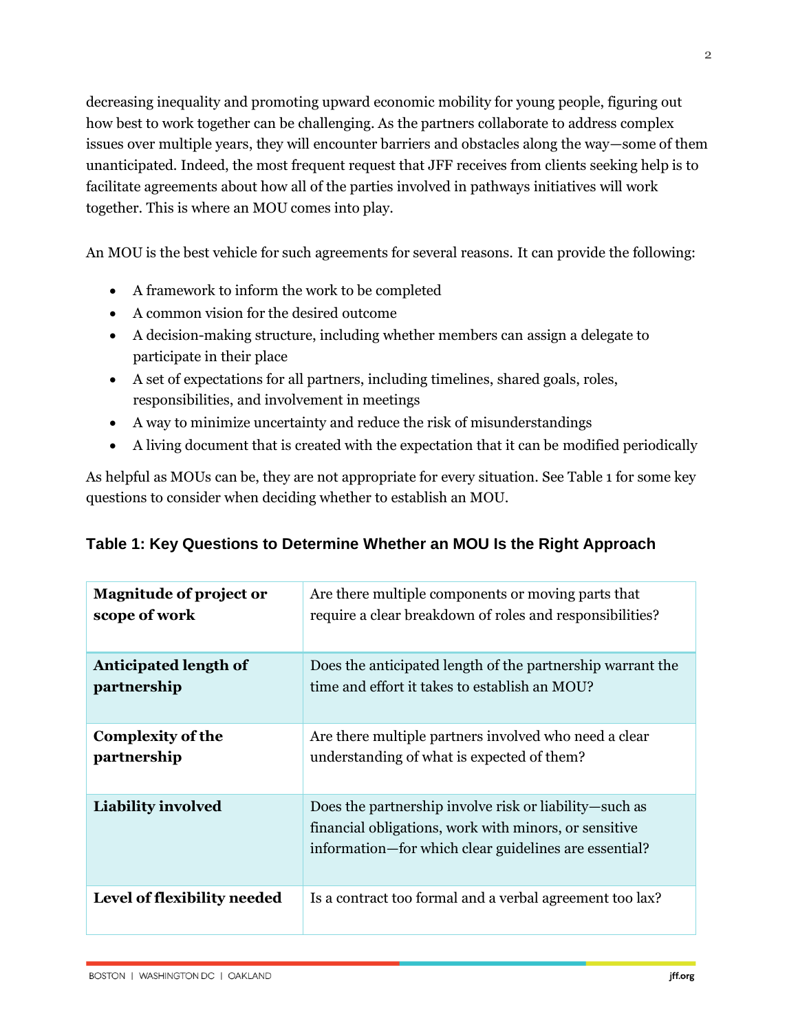decreasing inequality and promoting upward economic mobility for young people, figuring out how best to work together can be challenging. As the partners collaborate to address complex issues over multiple years, they will encounter barriers and obstacles along the way—some of them unanticipated. Indeed, the most frequent request that JFF receives from clients seeking help is to facilitate agreements about how all of the parties involved in pathways initiatives will work together. This is where an MOU comes into play.

An MOU is the best vehicle for such agreements for several reasons. It can provide the following:

- A framework to inform the work to be completed
- A common vision for the desired outcome
- A decision-making structure, including whether members can assign a delegate to participate in their place
- A set of expectations for all partners, including timelines, shared goals, roles, responsibilities, and involvement in meetings
- A way to minimize uncertainty and reduce the risk of misunderstandings
- A living document that is created with the expectation that it can be modified periodically

As helpful as MOUs can be, they are not appropriate for every situation. See Table 1 for some key questions to consider when deciding whether to establish an MOU.

### Table 1: Key Questions to Determine Whether an MOU Is the Right Approach

| | |
|---|---|
| **Magnitude of project or scope of work** | Are there multiple components or moving parts that require a clear breakdown of roles and responsibilities? |
| **Anticipated length of partnership** | Does the anticipated length of the partnership warrant the time and effort it takes to establish an MOU? |
| **Complexity of the partnership** | Are there multiple partners involved who need a clear understanding of what is expected of them? |
| **Liability involved** | Does the partnership involve risk or liability—such as financial obligations, work with minors, or sensitive information—for which clear guidelines are essential? |
| **Level of flexibility needed** | Is a contract too formal and a verbal agreement too lax? |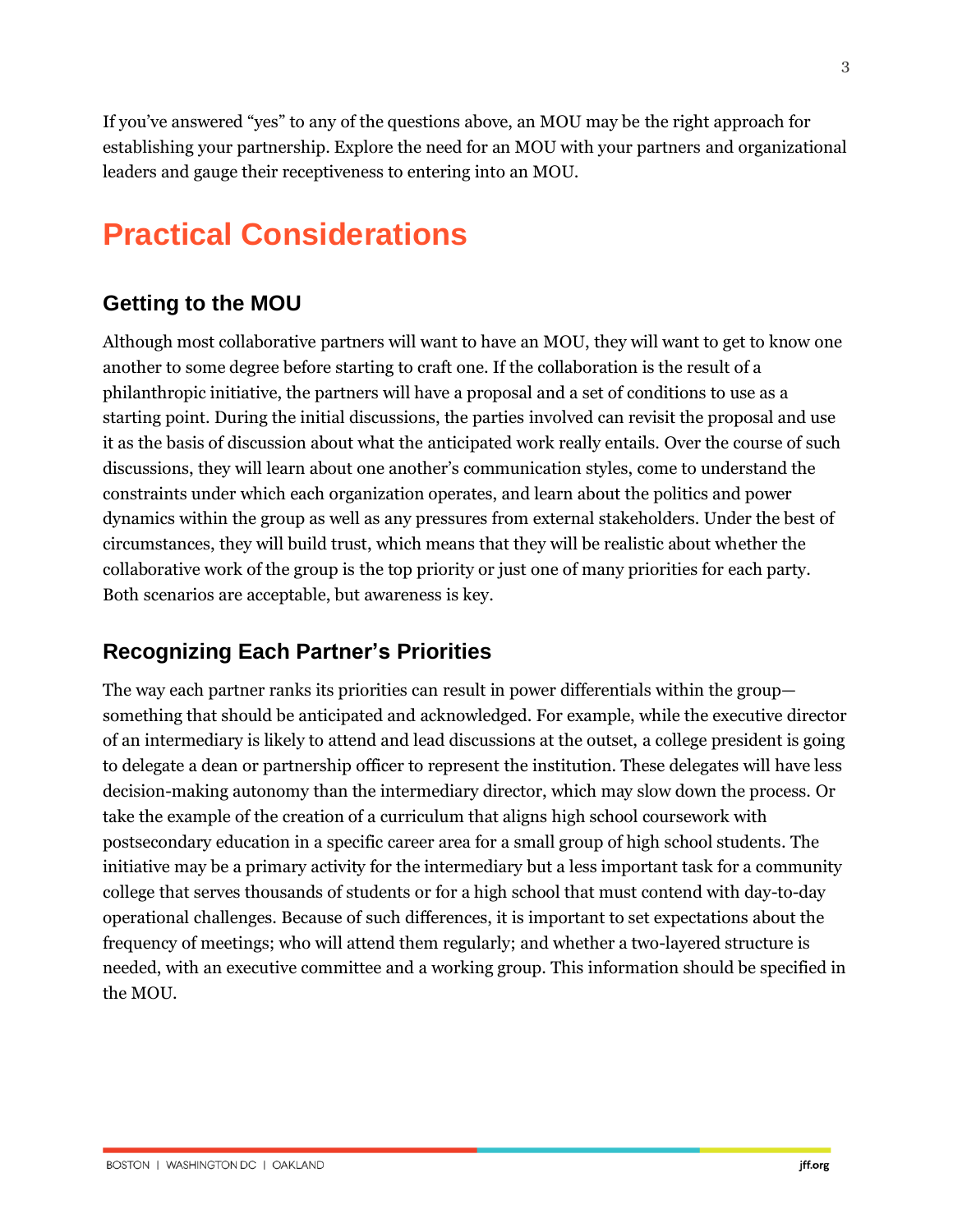If you've answered "yes" to any of the questions above, an MOU may be the right approach for establishing your partnership. Explore the need for an MOU with your partners and organizational leaders and gauge their receptiveness to entering into an MOU.

# Practical Considerations

## Getting to the MOU

Although most collaborative partners will want to have an MOU, they will want to get to know one another to some degree before starting to craft one. If the collaboration is the result of a philanthropic initiative, the partners will have a proposal and a set of conditions to use as a starting point. During the initial discussions, the parties involved can revisit the proposal and use it as the basis of discussion about what the anticipated work really entails. Over the course of such discussions, they will learn about one another's communication styles, come to understand the constraints under which each organization operates, and learn about the politics and power dynamics within the group as well as any pressures from external stakeholders. Under the best of circumstances, they will build trust, which means that they will be realistic about whether the collaborative work of the group is the top priority or just one of many priorities for each party. Both scenarios are acceptable, but awareness is key.

## Recognizing Each Partner's Priorities

The way each partner ranks its priorities can result in power differentials within the group—something that should be anticipated and acknowledged. For example, while the executive director of an intermediary is likely to attend and lead discussions at the outset, a college president is going to delegate a dean or partnership officer to represent the institution. These delegates will have less decision-making autonomy than the intermediary director, which may slow down the process. Or take the example of the creation of a curriculum that aligns high school coursework with postsecondary education in a specific career area for a small group of high school students. The initiative may be a primary activity for the intermediary but a less important task for a community college that serves thousands of students or for a high school that must contend with day-to-day operational challenges. Because of such differences, it is important to set expectations about the frequency of meetings; who will attend them regularly; and whether a two-layered structure is needed, with an executive committee and a working group. This information should be specified in the MOU.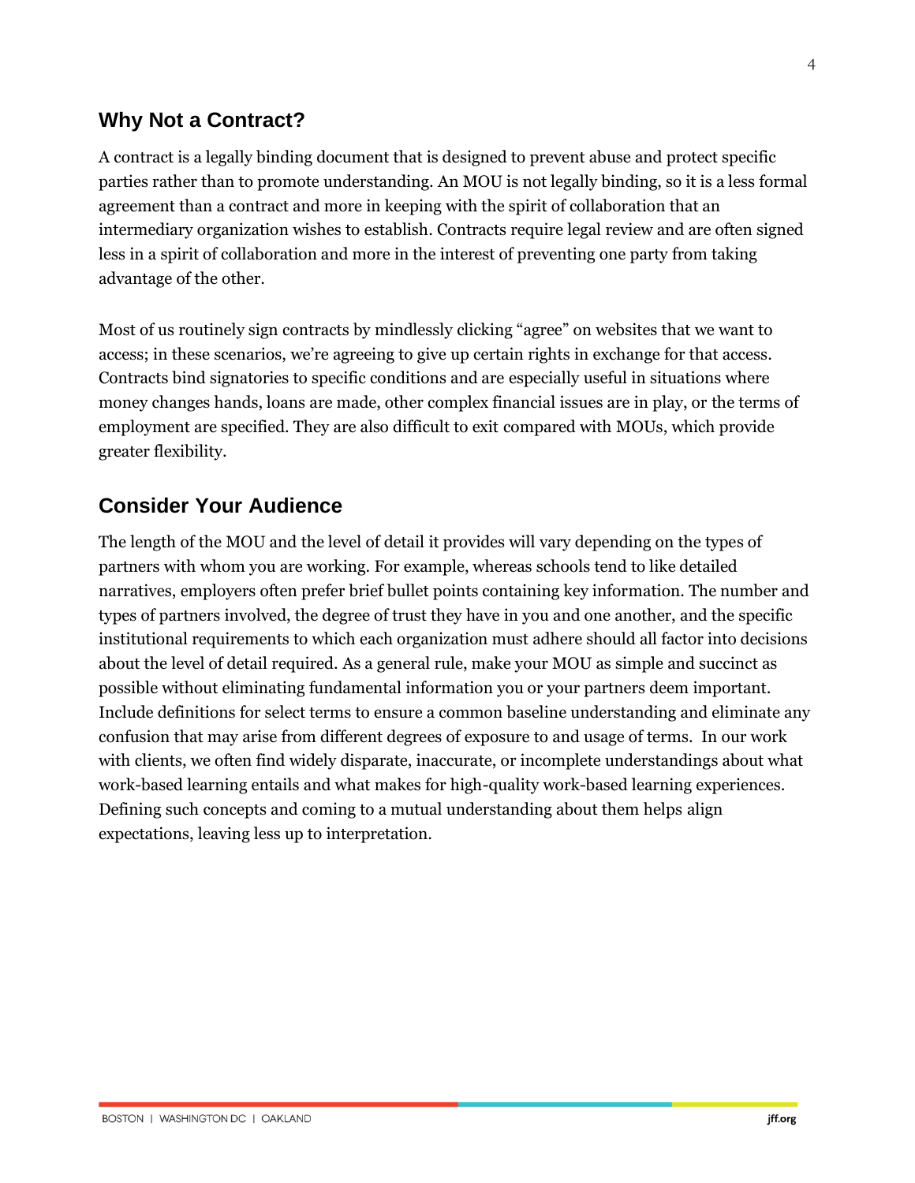## Why Not a Contract?

A contract is a legally binding document that is designed to prevent abuse and protect specific parties rather than to promote understanding. An MOU is not legally binding, so it is a less formal agreement than a contract and more in keeping with the spirit of collaboration that an intermediary organization wishes to establish. Contracts require legal review and are often signed less in a spirit of collaboration and more in the interest of preventing one party from taking advantage of the other.

Most of us routinely sign contracts by mindlessly clicking "agree" on websites that we want to access; in these scenarios, we're agreeing to give up certain rights in exchange for that access. Contracts bind signatories to specific conditions and are especially useful in situations where money changes hands, loans are made, other complex financial issues are in play, or the terms of employment are specified. They are also difficult to exit compared with MOUs, which provide greater flexibility.

## Consider Your Audience

The length of the MOU and the level of detail it provides will vary depending on the types of partners with whom you are working. For example, whereas schools tend to like detailed narratives, employers often prefer brief bullet points containing key information. The number and types of partners involved, the degree of trust they have in you and one another, and the specific institutional requirements to which each organization must adhere should all factor into decisions about the level of detail required. As a general rule, make your MOU as simple and succinct as possible without eliminating fundamental information you or your partners deem important. Include definitions for select terms to ensure a common baseline understanding and eliminate any confusion that may arise from different degrees of exposure to and usage of terms. In our work with clients, we often find widely disparate, inaccurate, or incomplete understandings about what work-based learning entails and what makes for high-quality work-based learning experiences. Defining such concepts and coming to a mutual understanding about them helps align expectations, leaving less up to interpretation.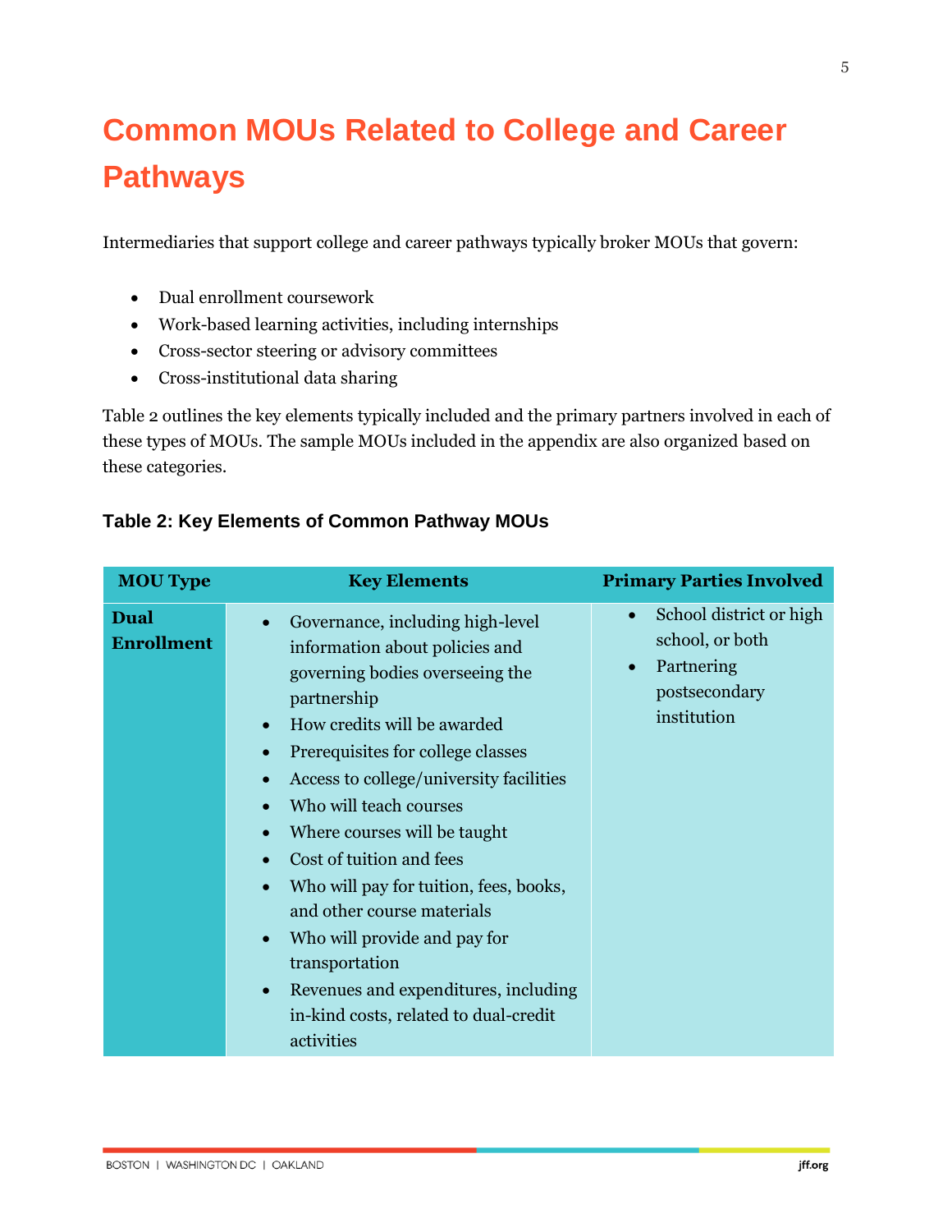# Common MOUs Related to College and Career Pathways

Intermediaries that support college and career pathways typically broker MOUs that govern:

- Dual enrollment coursework
- Work-based learning activities, including internships
- Cross-sector steering or advisory committees
- Cross-institutional data sharing

Table 2 outlines the key elements typically included and the primary partners involved in each of these types of MOUs. The sample MOUs included in the appendix are also organized based on these categories.

### Table 2: Key Elements of Common Pathway MOUs

| MOU Type | Key Elements | Primary Parties Involved |
|---|---|---|
| **Dual Enrollment** | • Governance, including high-level information about policies and governing bodies overseeing the partnership<br>• How credits will be awarded<br>• Prerequisites for college classes<br>• Access to college/university facilities<br>• Who will teach courses<br>• Where courses will be taught<br>• Cost of tuition and fees<br>• Who will pay for tuition, fees, books, and other course materials<br>• Who will provide and pay for transportation<br>• Revenues and expenditures, including in-kind costs, related to dual-credit activities | • School district or high school, or both<br>• Partnering postsecondary institution |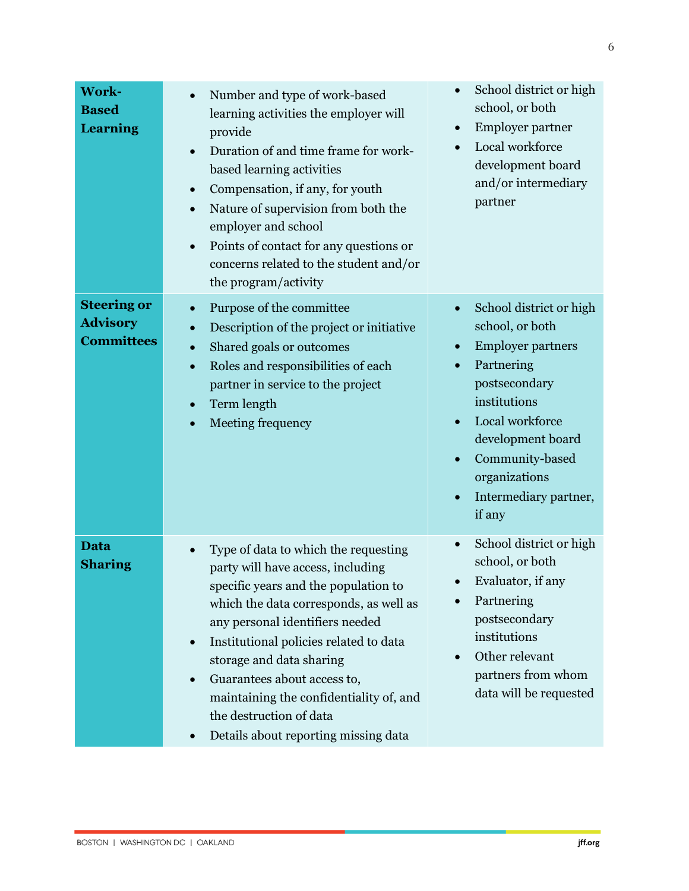| **Work-Based Learning** | • Number and type of work-based learning activities the employer will provide<br>• Duration of and time frame for work-based learning activities<br>• Compensation, if any, for youth<br>• Nature of supervision from both the employer and school<br>• Points of contact for any questions or concerns related to the student and/or the program/activity | • School district or high school, or both<br>• Employer partner<br>• Local workforce development board and/or intermediary partner |
|---|---|---|
| **Steering or Advisory Committees** | • Purpose of the committee<br>• Description of the project or initiative<br>• Shared goals or outcomes<br>• Roles and responsibilities of each partner in service to the project<br>• Term length<br>• Meeting frequency | • School district or high school, or both<br>• Employer partners<br>• Partnering postsecondary institutions<br>• Local workforce development board<br>• Community-based organizations<br>• Intermediary partner, if any |
| **Data Sharing** | • Type of data to which the requesting party will have access, including specific years and the population to which the data corresponds, as well as any personal identifiers needed<br>• Institutional policies related to data storage and data sharing<br>• Guarantees about access to, maintaining the confidentiality of, and the destruction of data<br>• Details about reporting missing data | • School district or high school, or both<br>• Evaluator, if any<br>• Partnering postsecondary institutions<br>• Other relevant partners from whom data will be requested |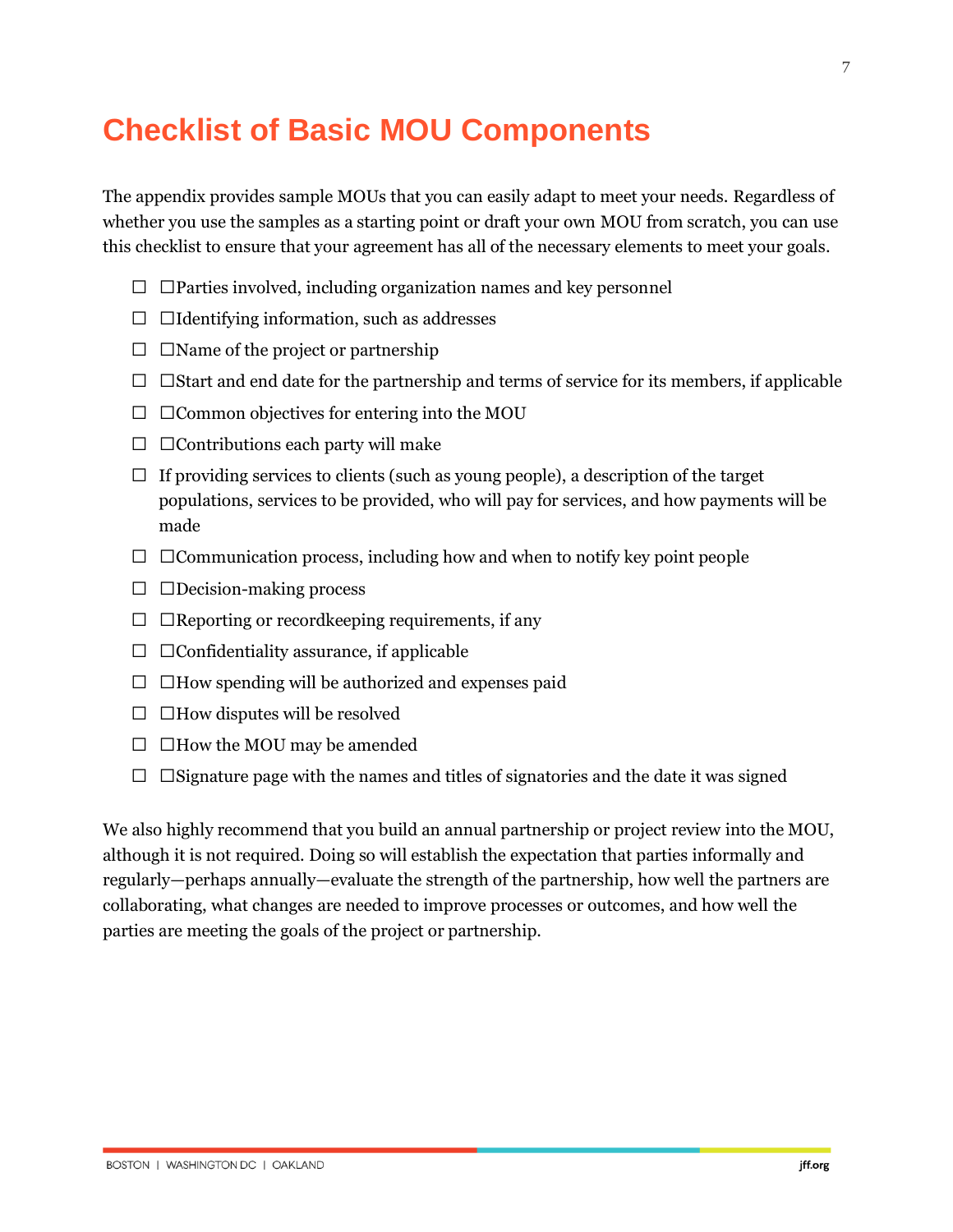# Checklist of Basic MOU Components

The appendix provides sample MOUs that you can easily adapt to meet your needs. Regardless of whether you use the samples as a starting point or draft your own MOU from scratch, you can use this checklist to ensure that your agreement has all of the necessary elements to meet your goals.

- ☐ ☐Parties involved, including organization names and key personnel
- ☐ ☐Identifying information, such as addresses
- ☐ ☐Name of the project or partnership
- ☐ ☐Start and end date for the partnership and terms of service for its members, if applicable
- ☐ ☐Common objectives for entering into the MOU
- ☐ ☐Contributions each party will make
- ☐ If providing services to clients (such as young people), a description of the target populations, services to be provided, who will pay for services, and how payments will be made
- ☐ ☐Communication process, including how and when to notify key point people
- ☐ ☐Decision-making process
- ☐ ☐Reporting or recordkeeping requirements, if any
- ☐ ☐Confidentiality assurance, if applicable
- ☐ ☐How spending will be authorized and expenses paid
- ☐ ☐How disputes will be resolved
- ☐ ☐How the MOU may be amended
- ☐ ☐Signature page with the names and titles of signatories and the date it was signed

We also highly recommend that you build an annual partnership or project review into the MOU, although it is not required. Doing so will establish the expectation that parties informally and regularly—perhaps annually—evaluate the strength of the partnership, how well the partners are collaborating, what changes are needed to improve processes or outcomes, and how well the parties are meeting the goals of the project or partnership.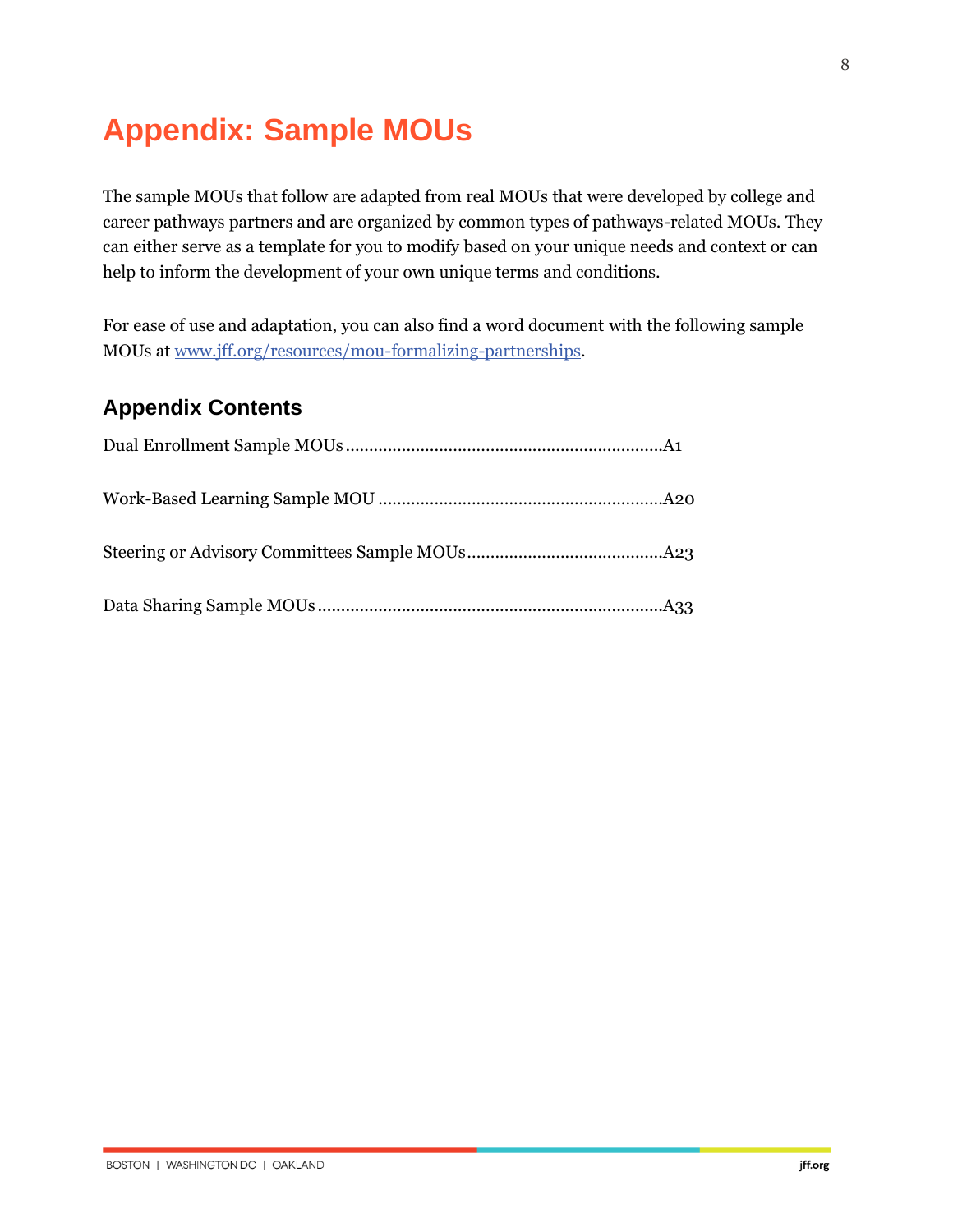# Appendix: Sample MOUs

The sample MOUs that follow are adapted from real MOUs that were developed by college and career pathways partners and are organized by common types of pathways-related MOUs. They can either serve as a template for you to modify based on your unique needs and context or can help to inform the development of your own unique terms and conditions.

For ease of use and adaptation, you can also find a word document with the following sample MOUs at [www.jff.org/resources/mou-formalizing-partnerships](www.jff.org/resources/mou-formalizing-partnerships).

## Appendix Contents

Dual Enrollment Sample MOUs ........................................................................A1

Work-Based Learning Sample MOU ..............................................................A20

Steering or Advisory Committees Sample MOUs ..........................................A23

Data Sharing Sample MOUs ..........................................................................A33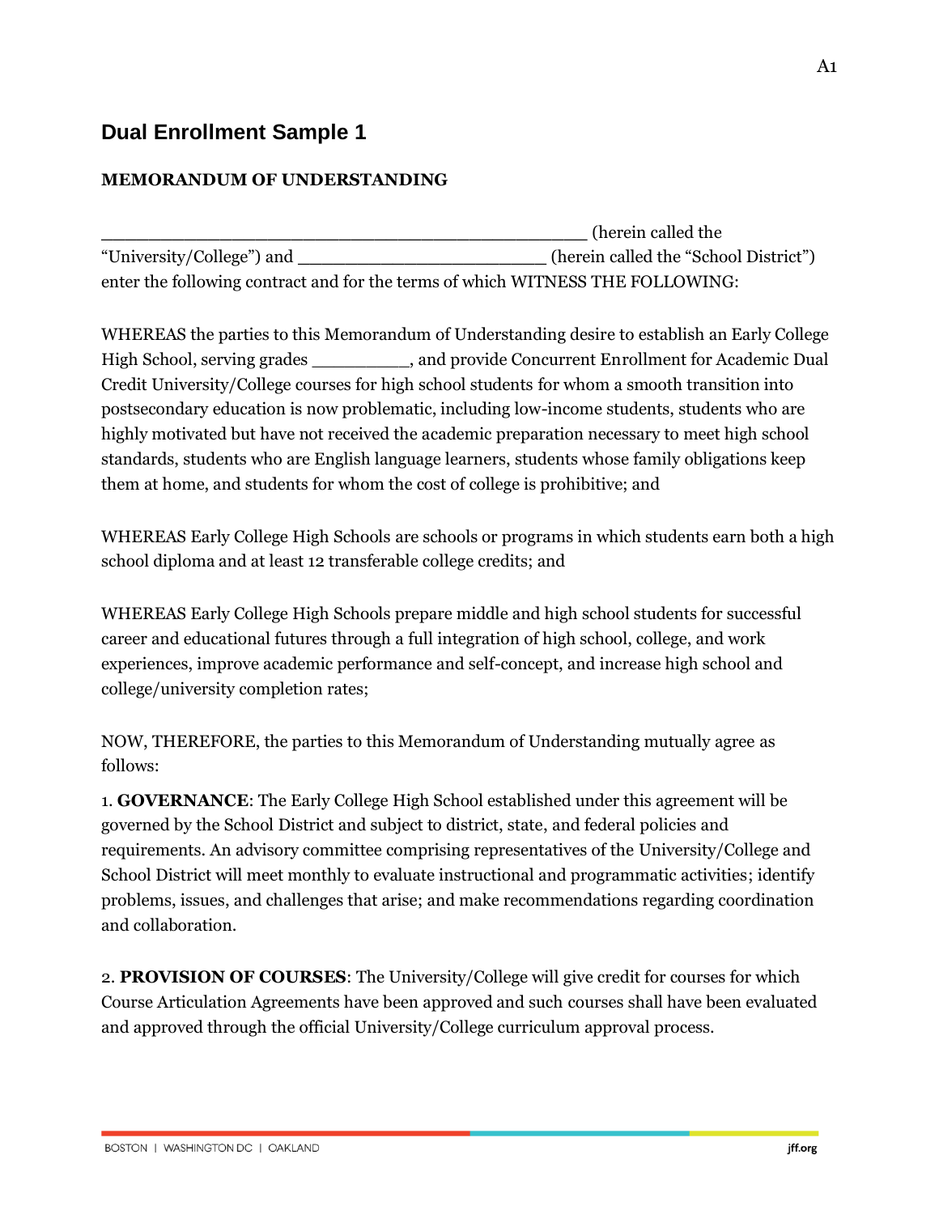## Dual Enrollment Sample 1

**MEMORANDUM OF UNDERSTANDING**

_______________________________________________ (herein called the "University/College") and ________________________ (herein called the "School District") enter the following contract and for the terms of which WITNESS THE FOLLOWING:

WHEREAS the parties to this Memorandum of Understanding desire to establish an Early College High School, serving grades _________, and provide Concurrent Enrollment for Academic Dual Credit University/College courses for high school students for whom a smooth transition into postsecondary education is now problematic, including low-income students, students who are highly motivated but have not received the academic preparation necessary to meet high school standards, students who are English language learners, students whose family obligations keep them at home, and students for whom the cost of college is prohibitive; and

WHEREAS Early College High Schools are schools or programs in which students earn both a high school diploma and at least 12 transferable college credits; and

WHEREAS Early College High Schools prepare middle and high school students for successful career and educational futures through a full integration of high school, college, and work experiences, improve academic performance and self-concept, and increase high school and college/university completion rates;

NOW, THEREFORE, the parties to this Memorandum of Understanding mutually agree as follows:

1. **GOVERNANCE**: The Early College High School established under this agreement will be governed by the School District and subject to district, state, and federal policies and requirements. An advisory committee comprising representatives of the University/College and School District will meet monthly to evaluate instructional and programmatic activities; identify problems, issues, and challenges that arise; and make recommendations regarding coordination and collaboration.

2. **PROVISION OF COURSES**: The University/College will give credit for courses for which Course Articulation Agreements have been approved and such courses shall have been evaluated and approved through the official University/College curriculum approval process.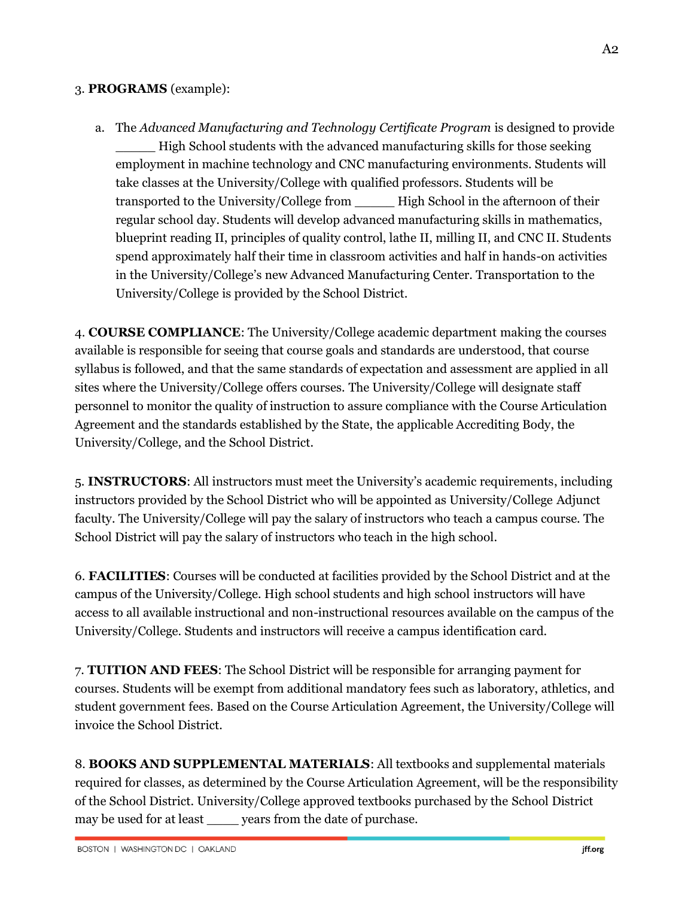3. **PROGRAMS** (example):

   a. The *Advanced Manufacturing and Technology Certificate Program* is designed to provide _____ High School students with the advanced manufacturing skills for those seeking employment in machine technology and CNC manufacturing environments. Students will take classes at the University/College with qualified professors. Students will be transported to the University/College from _____ High School in the afternoon of their regular school day. Students will develop advanced manufacturing skills in mathematics, blueprint reading II, principles of quality control, lathe II, milling II, and CNC II. Students spend approximately half their time in classroom activities and half in hands-on activities in the University/College's new Advanced Manufacturing Center. Transportation to the University/College is provided by the School District.

4. **COURSE COMPLIANCE**: The University/College academic department making the courses available is responsible for seeing that course goals and standards are understood, that course syllabus is followed, and that the same standards of expectation and assessment are applied in all sites where the University/College offers courses. The University/College will designate staff personnel to monitor the quality of instruction to assure compliance with the Course Articulation Agreement and the standards established by the State, the applicable Accrediting Body, the University/College, and the School District.

5. **INSTRUCTORS**: All instructors must meet the University's academic requirements, including instructors provided by the School District who will be appointed as University/College Adjunct faculty. The University/College will pay the salary of instructors who teach a campus course. The School District will pay the salary of instructors who teach in the high school.

6. **FACILITIES**: Courses will be conducted at facilities provided by the School District and at the campus of the University/College. High school students and high school instructors will have access to all available instructional and non-instructional resources available on the campus of the University/College. Students and instructors will receive a campus identification card.

7. **TUITION AND FEES**: The School District will be responsible for arranging payment for courses. Students will be exempt from additional mandatory fees such as laboratory, athletics, and student government fees. Based on the Course Articulation Agreement, the University/College will invoice the School District.

8. **BOOKS AND SUPPLEMENTAL MATERIALS**: All textbooks and supplemental materials required for classes, as determined by the Course Articulation Agreement, will be the responsibility of the School District. University/College approved textbooks purchased by the School District may be used for at least ____ years from the date of purchase.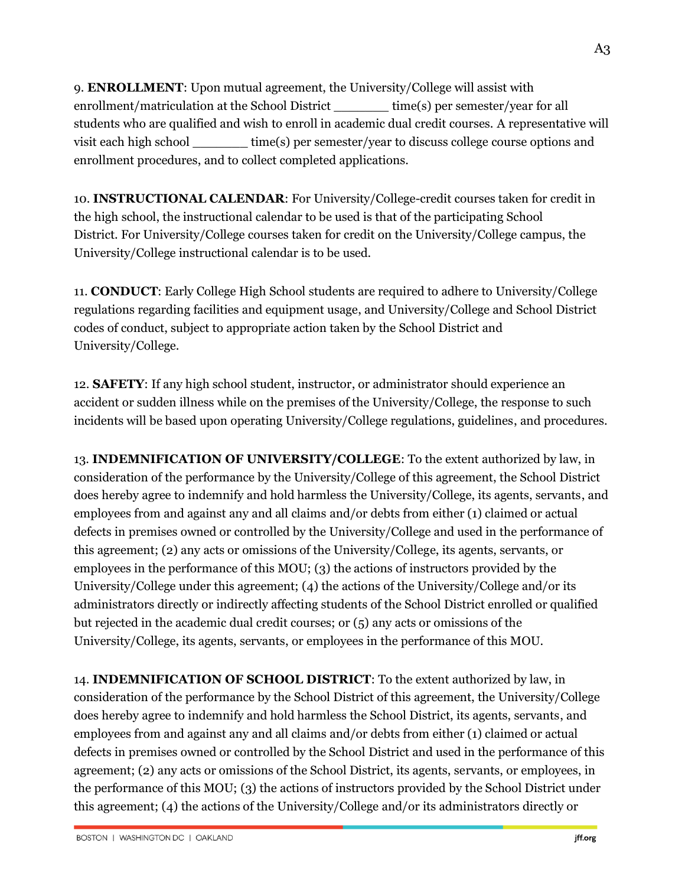9. **ENROLLMENT**: Upon mutual agreement, the University/College will assist with enrollment/matriculation at the School District _______ time(s) per semester/year for all students who are qualified and wish to enroll in academic dual credit courses. A representative will visit each high school _______ time(s) per semester/year to discuss college course options and enrollment procedures, and to collect completed applications.

10. **INSTRUCTIONAL CALENDAR**: For University/College-credit courses taken for credit in the high school, the instructional calendar to be used is that of the participating School District. For University/College courses taken for credit on the University/College campus, the University/College instructional calendar is to be used.

11. **CONDUCT**: Early College High School students are required to adhere to University/College regulations regarding facilities and equipment usage, and University/College and School District codes of conduct, subject to appropriate action taken by the School District and University/College.

12. **SAFETY**: If any high school student, instructor, or administrator should experience an accident or sudden illness while on the premises of the University/College, the response to such incidents will be based upon operating University/College regulations, guidelines, and procedures.

13. **INDEMNIFICATION OF UNIVERSITY/COLLEGE**: To the extent authorized by law, in consideration of the performance by the University/College of this agreement, the School District does hereby agree to indemnify and hold harmless the University/College, its agents, servants, and employees from and against any and all claims and/or debts from either (1) claimed or actual defects in premises owned or controlled by the University/College and used in the performance of this agreement; (2) any acts or omissions of the University/College, its agents, servants, or employees in the performance of this MOU; (3) the actions of instructors provided by the University/College under this agreement; (4) the actions of the University/College and/or its administrators directly or indirectly affecting students of the School District enrolled or qualified but rejected in the academic dual credit courses; or (5) any acts or omissions of the University/College, its agents, servants, or employees in the performance of this MOU.

14. **INDEMNIFICATION OF SCHOOL DISTRICT**: To the extent authorized by law, in consideration of the performance by the School District of this agreement, the University/College does hereby agree to indemnify and hold harmless the School District, its agents, servants, and employees from and against any and all claims and/or debts from either (1) claimed or actual defects in premises owned or controlled by the School District and used in the performance of this agreement; (2) any acts or omissions of the School District, its agents, servants, or employees, in the performance of this MOU; (3) the actions of instructors provided by the School District under this agreement; (4) the actions of the University/College and/or its administrators directly or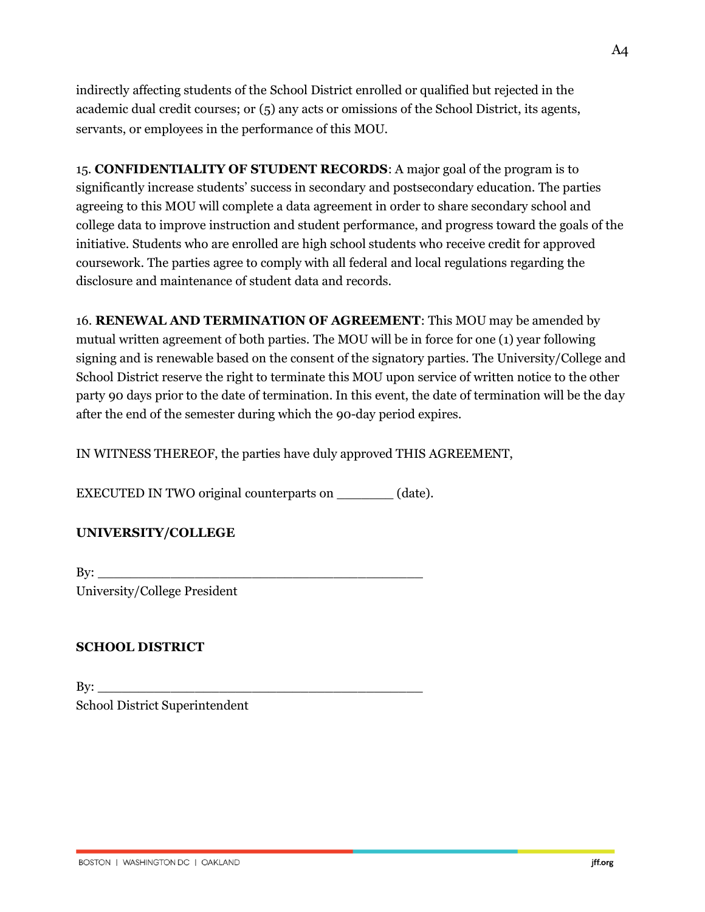indirectly affecting students of the School District enrolled or qualified but rejected in the academic dual credit courses; or (5) any acts or omissions of the School District, its agents, servants, or employees in the performance of this MOU.

15. **CONFIDENTIALITY OF STUDENT RECORDS**: A major goal of the program is to significantly increase students' success in secondary and postsecondary education. The parties agreeing to this MOU will complete a data agreement in order to share secondary school and college data to improve instruction and student performance, and progress toward the goals of the initiative. Students who are enrolled are high school students who receive credit for approved coursework. The parties agree to comply with all federal and local regulations regarding the disclosure and maintenance of student data and records.

16. **RENEWAL AND TERMINATION OF AGREEMENT**: This MOU may be amended by mutual written agreement of both parties. The MOU will be in force for one (1) year following signing and is renewable based on the consent of the signatory parties. The University/College and School District reserve the right to terminate this MOU upon service of written notice to the other party 90 days prior to the date of termination. In this event, the date of termination will be the day after the end of the semester during which the 90-day period expires.

IN WITNESS THEREOF, the parties have duly approved THIS AGREEMENT,

EXECUTED IN TWO original counterparts on _______ (date).

**UNIVERSITY/COLLEGE**

By: ________________________________________
University/College President

**SCHOOL DISTRICT**

By: ________________________________________
School District Superintendent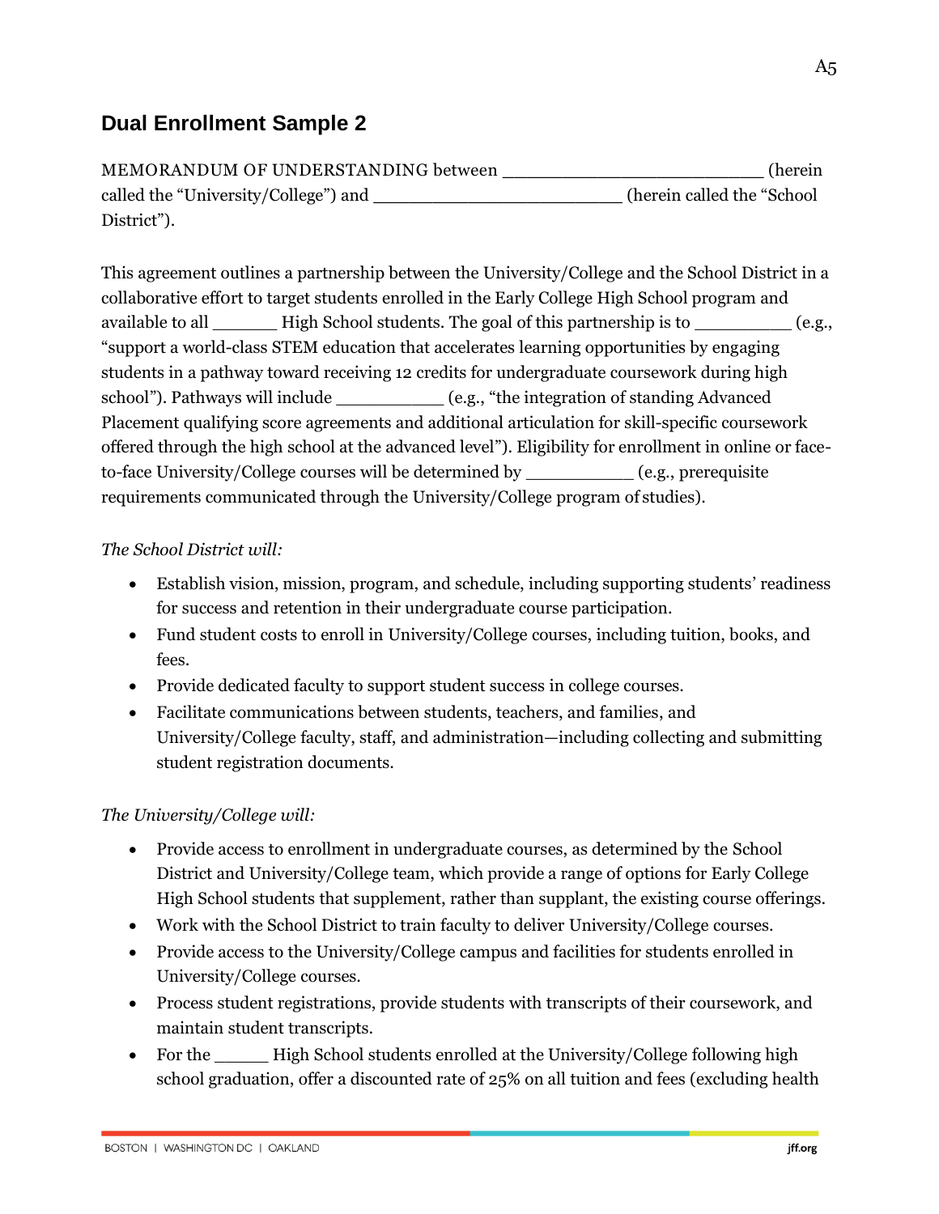## Dual Enrollment Sample 2

MEMORANDUM OF UNDERSTANDING between ________________________ (herein called the "University/College") and _______________________ (herein called the "School District").

This agreement outlines a partnership between the University/College and the School District in a collaborative effort to target students enrolled in the Early College High School program and available to all ______ High School students. The goal of this partnership is to _________ (e.g., "support a world-class STEM education that accelerates learning opportunities by engaging students in a pathway toward receiving 12 credits for undergraduate coursework during high school"). Pathways will include __________ (e.g., "the integration of standing Advanced Placement qualifying score agreements and additional articulation for skill-specific coursework offered through the high school at the advanced level"). Eligibility for enrollment in online or face-to-face University/College courses will be determined by __________ (e.g., prerequisite requirements communicated through the University/College program of studies).

*The School District will:*

- Establish vision, mission, program, and schedule, including supporting students' readiness for success and retention in their undergraduate course participation.
- Fund student costs to enroll in University/College courses, including tuition, books, and fees.
- Provide dedicated faculty to support student success in college courses.
- Facilitate communications between students, teachers, and families, and University/College faculty, staff, and administration—including collecting and submitting student registration documents.

*The University/College will:*

- Provide access to enrollment in undergraduate courses, as determined by the School District and University/College team, which provide a range of options for Early College High School students that supplement, rather than supplant, the existing course offerings.
- Work with the School District to train faculty to deliver University/College courses.
- Provide access to the University/College campus and facilities for students enrolled in University/College courses.
- Process student registrations, provide students with transcripts of their coursework, and maintain student transcripts.
- For the _____ High School students enrolled at the University/College following high school graduation, offer a discounted rate of 25% on all tuition and fees (excluding health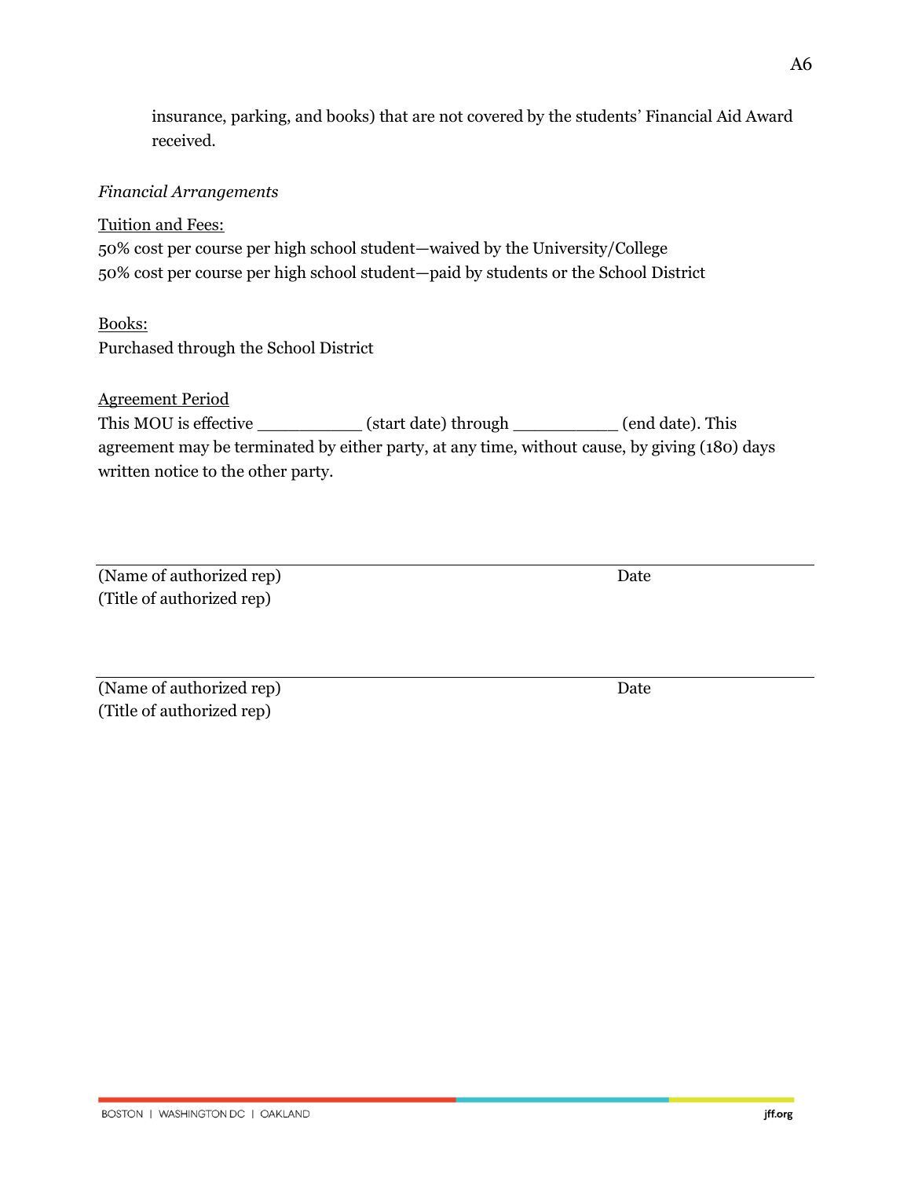insurance, parking, and books) that are not covered by the students' Financial Aid Award received.

*Financial Arrangements*

Tuition and Fees:
50% cost per course per high school student—waived by the University/College
50% cost per course per high school student—paid by students or the School District

Books:
Purchased through the School District

Agreement Period
This MOU is effective __________ (start date) through __________ (end date). This agreement may be terminated by either party, at any time, without cause, by giving (180) days written notice to the other party.

______________________________________________________________

(Name of authorized rep) Date
(Title of authorized rep)

______________________________________________________________

(Name of authorized rep) Date
(Title of authorized rep)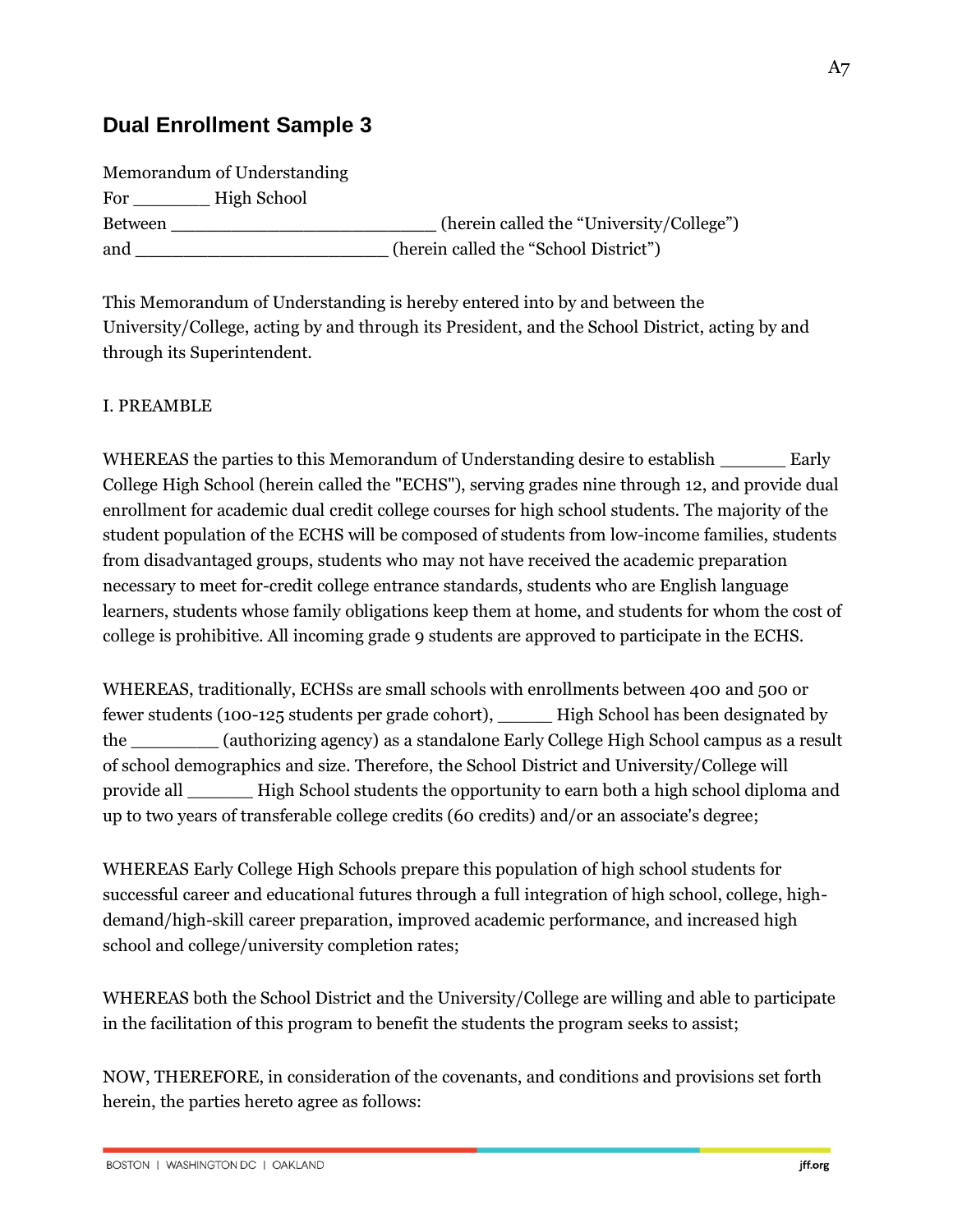## Dual Enrollment Sample 3

Memorandum of Understanding
For ________ High School
Between __________________________ (herein called the "University/College")
and ________________________ (herein called the "School District")

This Memorandum of Understanding is hereby entered into by and between the University/College, acting by and through its President, and the School District, acting by and through its Superintendent.

I. PREAMBLE

WHEREAS the parties to this Memorandum of Understanding desire to establish ______ Early College High School (herein called the "ECHS"), serving grades nine through 12, and provide dual enrollment for academic dual credit college courses for high school students. The majority of the student population of the ECHS will be composed of students from low-income families, students from disadvantaged groups, students who may not have received the academic preparation necessary to meet for-credit college entrance standards, students who are English language learners, students whose family obligations keep them at home, and students for whom the cost of college is prohibitive. All incoming grade 9 students are approved to participate in the ECHS.

WHEREAS, traditionally, ECHSs are small schools with enrollments between 400 and 500 or fewer students (100-125 students per grade cohort), _____ High School has been designated by the ________ (authorizing agency) as a standalone Early College High School campus as a result of school demographics and size. Therefore, the School District and University/College will provide all ______ High School students the opportunity to earn both a high school diploma and up to two years of transferable college credits (60 credits) and/or an associate's degree;

WHEREAS Early College High Schools prepare this population of high school students for successful career and educational futures through a full integration of high school, college, high-demand/high-skill career preparation, improved academic performance, and increased high school and college/university completion rates;

WHEREAS both the School District and the University/College are willing and able to participate in the facilitation of this program to benefit the students the program seeks to assist;

NOW, THEREFORE, in consideration of the covenants, and conditions and provisions set forth herein, the parties hereto agree as follows: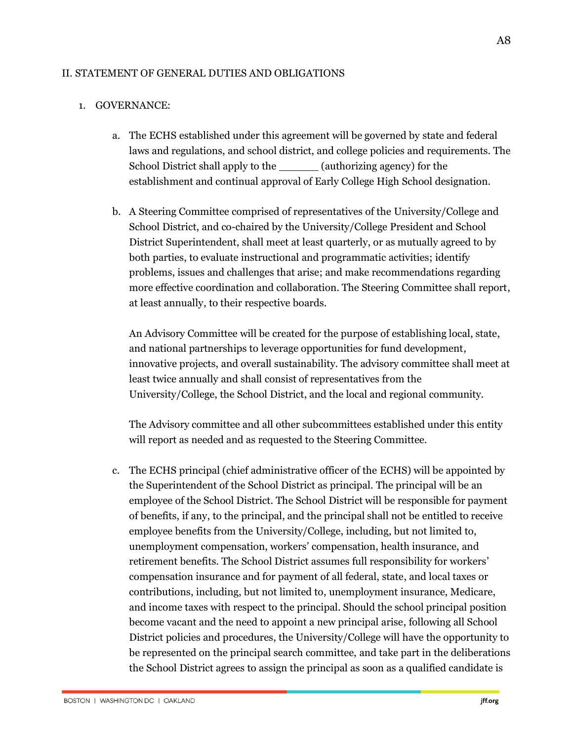## II. STATEMENT OF GENERAL DUTIES AND OBLIGATIONS

1. GOVERNANCE:

   a. The ECHS established under this agreement will be governed by state and federal laws and regulations, and school district, and college policies and requirements. The School District shall apply to the ______ (authorizing agency) for the establishment and continual approval of Early College High School designation.

   b. A Steering Committee comprised of representatives of the University/College and School District, and co-chaired by the University/College President and School District Superintendent, shall meet at least quarterly, or as mutually agreed to by both parties, to evaluate instructional and programmatic activities; identify problems, issues and challenges that arise; and make recommendations regarding more effective coordination and collaboration. The Steering Committee shall report, at least annually, to their respective boards.

      An Advisory Committee will be created for the purpose of establishing local, state, and national partnerships to leverage opportunities for fund development, innovative projects, and overall sustainability. The advisory committee shall meet at least twice annually and shall consist of representatives from the University/College, the School District, and the local and regional community.

      The Advisory committee and all other subcommittees established under this entity will report as needed and as requested to the Steering Committee.

   c. The ECHS principal (chief administrative officer of the ECHS) will be appointed by the Superintendent of the School District as principal. The principal will be an employee of the School District. The School District will be responsible for payment of benefits, if any, to the principal, and the principal shall not be entitled to receive employee benefits from the University/College, including, but not limited to, unemployment compensation, workers' compensation, health insurance, and retirement benefits. The School District assumes full responsibility for workers' compensation insurance and for payment of all federal, state, and local taxes or contributions, including, but not limited to, unemployment insurance, Medicare, and income taxes with respect to the principal. Should the school principal position become vacant and the need to appoint a new principal arise, following all School District policies and procedures, the University/College will have the opportunity to be represented on the principal search committee, and take part in the deliberations the School District agrees to assign the principal as soon as a qualified candidate is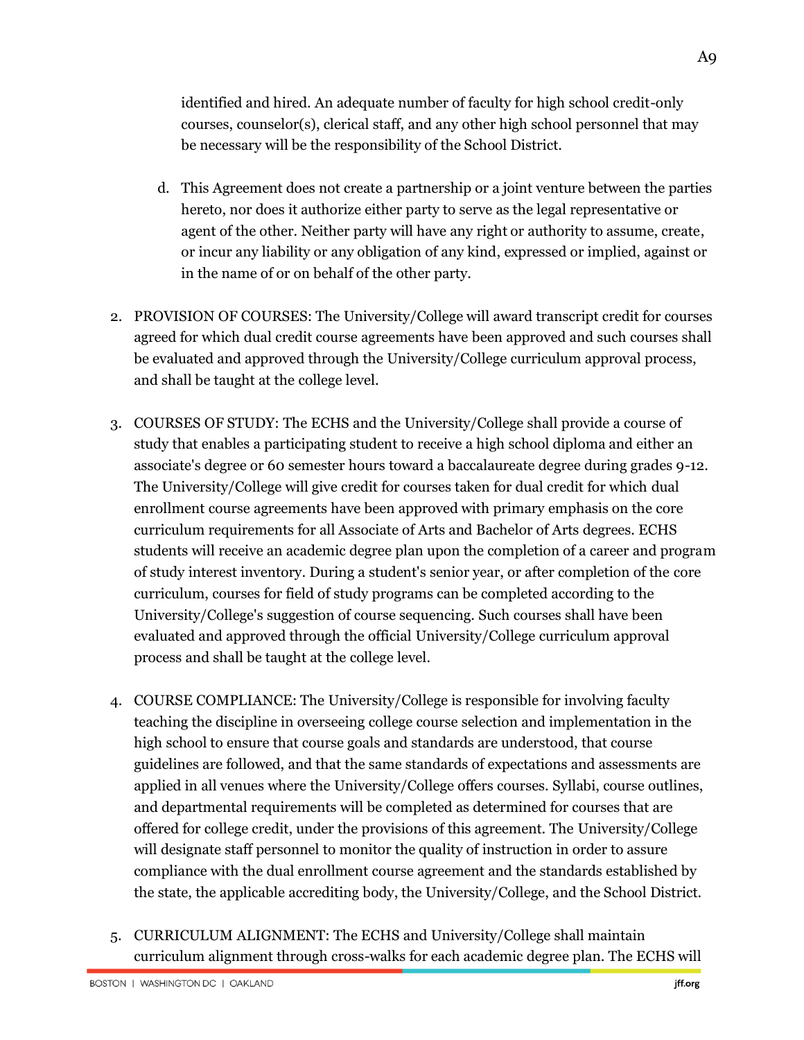identified and hired. An adequate number of faculty for high school credit-only courses, counselor(s), clerical staff, and any other high school personnel that may be necessary will be the responsibility of the School District.

   d. This Agreement does not create a partnership or a joint venture between the parties hereto, nor does it authorize either party to serve as the legal representative or agent of the other. Neither party will have any right or authority to assume, create, or incur any liability or any obligation of any kind, expressed or implied, against or in the name of or on behalf of the other party.

2. PROVISION OF COURSES: The University/College will award transcript credit for courses agreed for which dual credit course agreements have been approved and such courses shall be evaluated and approved through the University/College curriculum approval process, and shall be taught at the college level.

3. COURSES OF STUDY: The ECHS and the University/College shall provide a course of study that enables a participating student to receive a high school diploma and either an associate's degree or 60 semester hours toward a baccalaureate degree during grades 9-12. The University/College will give credit for courses taken for dual credit for which dual enrollment course agreements have been approved with primary emphasis on the core curriculum requirements for all Associate of Arts and Bachelor of Arts degrees. ECHS students will receive an academic degree plan upon the completion of a career and program of study interest inventory. During a student's senior year, or after completion of the core curriculum, courses for field of study programs can be completed according to the University/College's suggestion of course sequencing. Such courses shall have been evaluated and approved through the official University/College curriculum approval process and shall be taught at the college level.

4. COURSE COMPLIANCE: The University/College is responsible for involving faculty teaching the discipline in overseeing college course selection and implementation in the high school to ensure that course goals and standards are understood, that course guidelines are followed, and that the same standards of expectations and assessments are applied in all venues where the University/College offers courses. Syllabi, course outlines, and departmental requirements will be completed as determined for courses that are offered for college credit, under the provisions of this agreement. The University/College will designate staff personnel to monitor the quality of instruction in order to assure compliance with the dual enrollment course agreement and the standards established by the state, the applicable accrediting body, the University/College, and the School District.

5. CURRICULUM ALIGNMENT: The ECHS and University/College shall maintain curriculum alignment through cross-walks for each academic degree plan. The ECHS will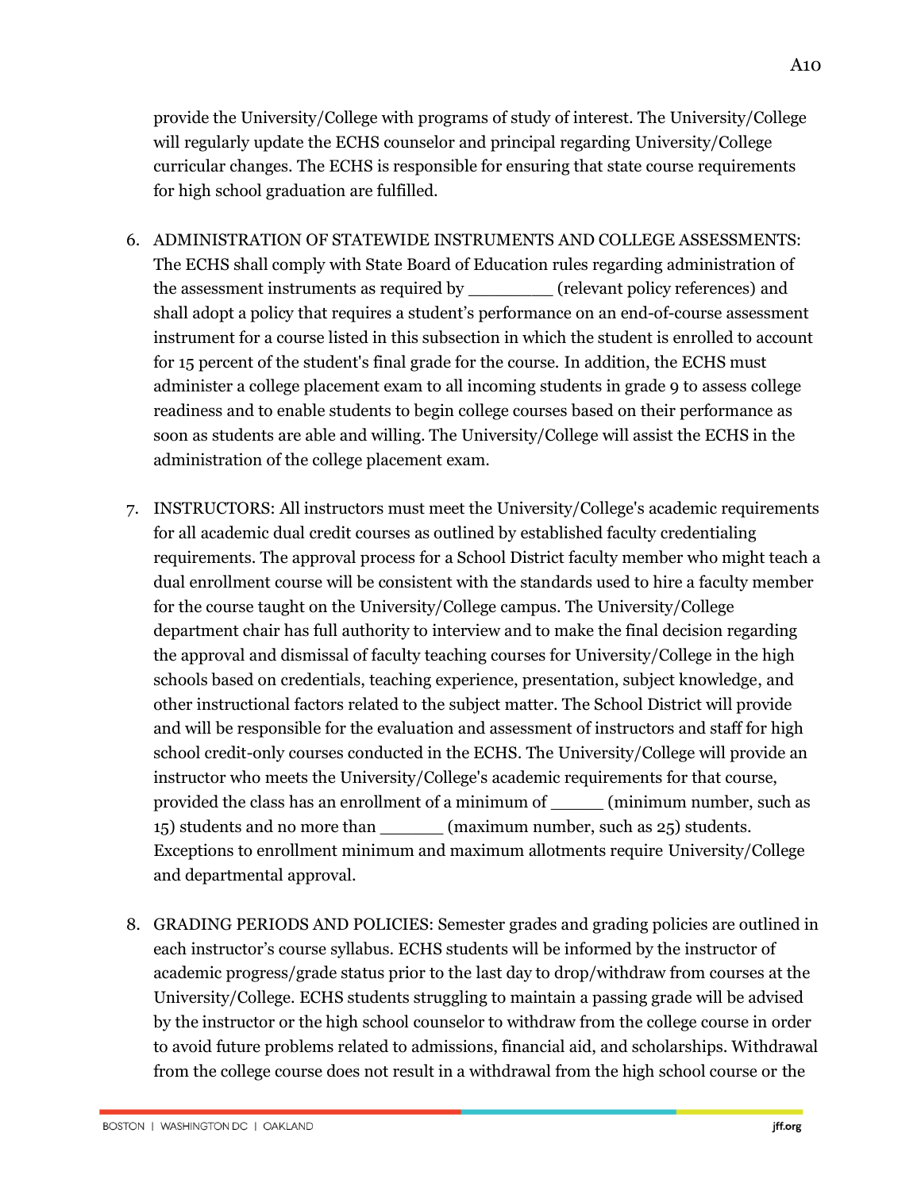provide the University/College with programs of study of interest. The University/College will regularly update the ECHS counselor and principal regarding University/College curricular changes. The ECHS is responsible for ensuring that state course requirements for high school graduation are fulfilled.

6. ADMINISTRATION OF STATEWIDE INSTRUMENTS AND COLLEGE ASSESSMENTS: The ECHS shall comply with State Board of Education rules regarding administration of the assessment instruments as required by ________ (relevant policy references) and shall adopt a policy that requires a student's performance on an end-of-course assessment instrument for a course listed in this subsection in which the student is enrolled to account for 15 percent of the student's final grade for the course. In addition, the ECHS must administer a college placement exam to all incoming students in grade 9 to assess college readiness and to enable students to begin college courses based on their performance as soon as students are able and willing. The University/College will assist the ECHS in the administration of the college placement exam.

7. INSTRUCTORS: All instructors must meet the University/College's academic requirements for all academic dual credit courses as outlined by established faculty credentialing requirements. The approval process for a School District faculty member who might teach a dual enrollment course will be consistent with the standards used to hire a faculty member for the course taught on the University/College campus. The University/College department chair has full authority to interview and to make the final decision regarding the approval and dismissal of faculty teaching courses for University/College in the high schools based on credentials, teaching experience, presentation, subject knowledge, and other instructional factors related to the subject matter. The School District will provide and will be responsible for the evaluation and assessment of instructors and staff for high school credit-only courses conducted in the ECHS. The University/College will provide an instructor who meets the University/College's academic requirements for that course, provided the class has an enrollment of a minimum of _____ (minimum number, such as 15) students and no more than ______ (maximum number, such as 25) students. Exceptions to enrollment minimum and maximum allotments require University/College and departmental approval.

8. GRADING PERIODS AND POLICIES: Semester grades and grading policies are outlined in each instructor's course syllabus. ECHS students will be informed by the instructor of academic progress/grade status prior to the last day to drop/withdraw from courses at the University/College. ECHS students struggling to maintain a passing grade will be advised by the instructor or the high school counselor to withdraw from the college course in order to avoid future problems related to admissions, financial aid, and scholarships. Withdrawal from the college course does not result in a withdrawal from the high school course or the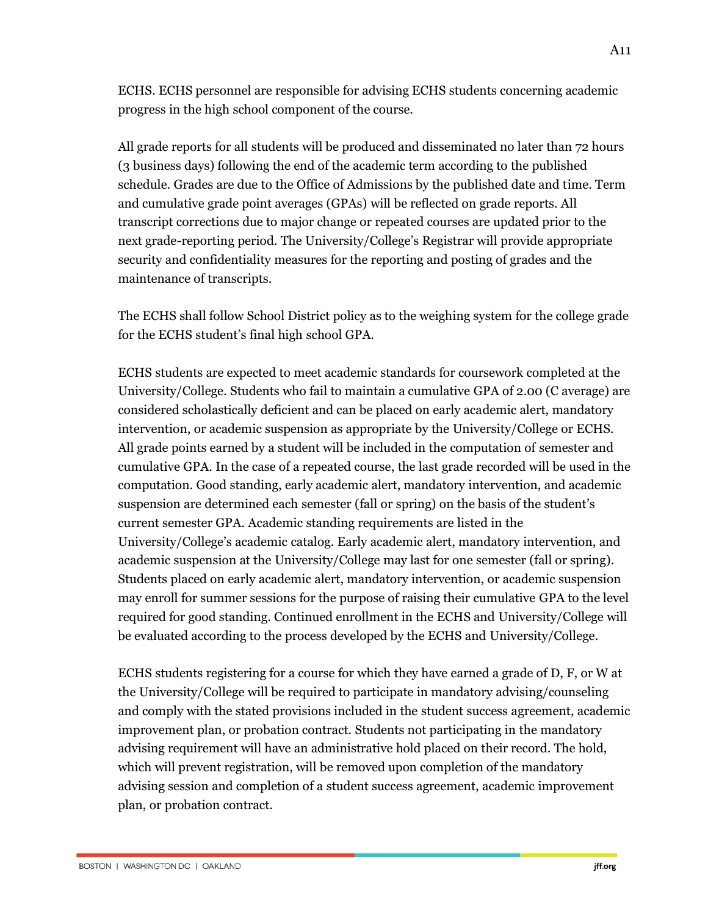ECHS. ECHS personnel are responsible for advising ECHS students concerning academic progress in the high school component of the course.

All grade reports for all students will be produced and disseminated no later than 72 hours (3 business days) following the end of the academic term according to the published schedule. Grades are due to the Office of Admissions by the published date and time. Term and cumulative grade point averages (GPAs) will be reflected on grade reports. All transcript corrections due to major change or repeated courses are updated prior to the next grade-reporting period. The University/College's Registrar will provide appropriate security and confidentiality measures for the reporting and posting of grades and the maintenance of transcripts.

The ECHS shall follow School District policy as to the weighing system for the college grade for the ECHS student's final high school GPA.

ECHS students are expected to meet academic standards for coursework completed at the University/College. Students who fail to maintain a cumulative GPA of 2.00 (C average) are considered scholastically deficient and can be placed on early academic alert, mandatory intervention, or academic suspension as appropriate by the University/College or ECHS. All grade points earned by a student will be included in the computation of semester and cumulative GPA. In the case of a repeated course, the last grade recorded will be used in the computation. Good standing, early academic alert, mandatory intervention, and academic suspension are determined each semester (fall or spring) on the basis of the student's current semester GPA. Academic standing requirements are listed in the University/College's academic catalog. Early academic alert, mandatory intervention, and academic suspension at the University/College may last for one semester (fall or spring). Students placed on early academic alert, mandatory intervention, or academic suspension may enroll for summer sessions for the purpose of raising their cumulative GPA to the level required for good standing. Continued enrollment in the ECHS and University/College will be evaluated according to the process developed by the ECHS and University/College.

ECHS students registering for a course for which they have earned a grade of D, F, or W at the University/College will be required to participate in mandatory advising/counseling and comply with the stated provisions included in the student success agreement, academic improvement plan, or probation contract. Students not participating in the mandatory advising requirement will have an administrative hold placed on their record. The hold, which will prevent registration, will be removed upon completion of the mandatory advising session and completion of a student success agreement, academic improvement plan, or probation contract.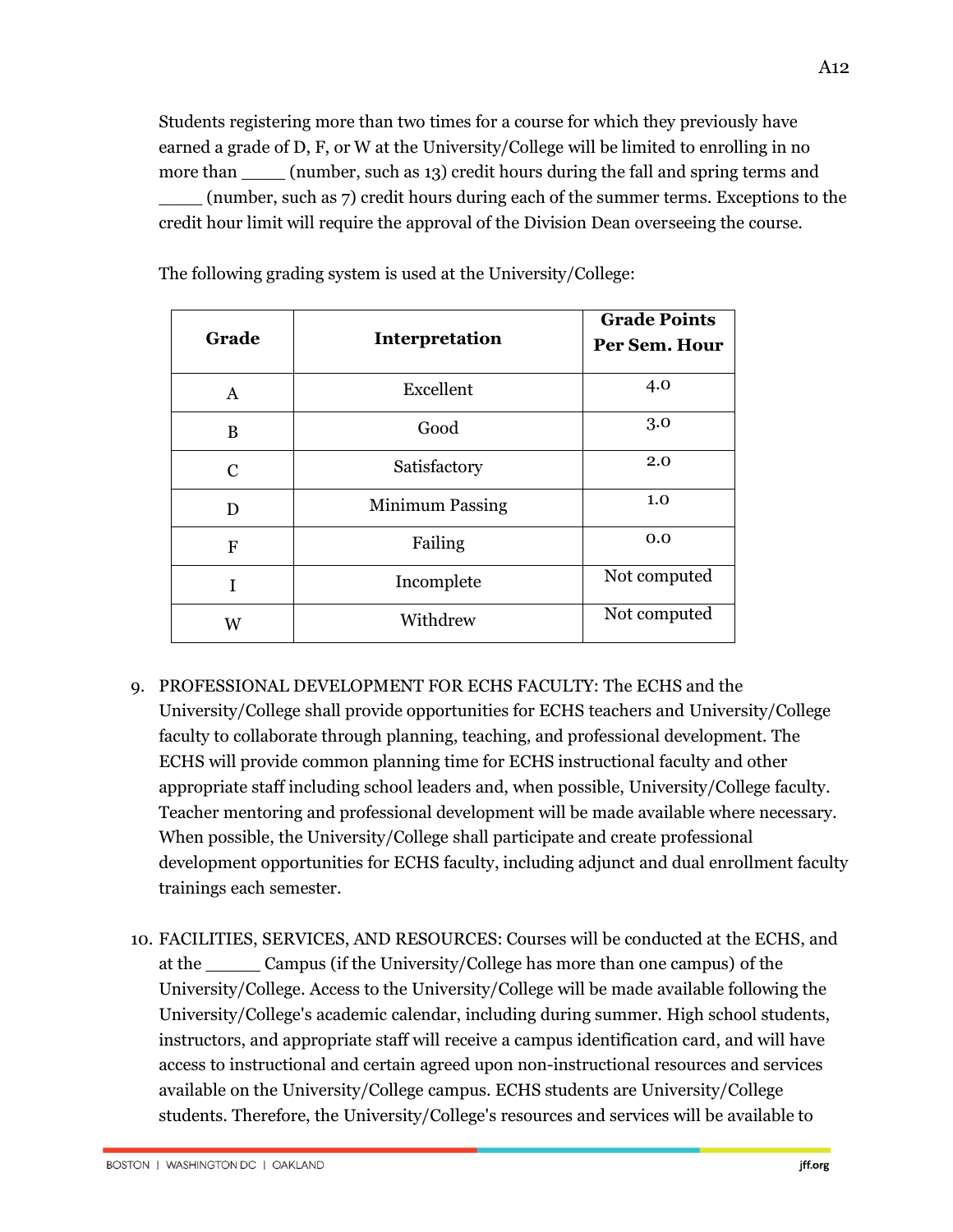Students registering more than two times for a course for which they previously have earned a grade of D, F, or W at the University/College will be limited to enrolling in no more than ____ (number, such as 13) credit hours during the fall and spring terms and ____ (number, such as 7) credit hours during each of the summer terms. Exceptions to the credit hour limit will require the approval of the Division Dean overseeing the course.

The following grading system is used at the University/College:

| Grade | Interpretation | Grade Points Per Sem. Hour |
|---|---|---|
| A | Excellent | 4.0 |
| B | Good | 3.0 |
| C | Satisfactory | 2.0 |
| D | Minimum Passing | 1.0 |
| F | Failing | 0.0 |
| I | Incomplete | Not computed |
| W | Withdrew | Not computed |

9. PROFESSIONAL DEVELOPMENT FOR ECHS FACULTY: The ECHS and the University/College shall provide opportunities for ECHS teachers and University/College faculty to collaborate through planning, teaching, and professional development. The ECHS will provide common planning time for ECHS instructional faculty and other appropriate staff including school leaders and, when possible, University/College faculty. Teacher mentoring and professional development will be made available where necessary. When possible, the University/College shall participate and create professional development opportunities for ECHS faculty, including adjunct and dual enrollment faculty trainings each semester.

10. FACILITIES, SERVICES, AND RESOURCES: Courses will be conducted at the ECHS, and at the _____ Campus (if the University/College has more than one campus) of the University/College. Access to the University/College will be made available following the University/College's academic calendar, including during summer. High school students, instructors, and appropriate staff will receive a campus identification card, and will have access to instructional and certain agreed upon non-instructional resources and services available on the University/College campus. ECHS students are University/College students. Therefore, the University/College's resources and services will be available to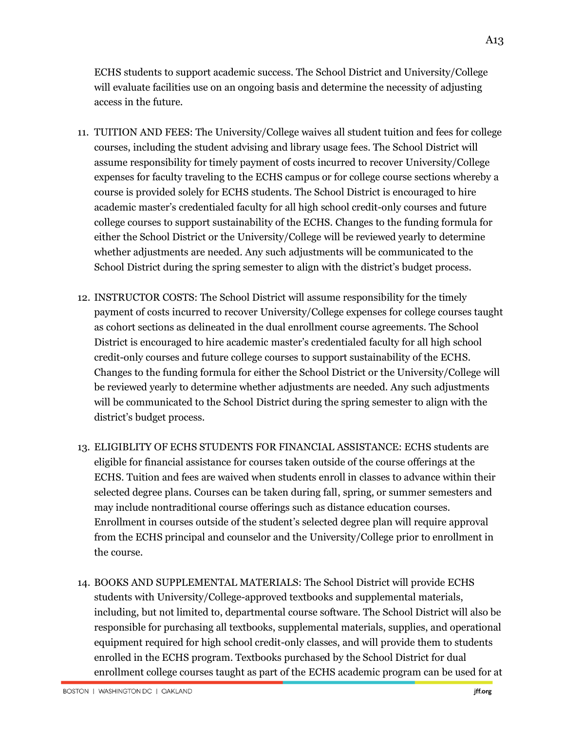ECHS students to support academic success. The School District and University/College will evaluate facilities use on an ongoing basis and determine the necessity of adjusting access in the future.

11. TUITION AND FEES: The University/College waives all student tuition and fees for college courses, including the student advising and library usage fees. The School District will assume responsibility for timely payment of costs incurred to recover University/College expenses for faculty traveling to the ECHS campus or for college course sections whereby a course is provided solely for ECHS students. The School District is encouraged to hire academic master's credentialed faculty for all high school credit-only courses and future college courses to support sustainability of the ECHS. Changes to the funding formula for either the School District or the University/College will be reviewed yearly to determine whether adjustments are needed. Any such adjustments will be communicated to the School District during the spring semester to align with the district's budget process.

12. INSTRUCTOR COSTS: The School District will assume responsibility for the timely payment of costs incurred to recover University/College expenses for college courses taught as cohort sections as delineated in the dual enrollment course agreements. The School District is encouraged to hire academic master's credentialed faculty for all high school credit-only courses and future college courses to support sustainability of the ECHS. Changes to the funding formula for either the School District or the University/College will be reviewed yearly to determine whether adjustments are needed. Any such adjustments will be communicated to the School District during the spring semester to align with the district's budget process.

13. ELIGIBLITY OF ECHS STUDENTS FOR FINANCIAL ASSISTANCE: ECHS students are eligible for financial assistance for courses taken outside of the course offerings at the ECHS. Tuition and fees are waived when students enroll in classes to advance within their selected degree plans. Courses can be taken during fall, spring, or summer semesters and may include nontraditional course offerings such as distance education courses. Enrollment in courses outside of the student's selected degree plan will require approval from the ECHS principal and counselor and the University/College prior to enrollment in the course.

14. BOOKS AND SUPPLEMENTAL MATERIALS: The School District will provide ECHS students with University/College-approved textbooks and supplemental materials, including, but not limited to, departmental course software. The School District will also be responsible for purchasing all textbooks, supplemental materials, supplies, and operational equipment required for high school credit-only classes, and will provide them to students enrolled in the ECHS program. Textbooks purchased by the School District for dual enrollment college courses taught as part of the ECHS academic program can be used for at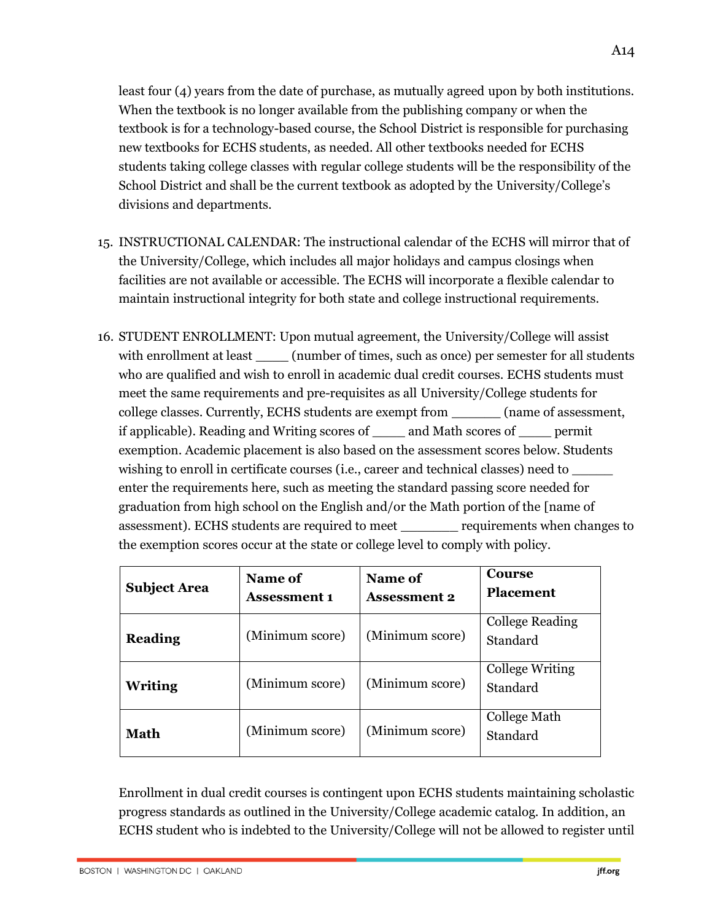least four (4) years from the date of purchase, as mutually agreed upon by both institutions. When the textbook is no longer available from the publishing company or when the textbook is for a technology-based course, the School District is responsible for purchasing new textbooks for ECHS students, as needed. All other textbooks needed for ECHS students taking college classes with regular college students will be the responsibility of the School District and shall be the current textbook as adopted by the University/College's divisions and departments.

15. INSTRUCTIONAL CALENDAR: The instructional calendar of the ECHS will mirror that of the University/College, which includes all major holidays and campus closings when facilities are not available or accessible. The ECHS will incorporate a flexible calendar to maintain instructional integrity for both state and college instructional requirements.

16. STUDENT ENROLLMENT: Upon mutual agreement, the University/College will assist with enrollment at least ____ (number of times, such as once) per semester for all students who are qualified and wish to enroll in academic dual credit courses. ECHS students must meet the same requirements and pre-requisites as all University/College students for college classes. Currently, ECHS students are exempt from ______ (name of assessment, if applicable). Reading and Writing scores of ____ and Math scores of ____ permit exemption. Academic placement is also based on the assessment scores below. Students wishing to enroll in certificate courses (i.e., career and technical classes) need to _____ enter the requirements here, such as meeting the standard passing score needed for graduation from high school on the English and/or the Math portion of the [name of assessment). ECHS students are required to meet _______ requirements when changes to the exemption scores occur at the state or college level to comply with policy.

| Subject Area | Name of Assessment 1 | Name of Assessment 2 | Course Placement |
|---|---|---|---|
| **Reading** | (Minimum score) | (Minimum score) | College Reading Standard |
| **Writing** | (Minimum score) | (Minimum score) | College Writing Standard |
| **Math** | (Minimum score) | (Minimum score) | College Math Standard |

Enrollment in dual credit courses is contingent upon ECHS students maintaining scholastic progress standards as outlined in the University/College academic catalog. In addition, an ECHS student who is indebted to the University/College will not be allowed to register until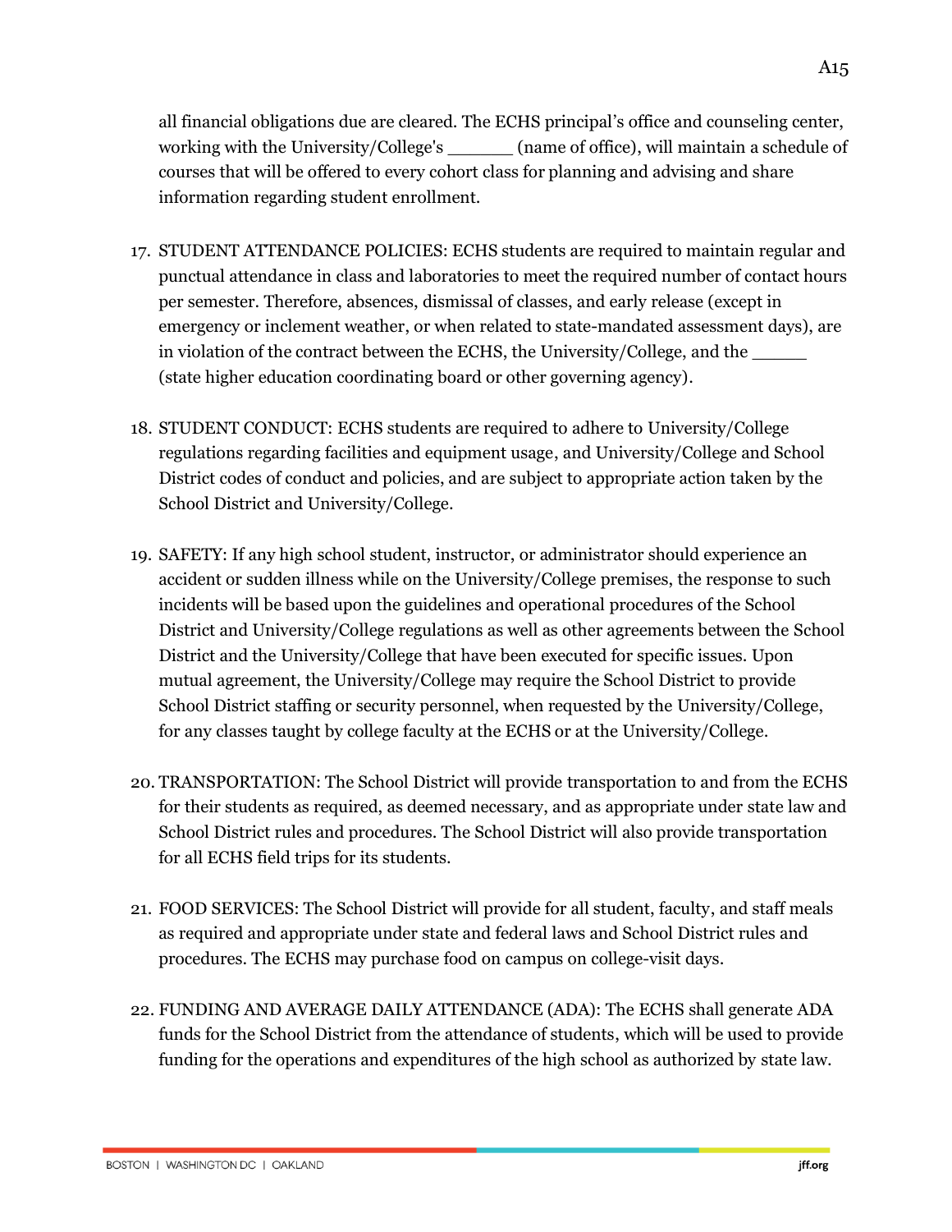all financial obligations due are cleared. The ECHS principal's office and counseling center, working with the University/College's ______ (name of office), will maintain a schedule of courses that will be offered to every cohort class for planning and advising and share information regarding student enrollment.

17. STUDENT ATTENDANCE POLICIES: ECHS students are required to maintain regular and punctual attendance in class and laboratories to meet the required number of contact hours per semester. Therefore, absences, dismissal of classes, and early release (except in emergency or inclement weather, or when related to state-mandated assessment days), are in violation of the contract between the ECHS, the University/College, and the _____ (state higher education coordinating board or other governing agency).

18. STUDENT CONDUCT: ECHS students are required to adhere to University/College regulations regarding facilities and equipment usage, and University/College and School District codes of conduct and policies, and are subject to appropriate action taken by the School District and University/College.

19. SAFETY: If any high school student, instructor, or administrator should experience an accident or sudden illness while on the University/College premises, the response to such incidents will be based upon the guidelines and operational procedures of the School District and University/College regulations as well as other agreements between the School District and the University/College that have been executed for specific issues. Upon mutual agreement, the University/College may require the School District to provide School District staffing or security personnel, when requested by the University/College, for any classes taught by college faculty at the ECHS or at the University/College.

20. TRANSPORTATION: The School District will provide transportation to and from the ECHS for their students as required, as deemed necessary, and as appropriate under state law and School District rules and procedures. The School District will also provide transportation for all ECHS field trips for its students.

21. FOOD SERVICES: The School District will provide for all student, faculty, and staff meals as required and appropriate under state and federal laws and School District rules and procedures. The ECHS may purchase food on campus on college-visit days.

22. FUNDING AND AVERAGE DAILY ATTENDANCE (ADA): The ECHS shall generate ADA funds for the School District from the attendance of students, which will be used to provide funding for the operations and expenditures of the high school as authorized by state law.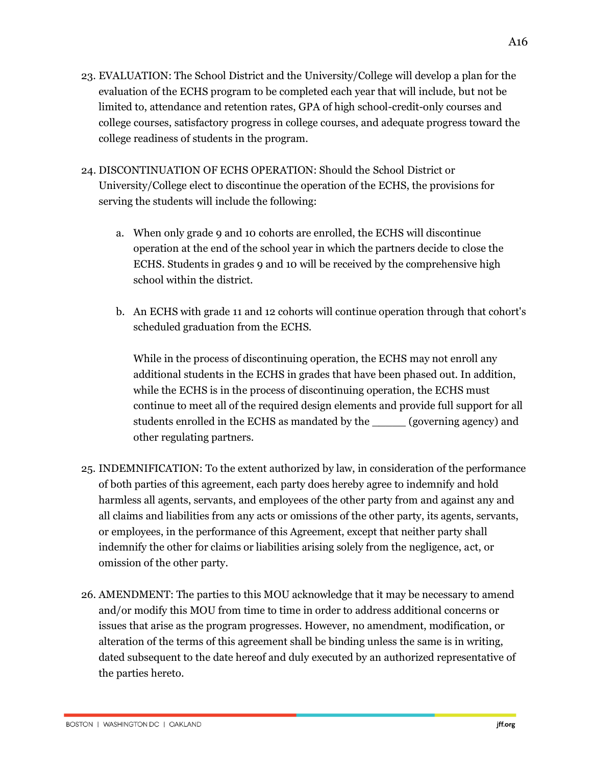23. EVALUATION: The School District and the University/College will develop a plan for the evaluation of the ECHS program to be completed each year that will include, but not be limited to, attendance and retention rates, GPA of high school-credit-only courses and college courses, satisfactory progress in college courses, and adequate progress toward the college readiness of students in the program.

24. DISCONTINUATION OF ECHS OPERATION: Should the School District or University/College elect to discontinue the operation of the ECHS, the provisions for serving the students will include the following:

    a. When only grade 9 and 10 cohorts are enrolled, the ECHS will discontinue operation at the end of the school year in which the partners decide to close the ECHS. Students in grades 9 and 10 will be received by the comprehensive high school within the district.

    b. An ECHS with grade 11 and 12 cohorts will continue operation through that cohort's scheduled graduation from the ECHS.

    While in the process of discontinuing operation, the ECHS may not enroll any additional students in the ECHS in grades that have been phased out. In addition, while the ECHS is in the process of discontinuing operation, the ECHS must continue to meet all of the required design elements and provide full support for all students enrolled in the ECHS as mandated by the _____ (governing agency) and other regulating partners.

25. INDEMNIFICATION: To the extent authorized by law, in consideration of the performance of both parties of this agreement, each party does hereby agree to indemnify and hold harmless all agents, servants, and employees of the other party from and against any and all claims and liabilities from any acts or omissions of the other party, its agents, servants, or employees, in the performance of this Agreement, except that neither party shall indemnify the other for claims or liabilities arising solely from the negligence, act, or omission of the other party.

26. AMENDMENT: The parties to this MOU acknowledge that it may be necessary to amend and/or modify this MOU from time to time in order to address additional concerns or issues that arise as the program progresses. However, no amendment, modification, or alteration of the terms of this agreement shall be binding unless the same is in writing, dated subsequent to the date hereof and duly executed by an authorized representative of the parties hereto.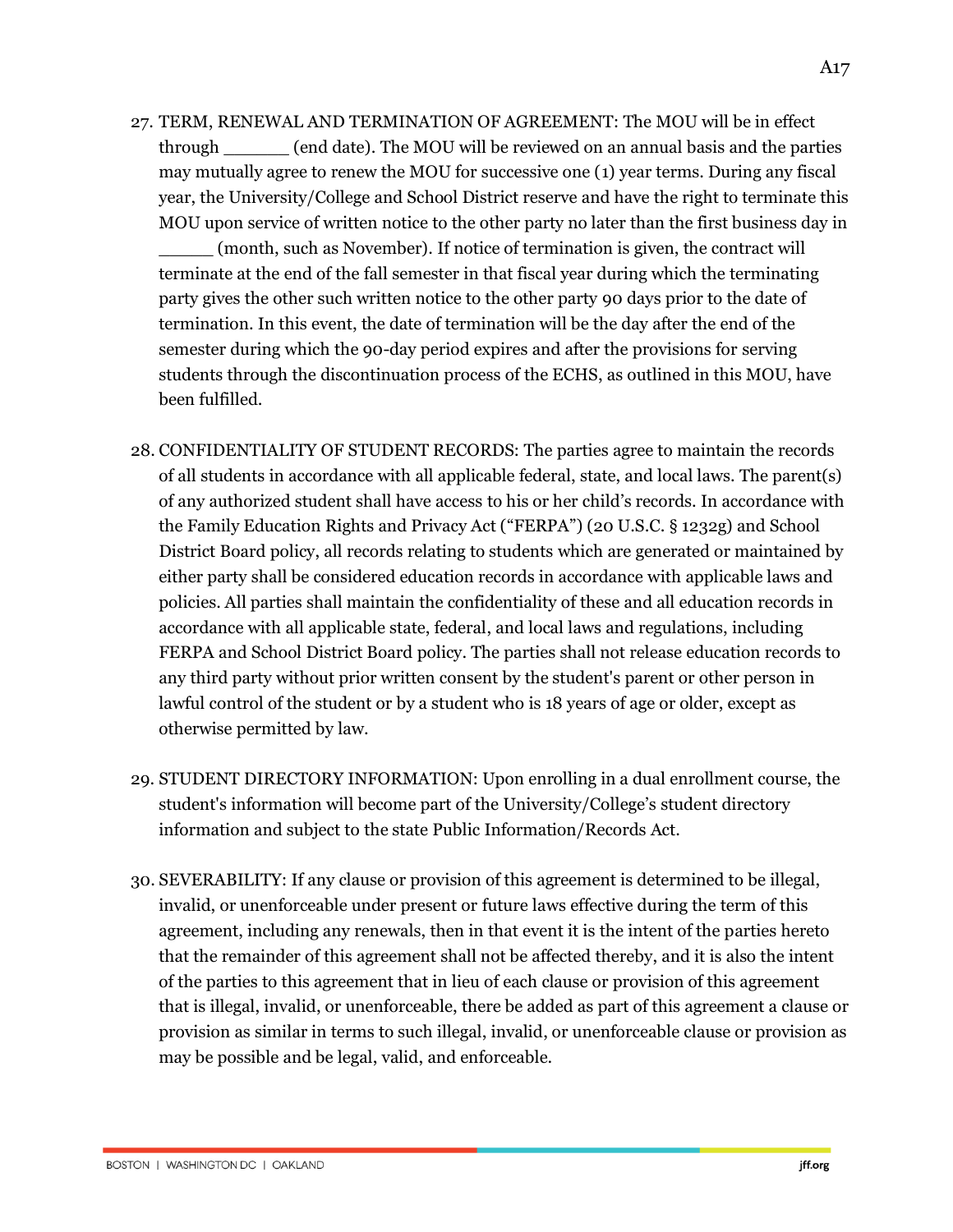27. TERM, RENEWAL AND TERMINATION OF AGREEMENT: The MOU will be in effect through ______ (end date). The MOU will be reviewed on an annual basis and the parties may mutually agree to renew the MOU for successive one (1) year terms. During any fiscal year, the University/College and School District reserve and have the right to terminate this MOU upon service of written notice to the other party no later than the first business day in _____ (month, such as November). If notice of termination is given, the contract will terminate at the end of the fall semester in that fiscal year during which the terminating party gives the other such written notice to the other party 90 days prior to the date of termination. In this event, the date of termination will be the day after the end of the semester during which the 90-day period expires and after the provisions for serving students through the discontinuation process of the ECHS, as outlined in this MOU, have been fulfilled.

28. CONFIDENTIALITY OF STUDENT RECORDS: The parties agree to maintain the records of all students in accordance with all applicable federal, state, and local laws. The parent(s) of any authorized student shall have access to his or her child's records. In accordance with the Family Education Rights and Privacy Act ("FERPA") (20 U.S.C. § 1232g) and School District Board policy, all records relating to students which are generated or maintained by either party shall be considered education records in accordance with applicable laws and policies. All parties shall maintain the confidentiality of these and all education records in accordance with all applicable state, federal, and local laws and regulations, including FERPA and School District Board policy. The parties shall not release education records to any third party without prior written consent by the student's parent or other person in lawful control of the student or by a student who is 18 years of age or older, except as otherwise permitted by law.

29. STUDENT DIRECTORY INFORMATION: Upon enrolling in a dual enrollment course, the student's information will become part of the University/College's student directory information and subject to the state Public Information/Records Act.

30. SEVERABILITY: If any clause or provision of this agreement is determined to be illegal, invalid, or unenforceable under present or future laws effective during the term of this agreement, including any renewals, then in that event it is the intent of the parties hereto that the remainder of this agreement shall not be affected thereby, and it is also the intent of the parties to this agreement that in lieu of each clause or provision of this agreement that is illegal, invalid, or unenforceable, there be added as part of this agreement a clause or provision as similar in terms to such illegal, invalid, or unenforceable clause or provision as may be possible and be legal, valid, and enforceable.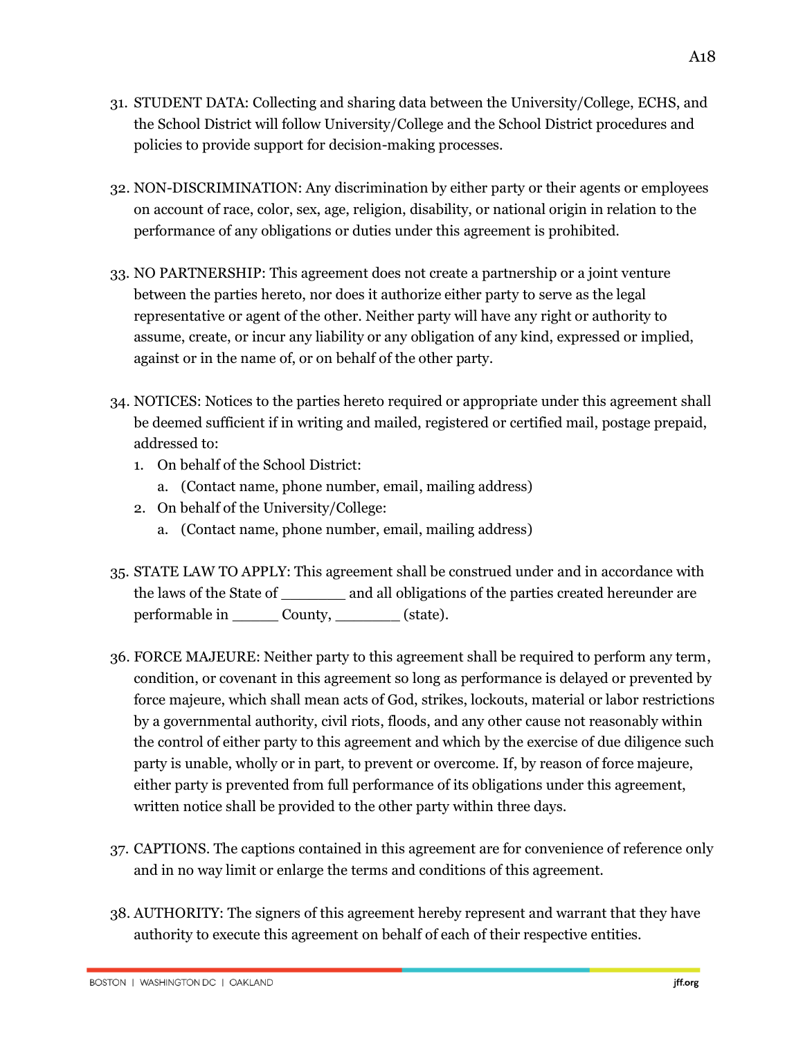31. STUDENT DATA: Collecting and sharing data between the University/College, ECHS, and the School District will follow University/College and the School District procedures and policies to provide support for decision-making processes.

32. NON-DISCRIMINATION: Any discrimination by either party or their agents or employees on account of race, color, sex, age, religion, disability, or national origin in relation to the performance of any obligations or duties under this agreement is prohibited.

33. NO PARTNERSHIP: This agreement does not create a partnership or a joint venture between the parties hereto, nor does it authorize either party to serve as the legal representative or agent of the other. Neither party will have any right or authority to assume, create, or incur any liability or any obligation of any kind, expressed or implied, against or in the name of, or on behalf of the other party.

34. NOTICES: Notices to the parties hereto required or appropriate under this agreement shall be deemed sufficient if in writing and mailed, registered or certified mail, postage prepaid, addressed to:
    1. On behalf of the School District:
        a. (Contact name, phone number, email, mailing address)
    2. On behalf of the University/College:
        a. (Contact name, phone number, email, mailing address)

35. STATE LAW TO APPLY: This agreement shall be construed under and in accordance with the laws of the State of _______ and all obligations of the parties created hereunder are performable in _____ County, _______ (state).

36. FORCE MAJEURE: Neither party to this agreement shall be required to perform any term, condition, or covenant in this agreement so long as performance is delayed or prevented by force majeure, which shall mean acts of God, strikes, lockouts, material or labor restrictions by a governmental authority, civil riots, floods, and any other cause not reasonably within the control of either party to this agreement and which by the exercise of due diligence such party is unable, wholly or in part, to prevent or overcome. If, by reason of force majeure, either party is prevented from full performance of its obligations under this agreement, written notice shall be provided to the other party within three days.

37. CAPTIONS. The captions contained in this agreement are for convenience of reference only and in no way limit or enlarge the terms and conditions of this agreement.

38. AUTHORITY: The signers of this agreement hereby represent and warrant that they have authority to execute this agreement on behalf of each of their respective entities.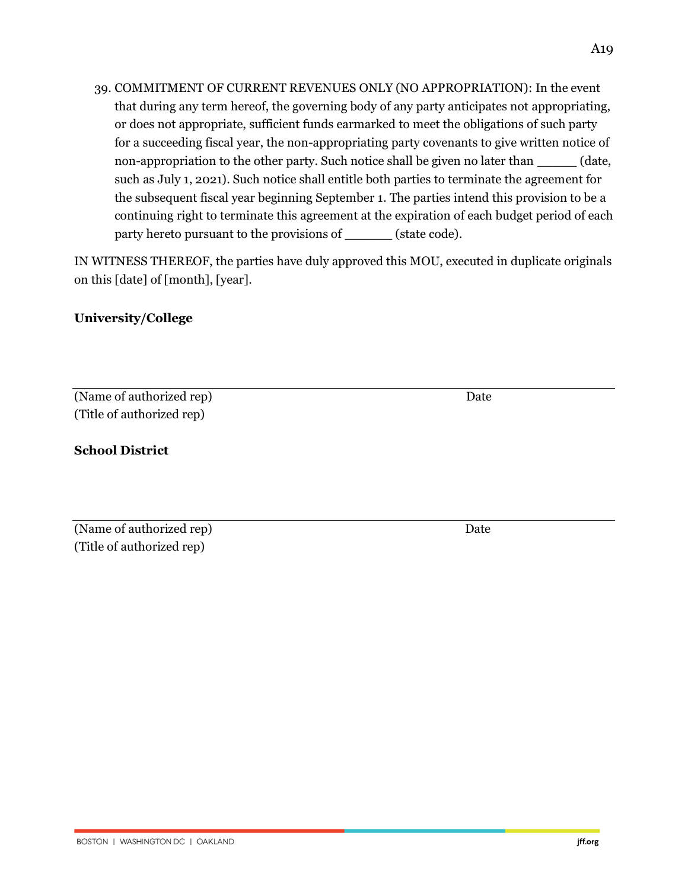39. COMMITMENT OF CURRENT REVENUES ONLY (NO APPROPRIATION): In the event that during any term hereof, the governing body of any party anticipates not appropriating, or does not appropriate, sufficient funds earmarked to meet the obligations of such party for a succeeding fiscal year, the non-appropriating party covenants to give written notice of non-appropriation to the other party. Such notice shall be given no later than _____ (date, such as July 1, 2021). Such notice shall entitle both parties to terminate the agreement for the subsequent fiscal year beginning September 1. The parties intend this provision to be a continuing right to terminate this agreement at the expiration of each budget period of each party hereto pursuant to the provisions of ______ (state code).

IN WITNESS THEREOF, the parties have duly approved this MOU, executed in duplicate originals on this [date] of [month], [year].

**University/College**

_____________________________________________________________________________

(Name of authorized rep) Date
(Title of authorized rep)

**School District**

_____________________________________________________________________________

(Name of authorized rep) Date
(Title of authorized rep)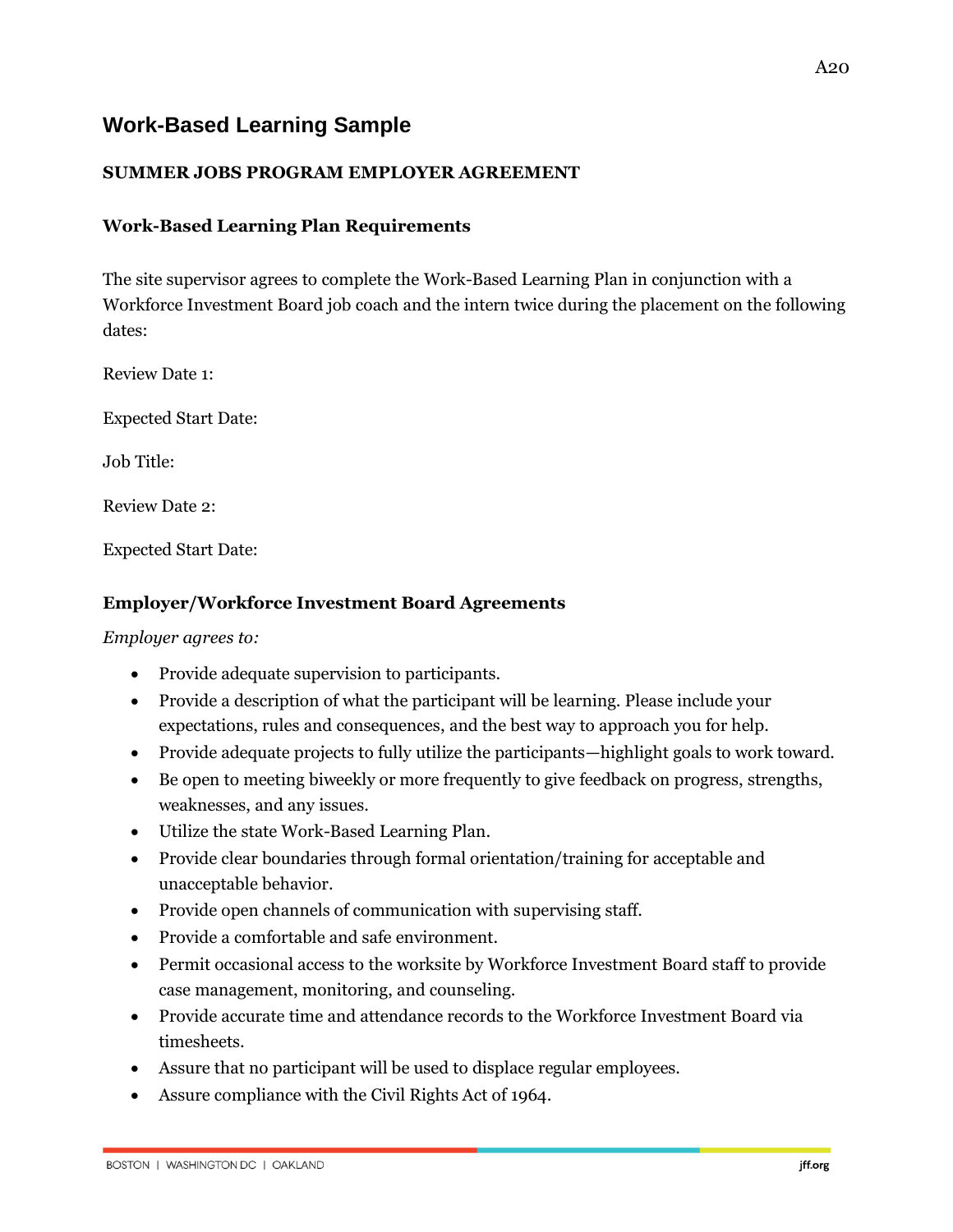## Work-Based Learning Sample

### SUMMER JOBS PROGRAM EMPLOYER AGREEMENT

### Work-Based Learning Plan Requirements

The site supervisor agrees to complete the Work-Based Learning Plan in conjunction with a Workforce Investment Board job coach and the intern twice during the placement on the following dates:

Review Date 1:

Expected Start Date:

Job Title:

Review Date 2:

Expected Start Date:

### Employer/Workforce Investment Board Agreements

*Employer agrees to:*

- Provide adequate supervision to participants.
- Provide a description of what the participant will be learning. Please include your expectations, rules and consequences, and the best way to approach you for help.
- Provide adequate projects to fully utilize the participants—highlight goals to work toward.
- Be open to meeting biweekly or more frequently to give feedback on progress, strengths, weaknesses, and any issues.
- Utilize the state Work-Based Learning Plan.
- Provide clear boundaries through formal orientation/training for acceptable and unacceptable behavior.
- Provide open channels of communication with supervising staff.
- Provide a comfortable and safe environment.
- Permit occasional access to the worksite by Workforce Investment Board staff to provide case management, monitoring, and counseling.
- Provide accurate time and attendance records to the Workforce Investment Board via timesheets.
- Assure that no participant will be used to displace regular employees.
- Assure compliance with the Civil Rights Act of 1964.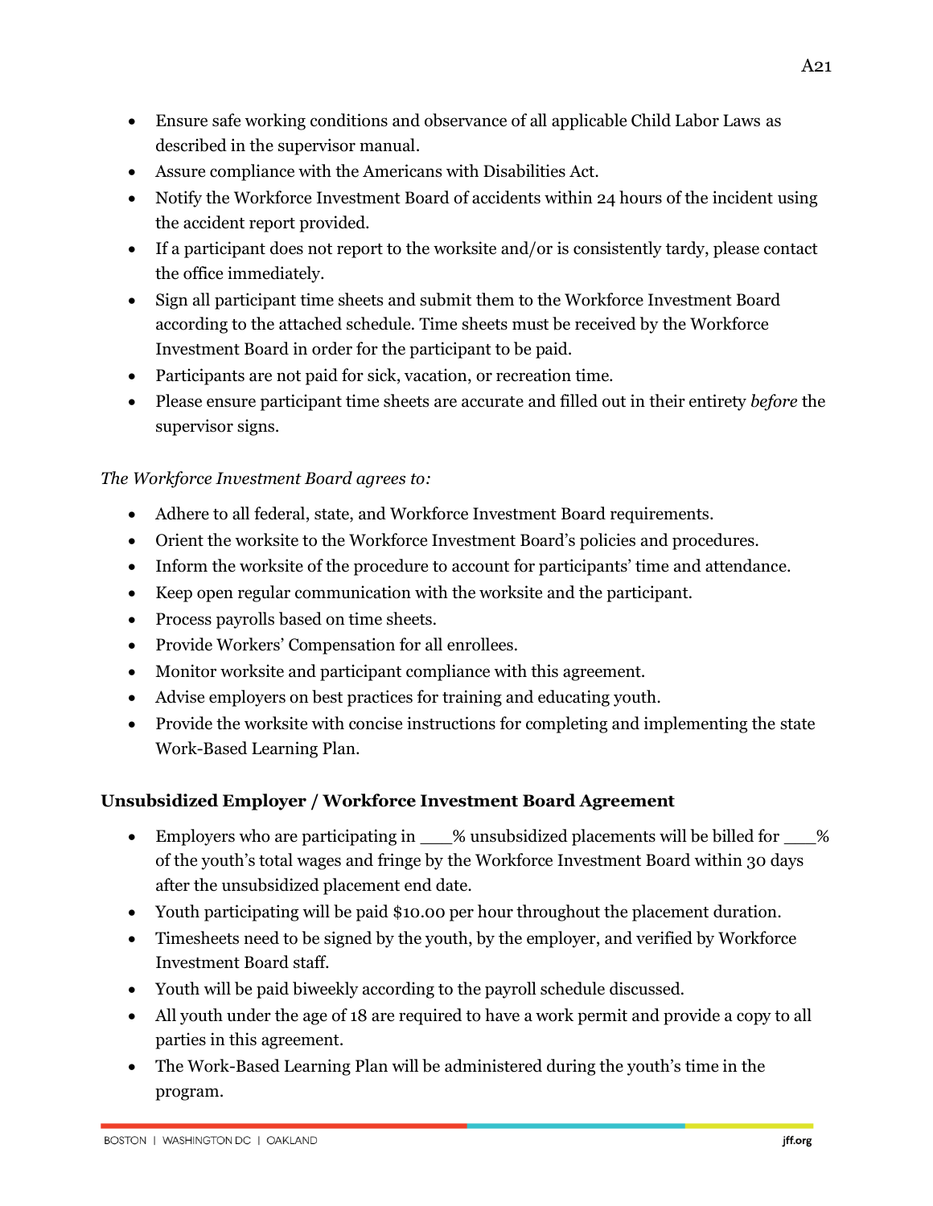- Ensure safe working conditions and observance of all applicable Child Labor Laws as described in the supervisor manual.
- Assure compliance with the Americans with Disabilities Act.
- Notify the Workforce Investment Board of accidents within 24 hours of the incident using the accident report provided.
- If a participant does not report to the worksite and/or is consistently tardy, please contact the office immediately.
- Sign all participant time sheets and submit them to the Workforce Investment Board according to the attached schedule. Time sheets must be received by the Workforce Investment Board in order for the participant to be paid.
- Participants are not paid for sick, vacation, or recreation time.
- Please ensure participant time sheets are accurate and filled out in their entirety *before* the supervisor signs.

*The Workforce Investment Board agrees to:*

- Adhere to all federal, state, and Workforce Investment Board requirements.
- Orient the worksite to the Workforce Investment Board's policies and procedures.
- Inform the worksite of the procedure to account for participants' time and attendance.
- Keep open regular communication with the worksite and the participant.
- Process payrolls based on time sheets.
- Provide Workers' Compensation for all enrollees.
- Monitor worksite and participant compliance with this agreement.
- Advise employers on best practices for training and educating youth.
- Provide the worksite with concise instructions for completing and implementing the state Work-Based Learning Plan.

**Unsubsidized Employer / Workforce Investment Board Agreement**

- Employers who are participating in ___% unsubsidized placements will be billed for ___% of the youth's total wages and fringe by the Workforce Investment Board within 30 days after the unsubsidized placement end date.
- Youth participating will be paid $10.00 per hour throughout the placement duration.
- Timesheets need to be signed by the youth, by the employer, and verified by Workforce Investment Board staff.
- Youth will be paid biweekly according to the payroll schedule discussed.
- All youth under the age of 18 are required to have a work permit and provide a copy to all parties in this agreement.
- The Work-Based Learning Plan will be administered during the youth's time in the program.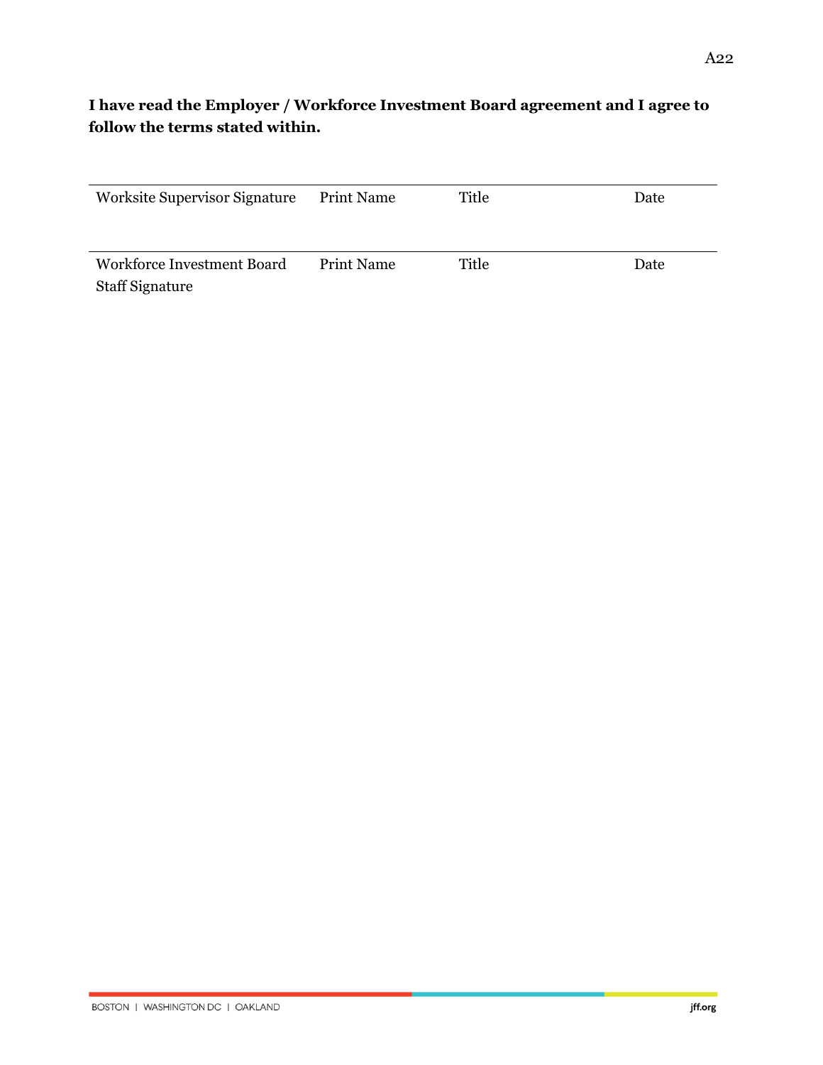**I have read the Employer / Workforce Investment Board agreement and I agree to follow the terms stated within.**

| Worksite Supervisor Signature | Print Name | Title | Date |
|---|---|---|---|
| Workforce Investment Board Staff Signature | Print Name | Title | Date |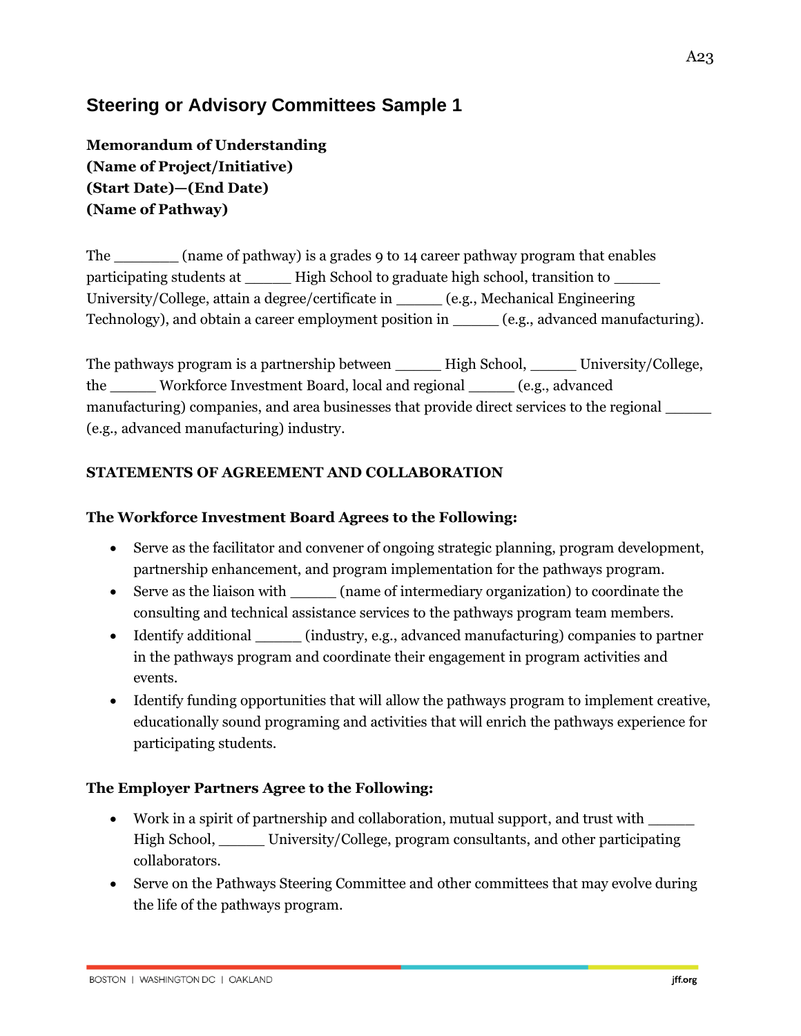## Steering or Advisory Committees Sample 1

**Memorandum of Understanding**
**(Name of Project/Initiative)**
**(Start Date)—(End Date)**
**(Name of Pathway)**

The _______ (name of pathway) is a grades 9 to 14 career pathway program that enables participating students at _____ High School to graduate high school, transition to _____ University/College, attain a degree/certificate in _____ (e.g., Mechanical Engineering Technology), and obtain a career employment position in _____ (e.g., advanced manufacturing).

The pathways program is a partnership between _____ High School, _____ University/College, the _____ Workforce Investment Board, local and regional _____ (e.g., advanced manufacturing) companies, and area businesses that provide direct services to the regional _____ (e.g., advanced manufacturing) industry.

**STATEMENTS OF AGREEMENT AND COLLABORATION**

**The Workforce Investment Board Agrees to the Following:**

- Serve as the facilitator and convener of ongoing strategic planning, program development, partnership enhancement, and program implementation for the pathways program.
- Serve as the liaison with _____ (name of intermediary organization) to coordinate the consulting and technical assistance services to the pathways program team members.
- Identify additional _____ (industry, e.g., advanced manufacturing) companies to partner in the pathways program and coordinate their engagement in program activities and events.
- Identify funding opportunities that will allow the pathways program to implement creative, educationally sound programing and activities that will enrich the pathways experience for participating students.

**The Employer Partners Agree to the Following:**

- Work in a spirit of partnership and collaboration, mutual support, and trust with _____ High School, _____ University/College, program consultants, and other participating collaborators.
- Serve on the Pathways Steering Committee and other committees that may evolve during the life of the pathways program.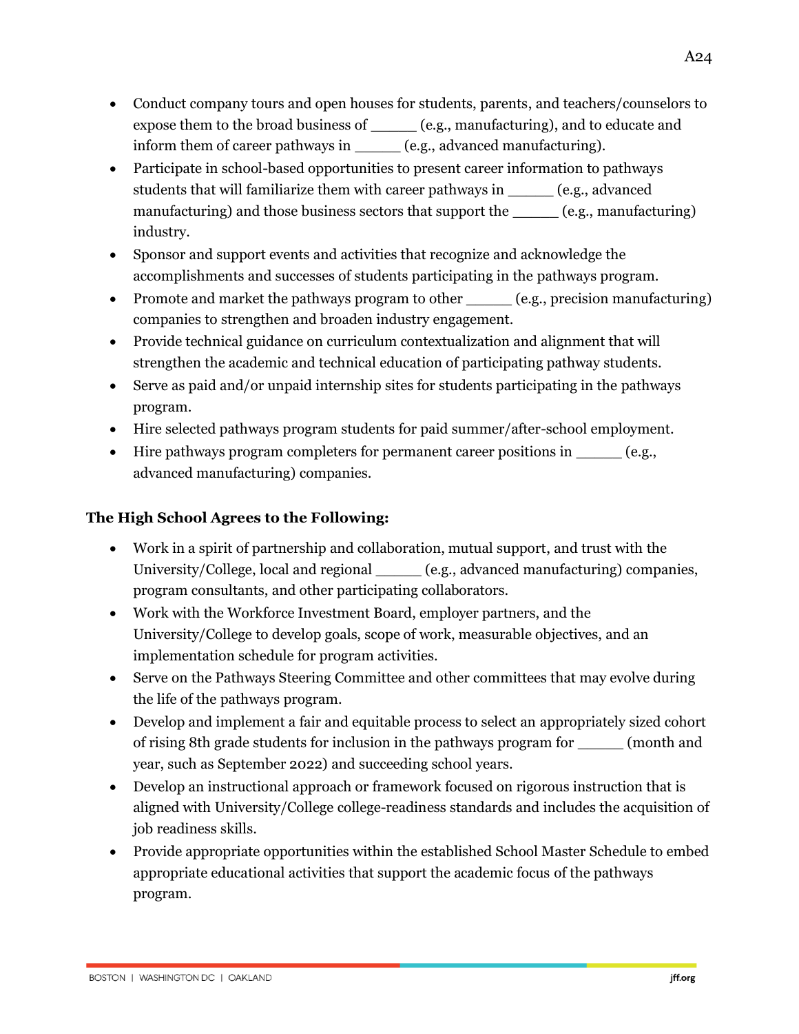- Conduct company tours and open houses for students, parents, and teachers/counselors to expose them to the broad business of _____ (e.g., manufacturing), and to educate and inform them of career pathways in _____ (e.g., advanced manufacturing).
- Participate in school-based opportunities to present career information to pathways students that will familiarize them with career pathways in _____ (e.g., advanced manufacturing) and those business sectors that support the _____ (e.g., manufacturing) industry.
- Sponsor and support events and activities that recognize and acknowledge the accomplishments and successes of students participating in the pathways program.
- Promote and market the pathways program to other _____ (e.g., precision manufacturing) companies to strengthen and broaden industry engagement.
- Provide technical guidance on curriculum contextualization and alignment that will strengthen the academic and technical education of participating pathway students.
- Serve as paid and/or unpaid internship sites for students participating in the pathways program.
- Hire selected pathways program students for paid summer/after-school employment.
- Hire pathways program completers for permanent career positions in _____ (e.g., advanced manufacturing) companies.

**The High School Agrees to the Following:**

- Work in a spirit of partnership and collaboration, mutual support, and trust with the University/College, local and regional _____ (e.g., advanced manufacturing) companies, program consultants, and other participating collaborators.
- Work with the Workforce Investment Board, employer partners, and the University/College to develop goals, scope of work, measurable objectives, and an implementation schedule for program activities.
- Serve on the Pathways Steering Committee and other committees that may evolve during the life of the pathways program.
- Develop and implement a fair and equitable process to select an appropriately sized cohort of rising 8th grade students for inclusion in the pathways program for _____ (month and year, such as September 2022) and succeeding school years.
- Develop an instructional approach or framework focused on rigorous instruction that is aligned with University/College college-readiness standards and includes the acquisition of job readiness skills.
- Provide appropriate opportunities within the established School Master Schedule to embed appropriate educational activities that support the academic focus of the pathways program.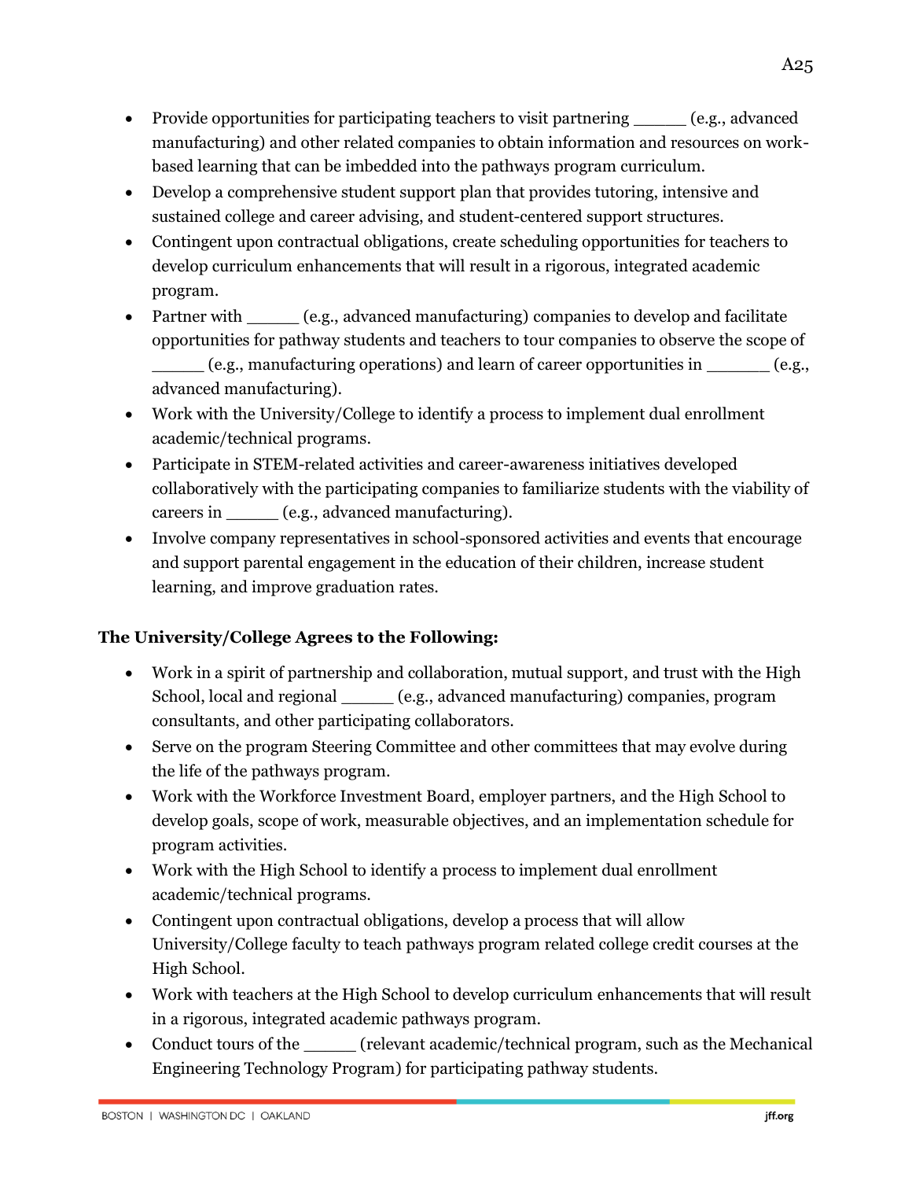- Provide opportunities for participating teachers to visit partnering _____ (e.g., advanced manufacturing) and other related companies to obtain information and resources on work-based learning that can be imbedded into the pathways program curriculum.
- Develop a comprehensive student support plan that provides tutoring, intensive and sustained college and career advising, and student-centered support structures.
- Contingent upon contractual obligations, create scheduling opportunities for teachers to develop curriculum enhancements that will result in a rigorous, integrated academic program.
- Partner with _____ (e.g., advanced manufacturing) companies to develop and facilitate opportunities for pathway students and teachers to tour companies to observe the scope of _____ (e.g., manufacturing operations) and learn of career opportunities in ______ (e.g., advanced manufacturing).
- Work with the University/College to identify a process to implement dual enrollment academic/technical programs.
- Participate in STEM-related activities and career-awareness initiatives developed collaboratively with the participating companies to familiarize students with the viability of careers in _____ (e.g., advanced manufacturing).
- Involve company representatives in school-sponsored activities and events that encourage and support parental engagement in the education of their children, increase student learning, and improve graduation rates.

**The University/College Agrees to the Following:**

- Work in a spirit of partnership and collaboration, mutual support, and trust with the High School, local and regional _____ (e.g., advanced manufacturing) companies, program consultants, and other participating collaborators.
- Serve on the program Steering Committee and other committees that may evolve during the life of the pathways program.
- Work with the Workforce Investment Board, employer partners, and the High School to develop goals, scope of work, measurable objectives, and an implementation schedule for program activities.
- Work with the High School to identify a process to implement dual enrollment academic/technical programs.
- Contingent upon contractual obligations, develop a process that will allow University/College faculty to teach pathways program related college credit courses at the High School.
- Work with teachers at the High School to develop curriculum enhancements that will result in a rigorous, integrated academic pathways program.
- Conduct tours of the _____ (relevant academic/technical program, such as the Mechanical Engineering Technology Program) for participating pathway students.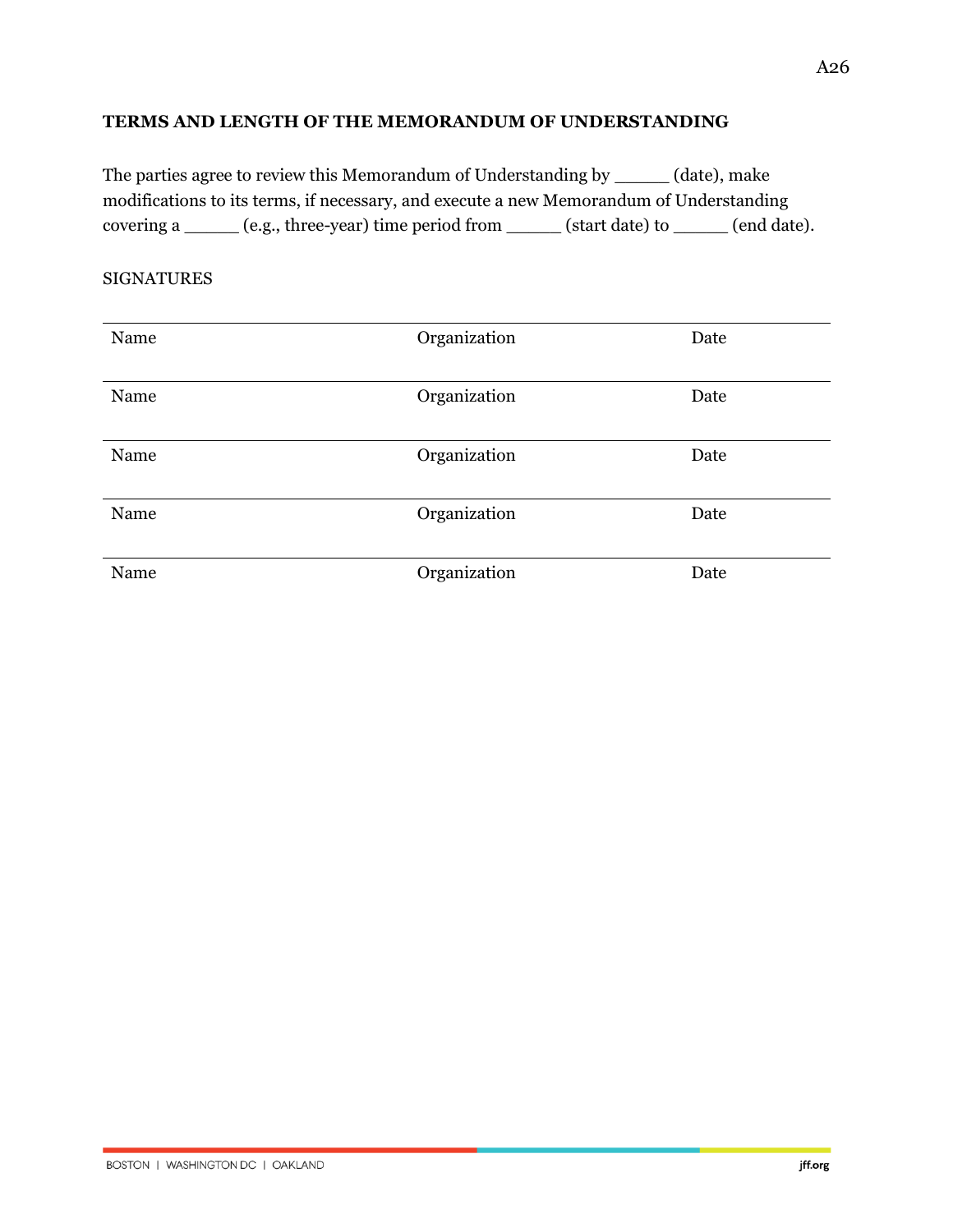## TERMS AND LENGTH OF THE MEMORANDUM OF UNDERSTANDING

The parties agree to review this Memorandum of Understanding by _____ (date), make modifications to its terms, if necessary, and execute a new Memorandum of Understanding covering a _____ (e.g., three-year) time period from _____ (start date) to _____ (end date).

SIGNATURES

| Name | Organization | Date |
|---|---|---|
| Name | Organization | Date |
| Name | Organization | Date |
| Name | Organization | Date |
| Name | Organization | Date |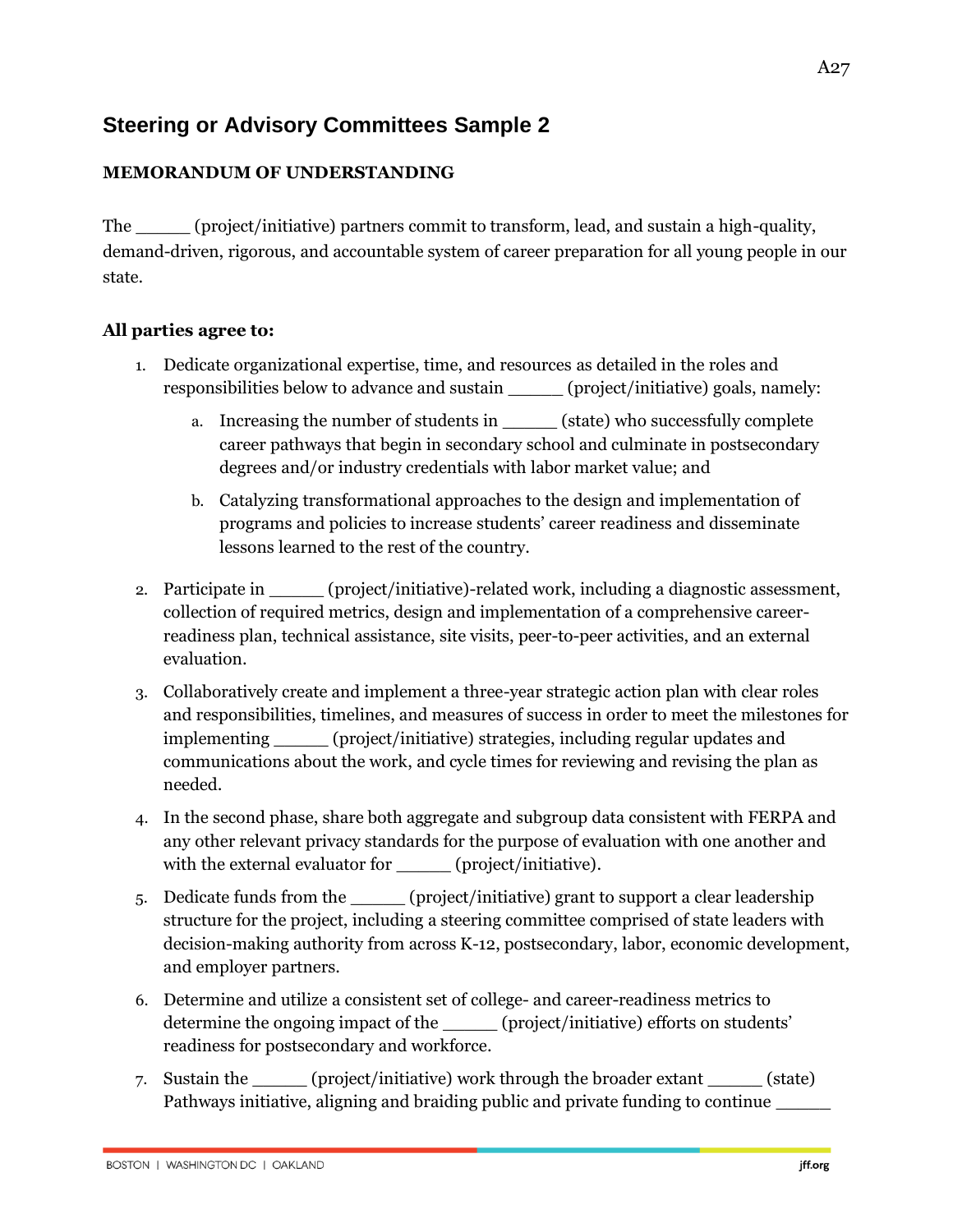## Steering or Advisory Committees Sample 2

**MEMORANDUM OF UNDERSTANDING**

The _____ (project/initiative) partners commit to transform, lead, and sustain a high-quality, demand-driven, rigorous, and accountable system of career preparation for all young people in our state.

### All parties agree to:

1. Dedicate organizational expertise, time, and resources as detailed in the roles and responsibilities below to advance and sustain _____ (project/initiative) goals, namely:
    a. Increasing the number of students in _____ (state) who successfully complete career pathways that begin in secondary school and culminate in postsecondary degrees and/or industry credentials with labor market value; and
    b. Catalyzing transformational approaches to the design and implementation of programs and policies to increase students' career readiness and disseminate lessons learned to the rest of the country.
2. Participate in _____ (project/initiative)-related work, including a diagnostic assessment, collection of required metrics, design and implementation of a comprehensive career-readiness plan, technical assistance, site visits, peer-to-peer activities, and an external evaluation.
3. Collaboratively create and implement a three-year strategic action plan with clear roles and responsibilities, timelines, and measures of success in order to meet the milestones for implementing _____ (project/initiative) strategies, including regular updates and communications about the work, and cycle times for reviewing and revising the plan as needed.
4. In the second phase, share both aggregate and subgroup data consistent with FERPA and any other relevant privacy standards for the purpose of evaluation with one another and with the external evaluator for _____ (project/initiative).
5. Dedicate funds from the _____ (project/initiative) grant to support a clear leadership structure for the project, including a steering committee comprised of state leaders with decision-making authority from across K-12, postsecondary, labor, economic development, and employer partners.
6. Determine and utilize a consistent set of college- and career-readiness metrics to determine the ongoing impact of the _____ (project/initiative) efforts on students' readiness for postsecondary and workforce.
7. Sustain the _____ (project/initiative) work through the broader extant _____ (state) Pathways initiative, aligning and braiding public and private funding to continue _____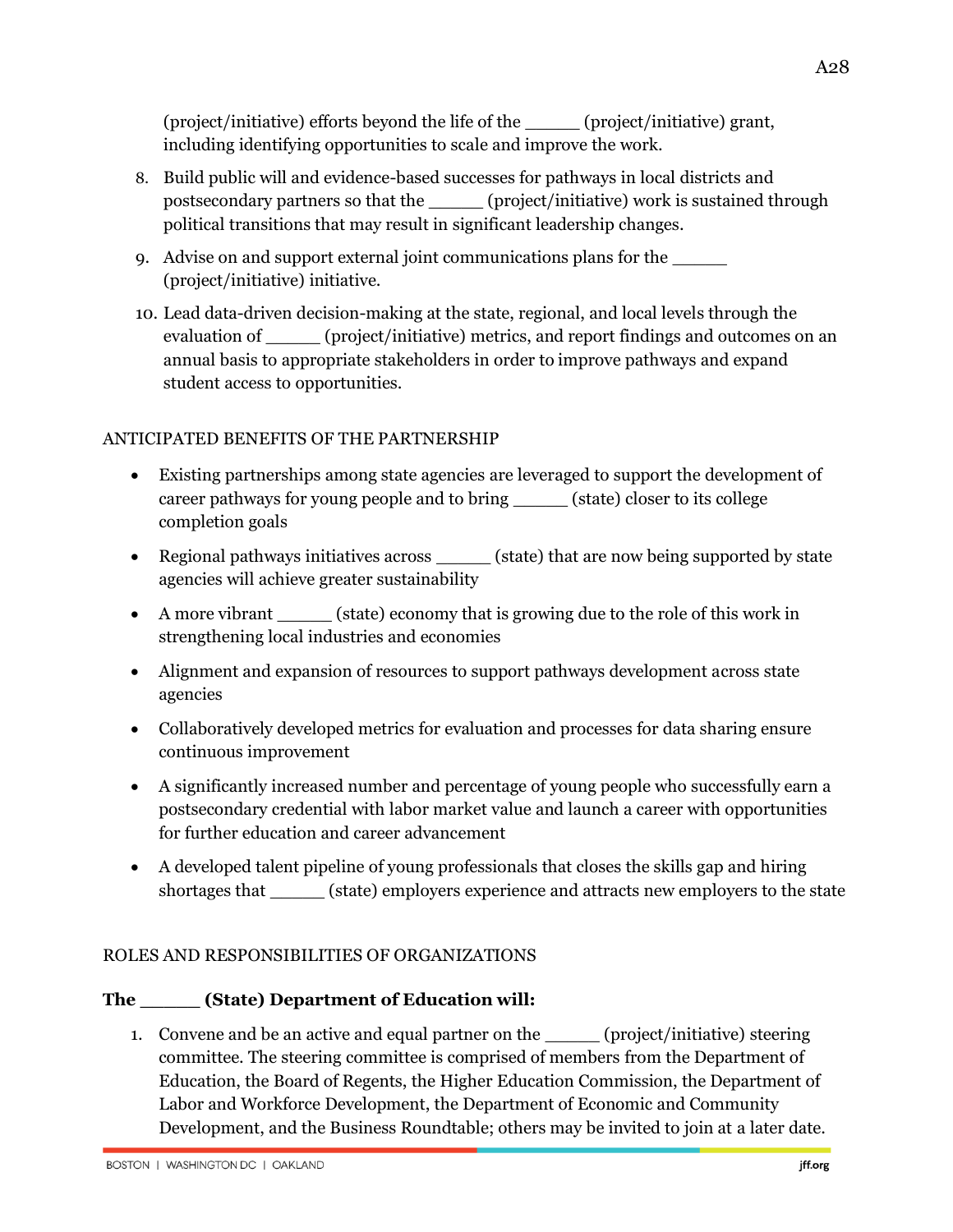(project/initiative) efforts beyond the life of the _____ (project/initiative) grant, including identifying opportunities to scale and improve the work.

8. Build public will and evidence-based successes for pathways in local districts and postsecondary partners so that the _____ (project/initiative) work is sustained through political transitions that may result in significant leadership changes.
9. Advise on and support external joint communications plans for the _____ (project/initiative) initiative.
10. Lead data-driven decision-making at the state, regional, and local levels through the evaluation of _____ (project/initiative) metrics, and report findings and outcomes on an annual basis to appropriate stakeholders in order to improve pathways and expand student access to opportunities.

ANTICIPATED BENEFITS OF THE PARTNERSHIP

- Existing partnerships among state agencies are leveraged to support the development of career pathways for young people and to bring _____ (state) closer to its college completion goals
- Regional pathways initiatives across _____ (state) that are now being supported by state agencies will achieve greater sustainability
- A more vibrant _____ (state) economy that is growing due to the role of this work in strengthening local industries and economies
- Alignment and expansion of resources to support pathways development across state agencies
- Collaboratively developed metrics for evaluation and processes for data sharing ensure continuous improvement
- A significantly increased number and percentage of young people who successfully earn a postsecondary credential with labor market value and launch a career with opportunities for further education and career advancement
- A developed talent pipeline of young professionals that closes the skills gap and hiring shortages that _____ (state) employers experience and attracts new employers to the state

ROLES AND RESPONSIBILITIES OF ORGANIZATIONS

**The _____ (State) Department of Education will:**

1. Convene and be an active and equal partner on the _____ (project/initiative) steering committee. The steering committee is comprised of members from the Department of Education, the Board of Regents, the Higher Education Commission, the Department of Labor and Workforce Development, the Department of Economic and Community Development, and the Business Roundtable; others may be invited to join at a later date.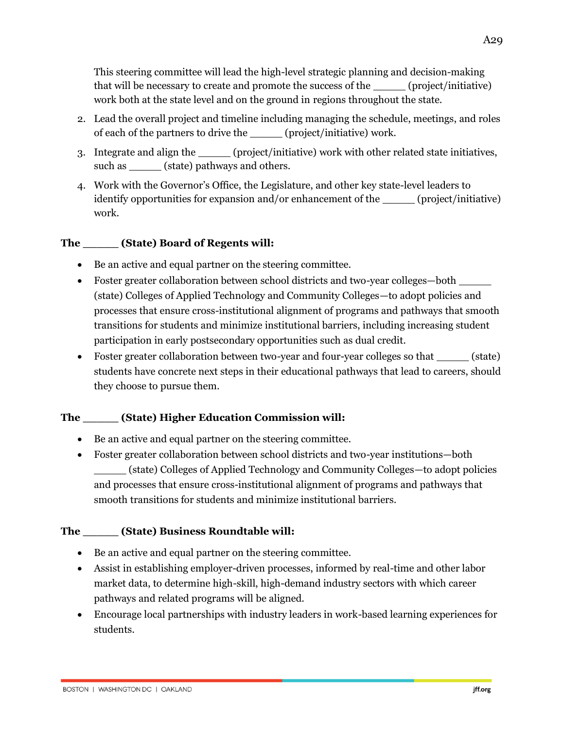This steering committee will lead the high-level strategic planning and decision-making that will be necessary to create and promote the success of the _____ (project/initiative) work both at the state level and on the ground in regions throughout the state.

2. Lead the overall project and timeline including managing the schedule, meetings, and roles of each of the partners to drive the _____ (project/initiative) work.
3. Integrate and align the _____ (project/initiative) work with other related state initiatives, such as _____ (state) pathways and others.
4. Work with the Governor's Office, the Legislature, and other key state-level leaders to identify opportunities for expansion and/or enhancement of the _____ (project/initiative) work.

**The _____ (State) Board of Regents will:**

- Be an active and equal partner on the steering committee.
- Foster greater collaboration between school districts and two-year colleges—both _____ (state) Colleges of Applied Technology and Community Colleges—to adopt policies and processes that ensure cross-institutional alignment of programs and pathways that smooth transitions for students and minimize institutional barriers, including increasing student participation in early postsecondary opportunities such as dual credit.
- Foster greater collaboration between two-year and four-year colleges so that _____ (state) students have concrete next steps in their educational pathways that lead to careers, should they choose to pursue them.

**The _____ (State) Higher Education Commission will:**

- Be an active and equal partner on the steering committee.
- Foster greater collaboration between school districts and two-year institutions—both _____ (state) Colleges of Applied Technology and Community Colleges—to adopt policies and processes that ensure cross-institutional alignment of programs and pathways that smooth transitions for students and minimize institutional barriers.

**The _____ (State) Business Roundtable will:**

- Be an active and equal partner on the steering committee.
- Assist in establishing employer-driven processes, informed by real-time and other labor market data, to determine high-skill, high-demand industry sectors with which career pathways and related programs will be aligned.
- Encourage local partnerships with industry leaders in work-based learning experiences for students.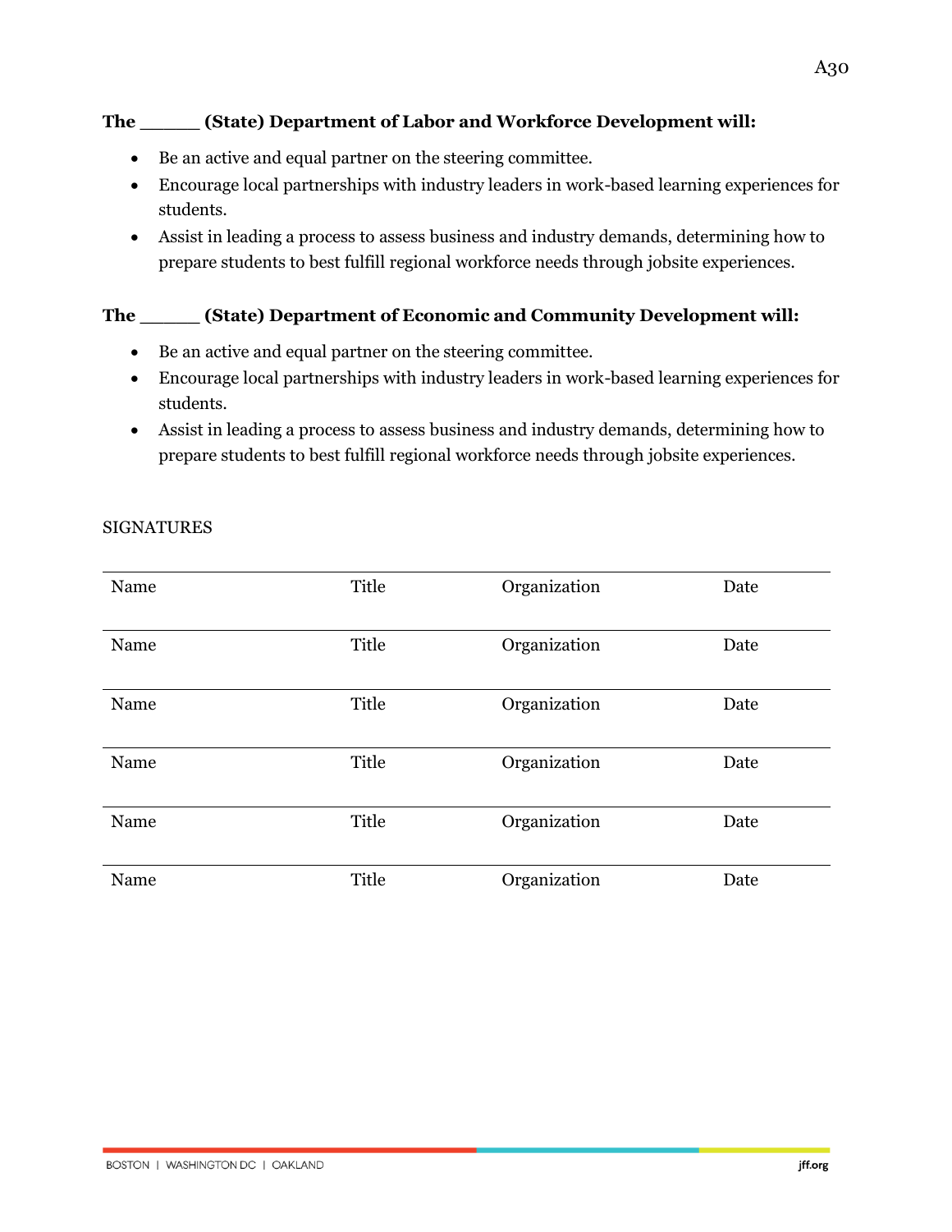**The _____ (State) Department of Labor and Workforce Development will:**

- Be an active and equal partner on the steering committee.
- Encourage local partnerships with industry leaders in work-based learning experiences for students.
- Assist in leading a process to assess business and industry demands, determining how to prepare students to best fulfill regional workforce needs through jobsite experiences.

**The _____ (State) Department of Economic and Community Development will:**

- Be an active and equal partner on the steering committee.
- Encourage local partnerships with industry leaders in work-based learning experiences for students.
- Assist in leading a process to assess business and industry demands, determining how to prepare students to best fulfill regional workforce needs through jobsite experiences.

SIGNATURES

| | | | |
|---|---|---|---|
| Name | Title | Organization | Date |
| Name | Title | Organization | Date |
| Name | Title | Organization | Date |
| Name | Title | Organization | Date |
| Name | Title | Organization | Date |
| Name | Title | Organization | Date |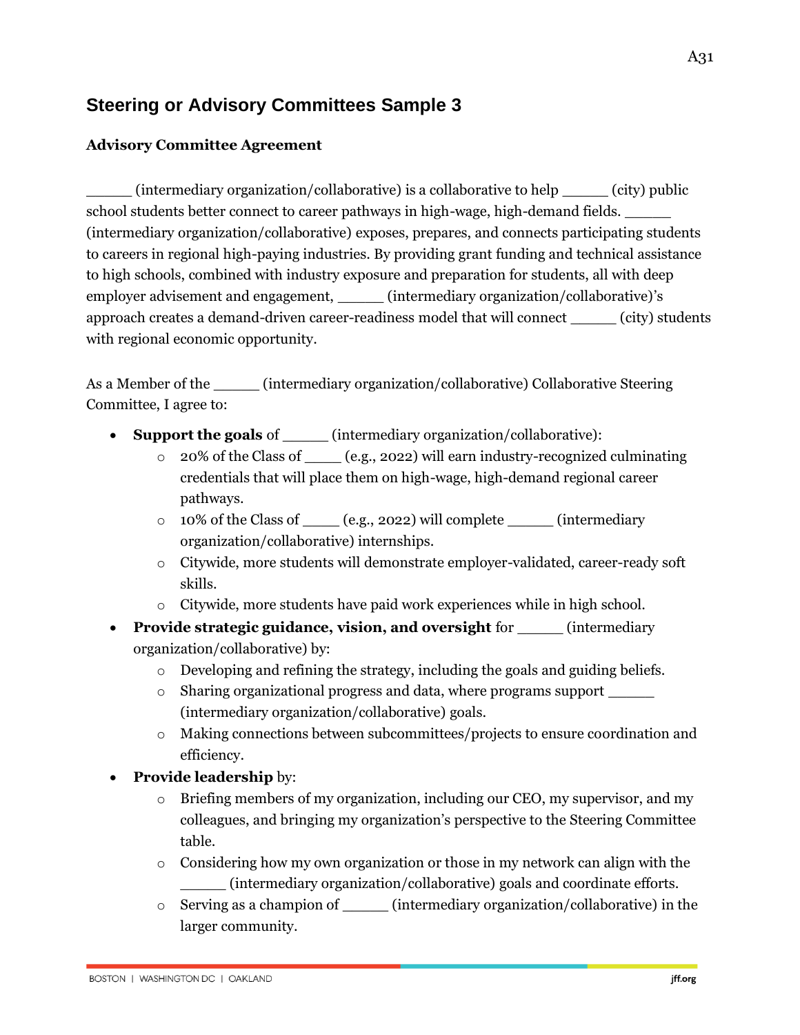## Steering or Advisory Committees Sample 3

**Advisory Committee Agreement**

_____ (intermediary organization/collaborative) is a collaborative to help _____ (city) public school students better connect to career pathways in high-wage, high-demand fields. _____ (intermediary organization/collaborative) exposes, prepares, and connects participating students to careers in regional high-paying industries. By providing grant funding and technical assistance to high schools, combined with industry exposure and preparation for students, all with deep employer advisement and engagement, _____ (intermediary organization/collaborative)'s approach creates a demand-driven career-readiness model that will connect _____ (city) students with regional economic opportunity.

As a Member of the _____ (intermediary organization/collaborative) Collaborative Steering Committee, I agree to:

- **Support the goals** of _____ (intermediary organization/collaborative):
  - 20% of the Class of ____ (e.g., 2022) will earn industry-recognized culminating credentials that will place them on high-wage, high-demand regional career pathways.
  - 10% of the Class of ____ (e.g., 2022) will complete _____ (intermediary organization/collaborative) internships.
  - Citywide, more students will demonstrate employer-validated, career-ready soft skills.
  - Citywide, more students have paid work experiences while in high school.
- **Provide strategic guidance, vision, and oversight** for _____ (intermediary organization/collaborative) by:
  - Developing and refining the strategy, including the goals and guiding beliefs.
  - Sharing organizational progress and data, where programs support _____ (intermediary organization/collaborative) goals.
  - Making connections between subcommittees/projects to ensure coordination and efficiency.
- **Provide leadership** by:
  - Briefing members of my organization, including our CEO, my supervisor, and my colleagues, and bringing my organization's perspective to the Steering Committee table.
  - Considering how my own organization or those in my network can align with the _____ (intermediary organization/collaborative) goals and coordinate efforts.
  - Serving as a champion of _____ (intermediary organization/collaborative) in the larger community.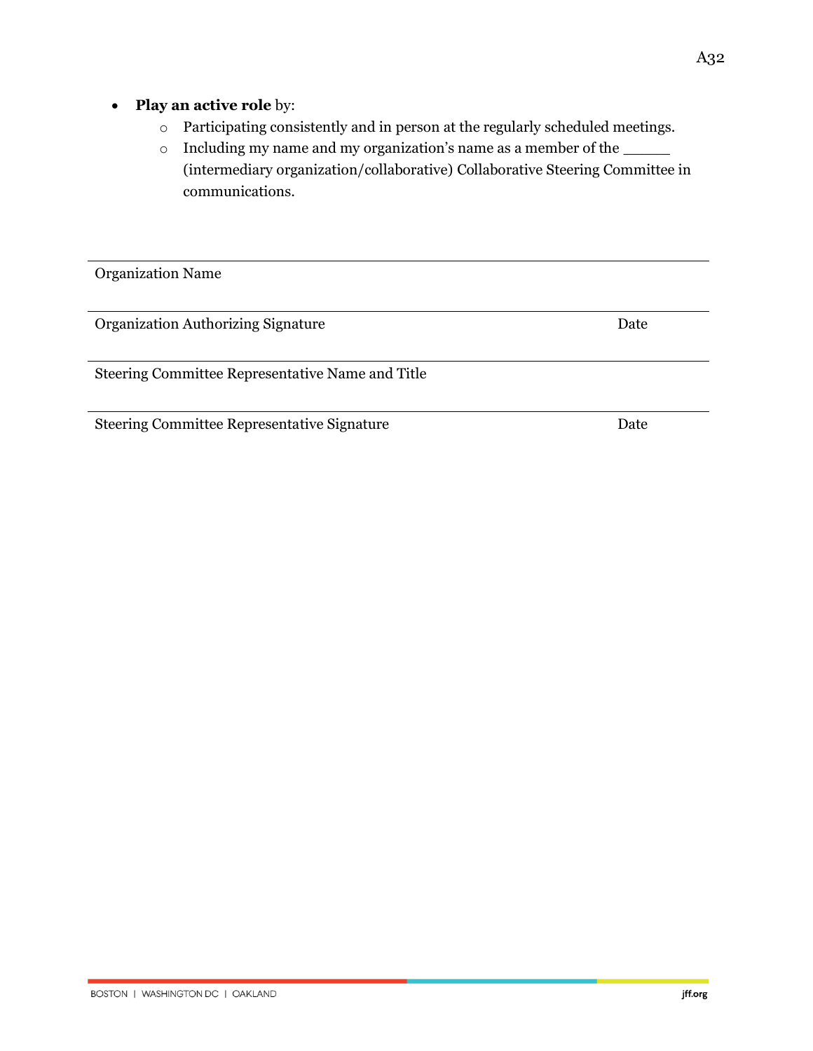- **Play an active role** by:
  - Participating consistently and in person at the regularly scheduled meetings.
  - Including my name and my organization's name as a member of the _____ (intermediary organization/collaborative) Collaborative Steering Committee in communications.

______________________________________________________________________

Organization Name

______________________________________________________________________

Organization Authorizing Signature                                                                 Date

______________________________________________________________________

Steering Committee Representative Name and Title

______________________________________________________________________

Steering Committee Representative Signature                                                   Date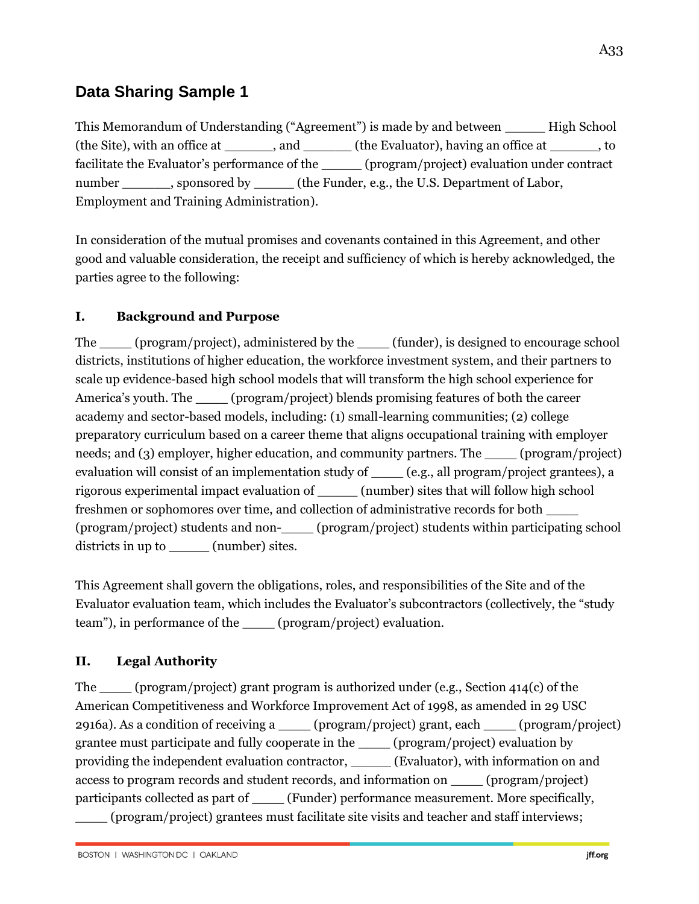## Data Sharing Sample 1

This Memorandum of Understanding ("Agreement") is made by and between _____ High School (the Site), with an office at ______, and ______ (the Evaluator), having an office at ______, to facilitate the Evaluator's performance of the _____ (program/project) evaluation under contract number ______, sponsored by _____ (the Funder, e.g., the U.S. Department of Labor, Employment and Training Administration).

In consideration of the mutual promises and covenants contained in this Agreement, and other good and valuable consideration, the receipt and sufficiency of which is hereby acknowledged, the parties agree to the following:

### I. Background and Purpose

The ____ (program/project), administered by the ____ (funder), is designed to encourage school districts, institutions of higher education, the workforce investment system, and their partners to scale up evidence-based high school models that will transform the high school experience for America's youth. The ____ (program/project) blends promising features of both the career academy and sector-based models, including: (1) small-learning communities; (2) college preparatory curriculum based on a career theme that aligns occupational training with employer needs; and (3) employer, higher education, and community partners. The ____ (program/project) evaluation will consist of an implementation study of ____ (e.g., all program/project grantees), a rigorous experimental impact evaluation of _____ (number) sites that will follow high school freshmen or sophomores over time, and collection of administrative records for both ____ (program/project) students and non-____ (program/project) students within participating school districts in up to _____ (number) sites.

This Agreement shall govern the obligations, roles, and responsibilities of the Site and of the Evaluator evaluation team, which includes the Evaluator's subcontractors (collectively, the "study team"), in performance of the ____ (program/project) evaluation.

### II. Legal Authority

The ____ (program/project) grant program is authorized under (e.g., Section 414(c) of the American Competitiveness and Workforce Improvement Act of 1998, as amended in 29 USC 2916a). As a condition of receiving a ____ (program/project) grant, each ____ (program/project) grantee must participate and fully cooperate in the ____ (program/project) evaluation by providing the independent evaluation contractor, _____ (Evaluator), with information on and access to program records and student records, and information on ____ (program/project) participants collected as part of ____ (Funder) performance measurement. More specifically, ____ (program/project) grantees must facilitate site visits and teacher and staff interviews;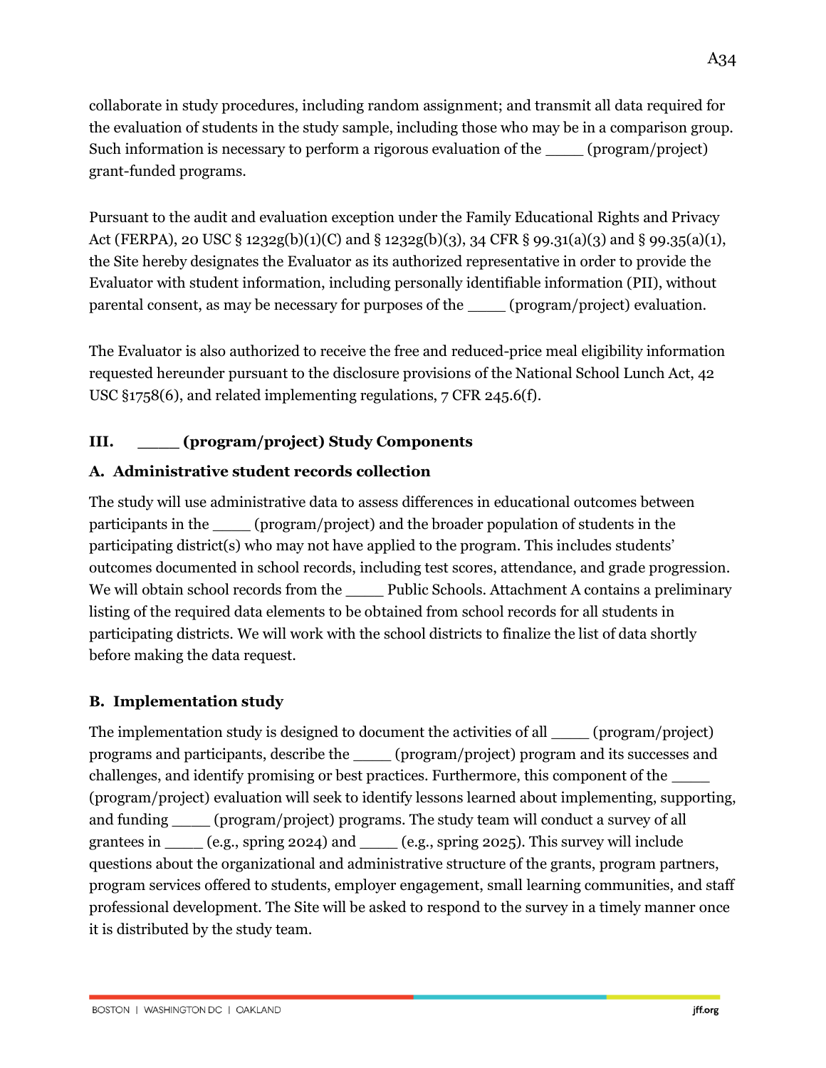collaborate in study procedures, including random assignment; and transmit all data required for the evaluation of students in the study sample, including those who may be in a comparison group. Such information is necessary to perform a rigorous evaluation of the ____ (program/project) grant-funded programs.

Pursuant to the audit and evaluation exception under the Family Educational Rights and Privacy Act (FERPA), 20 USC § 1232g(b)(1)(C) and § 1232g(b)(3), 34 CFR § 99.31(a)(3) and § 99.35(a)(1), the Site hereby designates the Evaluator as its authorized representative in order to provide the Evaluator with student information, including personally identifiable information (PII), without parental consent, as may be necessary for purposes of the ____ (program/project) evaluation.

The Evaluator is also authorized to receive the free and reduced-price meal eligibility information requested hereunder pursuant to the disclosure provisions of the National School Lunch Act, 42 USC §1758(6), and related implementing regulations, 7 CFR 245.6(f).

## III. ____ (program/project) Study Components

### A. Administrative student records collection

The study will use administrative data to assess differences in educational outcomes between participants in the ____ (program/project) and the broader population of students in the participating district(s) who may not have applied to the program. This includes students' outcomes documented in school records, including test scores, attendance, and grade progression. We will obtain school records from the ____ Public Schools. Attachment A contains a preliminary listing of the required data elements to be obtained from school records for all students in participating districts. We will work with the school districts to finalize the list of data shortly before making the data request.

### B. Implementation study

The implementation study is designed to document the activities of all ____ (program/project) programs and participants, describe the ____ (program/project) program and its successes and challenges, and identify promising or best practices. Furthermore, this component of the ____ (program/project) evaluation will seek to identify lessons learned about implementing, supporting, and funding ____ (program/project) programs. The study team will conduct a survey of all grantees in ____ (e.g., spring 2024) and ____ (e.g., spring 2025). This survey will include questions about the organizational and administrative structure of the grants, program partners, program services offered to students, employer engagement, small learning communities, and staff professional development. The Site will be asked to respond to the survey in a timely manner once it is distributed by the study team.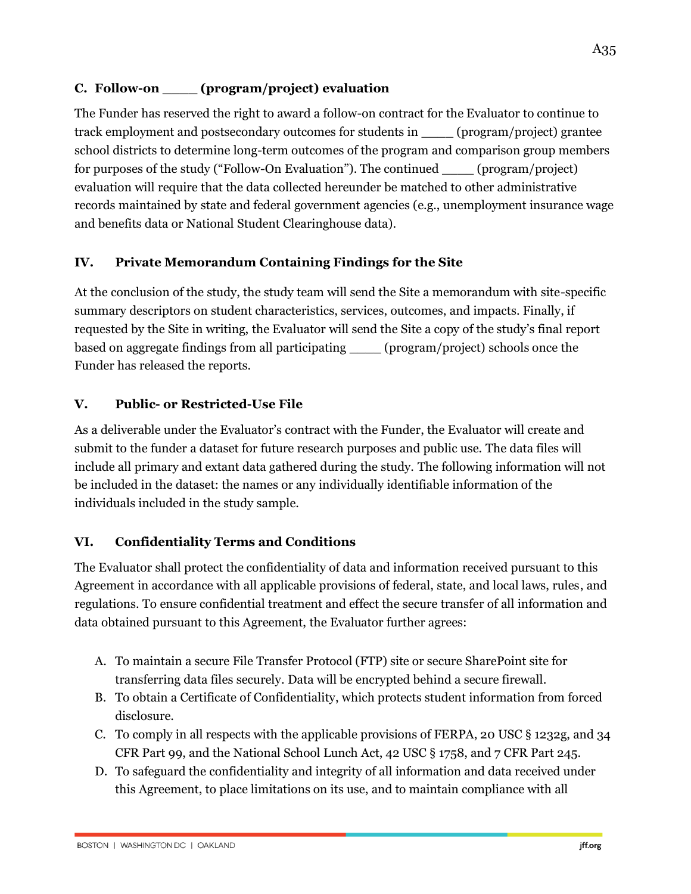### C. Follow-on ____ (program/project) evaluation

The Funder has reserved the right to award a follow-on contract for the Evaluator to continue to track employment and postsecondary outcomes for students in ____ (program/project) grantee school districts to determine long-term outcomes of the program and comparison group members for purposes of the study ("Follow-On Evaluation"). The continued ____ (program/project) evaluation will require that the data collected hereunder be matched to other administrative records maintained by state and federal government agencies (e.g., unemployment insurance wage and benefits data or National Student Clearinghouse data).

## IV. Private Memorandum Containing Findings for the Site

At the conclusion of the study, the study team will send the Site a memorandum with site-specific summary descriptors on student characteristics, services, outcomes, and impacts. Finally, if requested by the Site in writing, the Evaluator will send the Site a copy of the study's final report based on aggregate findings from all participating ____ (program/project) schools once the Funder has released the reports.

## V. Public- or Restricted-Use File

As a deliverable under the Evaluator's contract with the Funder, the Evaluator will create and submit to the funder a dataset for future research purposes and public use. The data files will include all primary and extant data gathered during the study. The following information will not be included in the dataset: the names or any individually identifiable information of the individuals included in the study sample.

## VI. Confidentiality Terms and Conditions

The Evaluator shall protect the confidentiality of data and information received pursuant to this Agreement in accordance with all applicable provisions of federal, state, and local laws, rules, and regulations. To ensure confidential treatment and effect the secure transfer of all information and data obtained pursuant to this Agreement, the Evaluator further agrees:

A. To maintain a secure File Transfer Protocol (FTP) site or secure SharePoint site for transferring data files securely. Data will be encrypted behind a secure firewall.
B. To obtain a Certificate of Confidentiality, which protects student information from forced disclosure.
C. To comply in all respects with the applicable provisions of FERPA, 20 USC § 1232g, and 34 CFR Part 99, and the National School Lunch Act, 42 USC § 1758, and 7 CFR Part 245.
D. To safeguard the confidentiality and integrity of all information and data received under this Agreement, to place limitations on its use, and to maintain compliance with all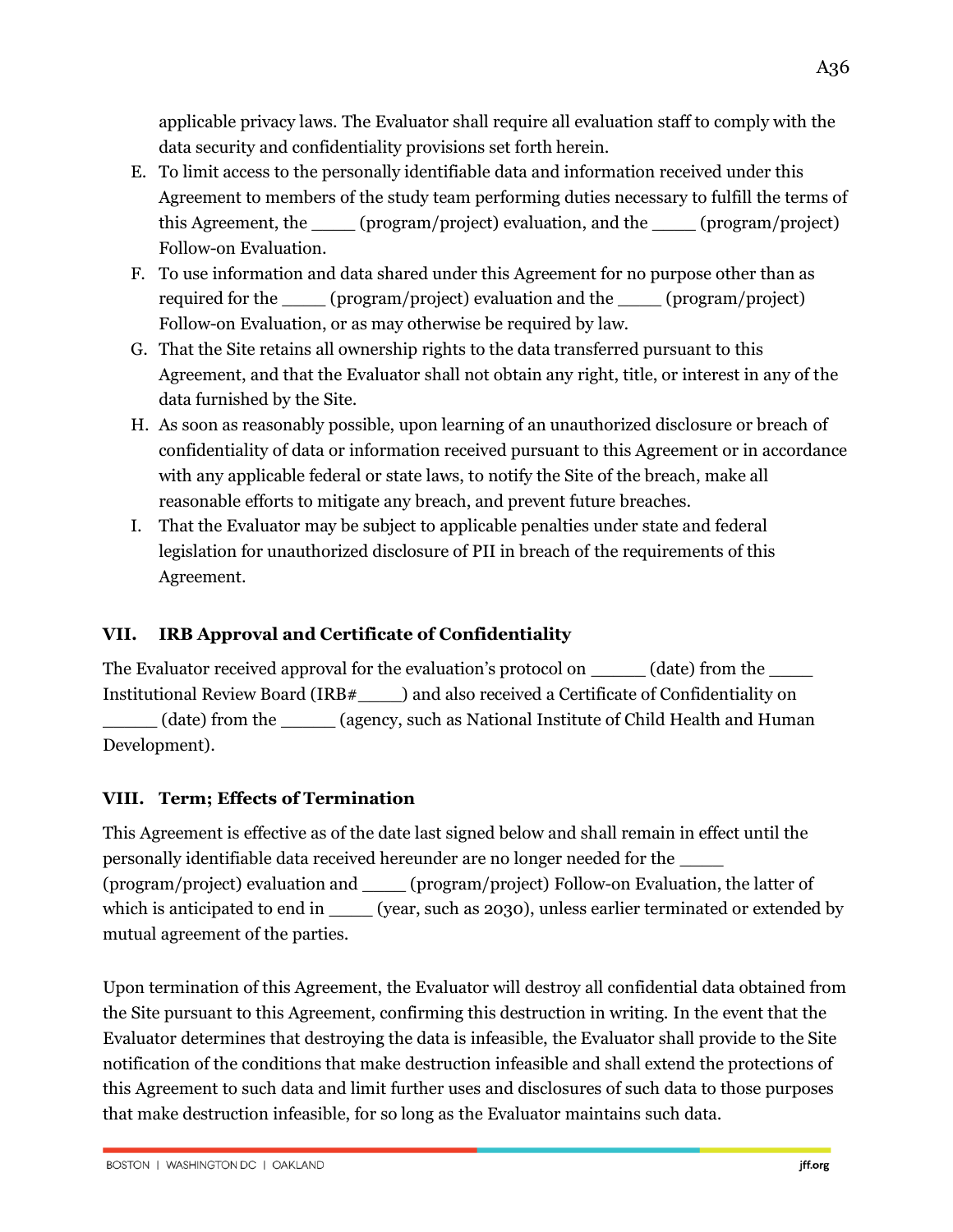applicable privacy laws. The Evaluator shall require all evaluation staff to comply with the data security and confidentiality provisions set forth herein.

E. To limit access to the personally identifiable data and information received under this Agreement to members of the study team performing duties necessary to fulfill the terms of this Agreement, the ____ (program/project) evaluation, and the ____ (program/project) Follow-on Evaluation.
F. To use information and data shared under this Agreement for no purpose other than as required for the ____ (program/project) evaluation and the ____ (program/project) Follow-on Evaluation, or as may otherwise be required by law.
G. That the Site retains all ownership rights to the data transferred pursuant to this Agreement, and that the Evaluator shall not obtain any right, title, or interest in any of the data furnished by the Site.
H. As soon as reasonably possible, upon learning of an unauthorized disclosure or breach of confidentiality of data or information received pursuant to this Agreement or in accordance with any applicable federal or state laws, to notify the Site of the breach, make all reasonable efforts to mitigate any breach, and prevent future breaches.
I. That the Evaluator may be subject to applicable penalties under state and federal legislation for unauthorized disclosure of PII in breach of the requirements of this Agreement.

## VII. IRB Approval and Certificate of Confidentiality

The Evaluator received approval for the evaluation's protocol on _____ (date) from the ____ Institutional Review Board (IRB#____) and also received a Certificate of Confidentiality on _____ (date) from the _____ (agency, such as National Institute of Child Health and Human Development).

## VIII. Term; Effects of Termination

This Agreement is effective as of the date last signed below and shall remain in effect until the personally identifiable data received hereunder are no longer needed for the ____ (program/project) evaluation and ____ (program/project) Follow-on Evaluation, the latter of which is anticipated to end in ____ (year, such as 2030), unless earlier terminated or extended by mutual agreement of the parties.

Upon termination of this Agreement, the Evaluator will destroy all confidential data obtained from the Site pursuant to this Agreement, confirming this destruction in writing. In the event that the Evaluator determines that destroying the data is infeasible, the Evaluator shall provide to the Site notification of the conditions that make destruction infeasible and shall extend the protections of this Agreement to such data and limit further uses and disclosures of such data to those purposes that make destruction infeasible, for so long as the Evaluator maintains such data.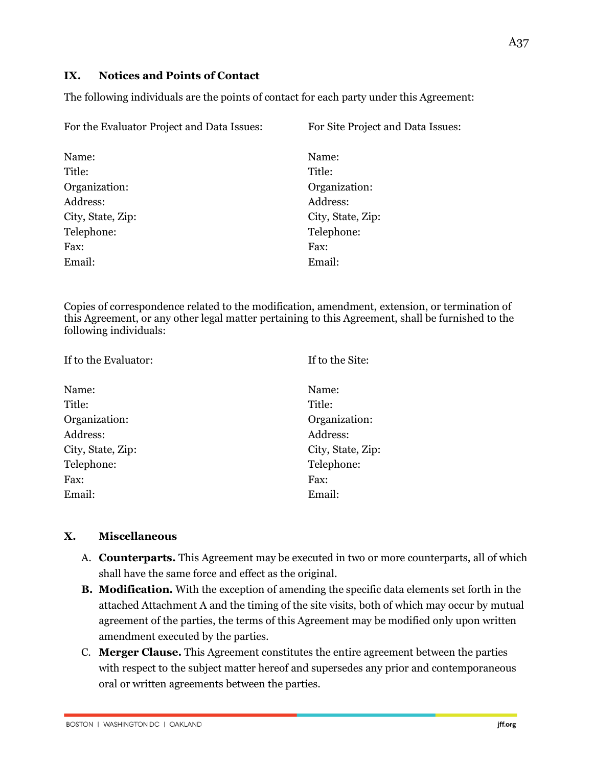## IX. Notices and Points of Contact

The following individuals are the points of contact for each party under this Agreement:

| For the Evaluator Project and Data Issues: | For Site Project and Data Issues: |
|---|---|
| Name: | Name: |
| Title: | Title: |
| Organization: | Organization: |
| Address: | Address: |
| City, State, Zip: | City, State, Zip: |
| Telephone: | Telephone: |
| Fax: | Fax: |
| Email: | Email: |

Copies of correspondence related to the modification, amendment, extension, or termination of this Agreement, or any other legal matter pertaining to this Agreement, shall be furnished to the following individuals:

| If to the Evaluator: | If to the Site: |
|---|---|
| Name: | Name: |
| Title: | Title: |
| Organization: | Organization: |
| Address: | Address: |
| City, State, Zip: | City, State, Zip: |
| Telephone: | Telephone: |
| Fax: | Fax: |
| Email: | Email: |

## X. Miscellaneous

A. **Counterparts.** This Agreement may be executed in two or more counterparts, all of which shall have the same force and effect as the original.

**B. Modification.** With the exception of amending the specific data elements set forth in the attached Attachment A and the timing of the site visits, both of which may occur by mutual agreement of the parties, the terms of this Agreement may be modified only upon written amendment executed by the parties.

C. **Merger Clause.** This Agreement constitutes the entire agreement between the parties with respect to the subject matter hereof and supersedes any prior and contemporaneous oral or written agreements between the parties.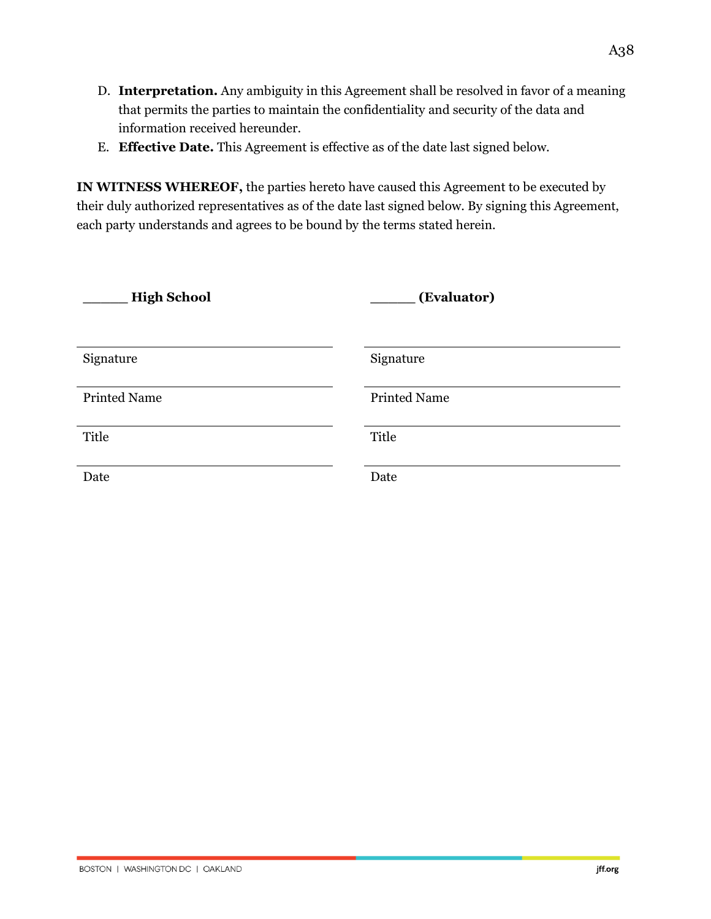D. **Interpretation.** Any ambiguity in this Agreement shall be resolved in favor of a meaning that permits the parties to maintain the confidentiality and security of the data and information received hereunder.

E. **Effective Date.** This Agreement is effective as of the date last signed below.

**IN WITNESS WHEREOF,** the parties hereto have caused this Agreement to be executed by their duly authorized representatives as of the date last signed below. By signing this Agreement, each party understands and agrees to be bound by the terms stated herein.

| **______ High School** | **______ (Evaluator)** |
|---|---|
| Signature | Signature |
| Printed Name | Printed Name |
| Title | Title |
| Date | Date |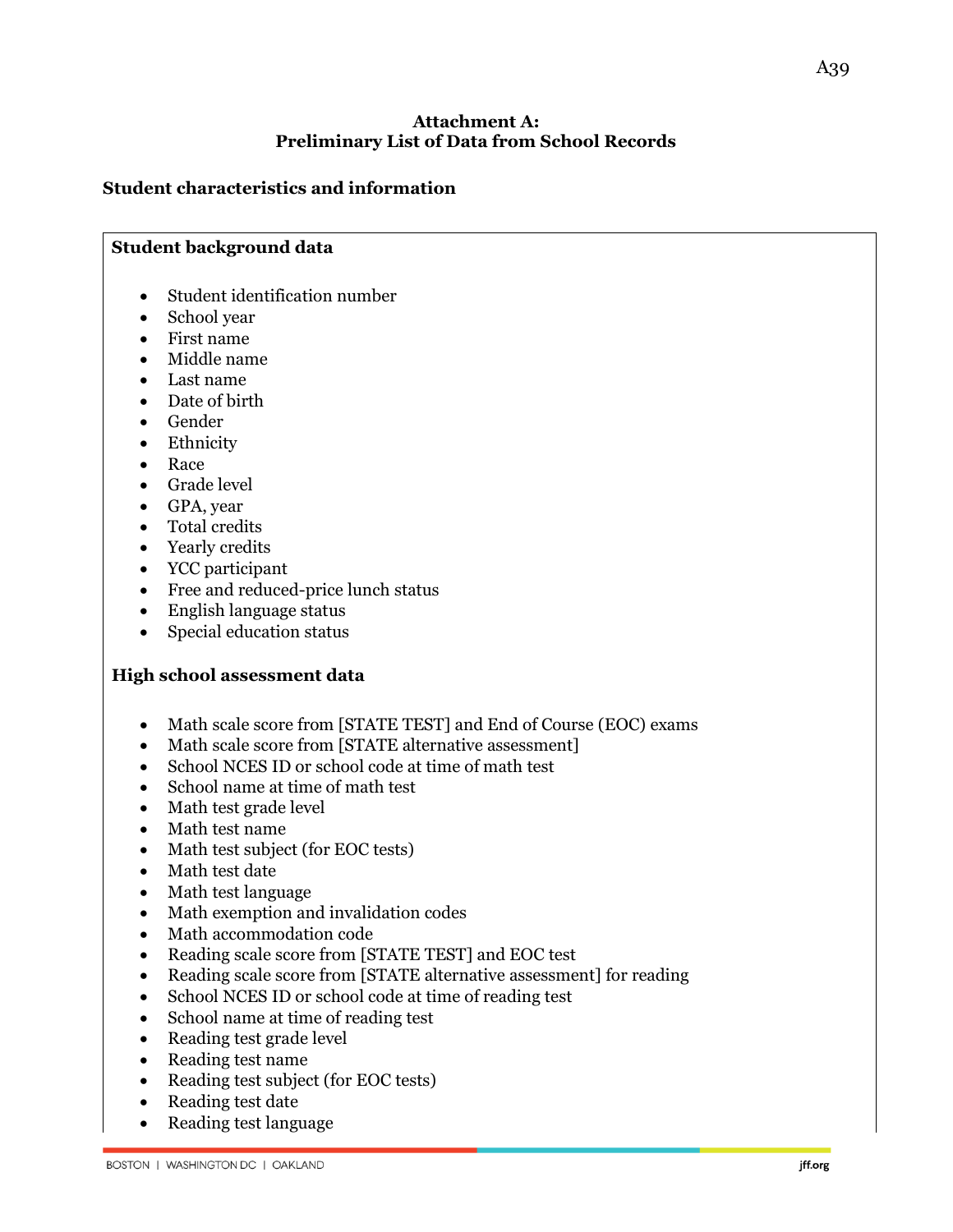## Attachment A: Preliminary List of Data from School Records

### Student characteristics and information

**Student background data**

- Student identification number
- School year
- First name
- Middle name
- Last name
- Date of birth
- Gender
- Ethnicity
- Race
- Grade level
- GPA, year
- Total credits
- Yearly credits
- YCC participant
- Free and reduced-price lunch status
- English language status
- Special education status

**High school assessment data**

- Math scale score from [STATE TEST] and End of Course (EOC) exams
- Math scale score from [STATE alternative assessment]
- School NCES ID or school code at time of math test
- School name at time of math test
- Math test grade level
- Math test name
- Math test subject (for EOC tests)
- Math test date
- Math test language
- Math exemption and invalidation codes
- Math accommodation code
- Reading scale score from [STATE TEST] and EOC test
- Reading scale score from [STATE alternative assessment] for reading
- School NCES ID or school code at time of reading test
- School name at time of reading test
- Reading test grade level
- Reading test name
- Reading test subject (for EOC tests)
- Reading test date
- Reading test language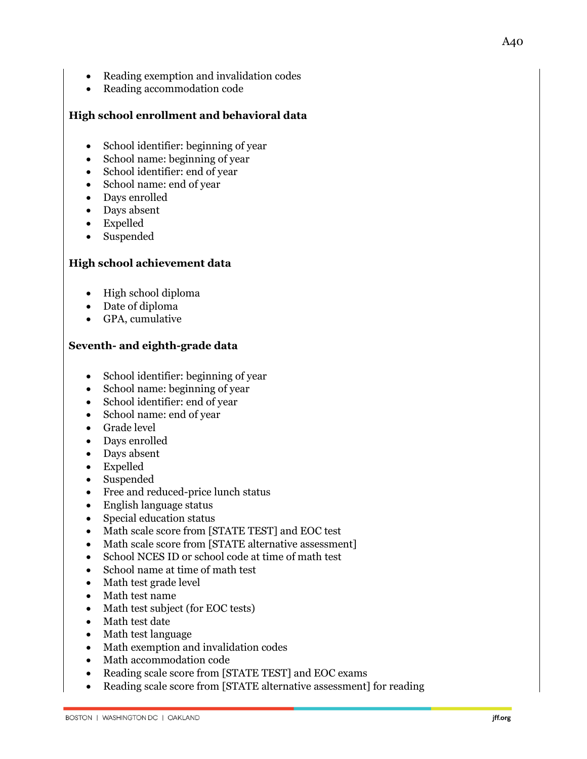- Reading exemption and invalidation codes
- Reading accommodation code

**High school enrollment and behavioral data**

- School identifier: beginning of year
- School name: beginning of year
- School identifier: end of year
- School name: end of year
- Days enrolled
- Days absent
- Expelled
- Suspended

**High school achievement data**

- High school diploma
- Date of diploma
- GPA, cumulative

**Seventh- and eighth-grade data**

- School identifier: beginning of year
- School name: beginning of year
- School identifier: end of year
- School name: end of year
- Grade level
- Days enrolled
- Days absent
- Expelled
- Suspended
- Free and reduced-price lunch status
- English language status
- Special education status
- Math scale score from [STATE TEST] and EOC test
- Math scale score from [STATE alternative assessment]
- School NCES ID or school code at time of math test
- School name at time of math test
- Math test grade level
- Math test name
- Math test subject (for EOC tests)
- Math test date
- Math test language
- Math exemption and invalidation codes
- Math accommodation code
- Reading scale score from [STATE TEST] and EOC exams
- Reading scale score from [STATE alternative assessment] for reading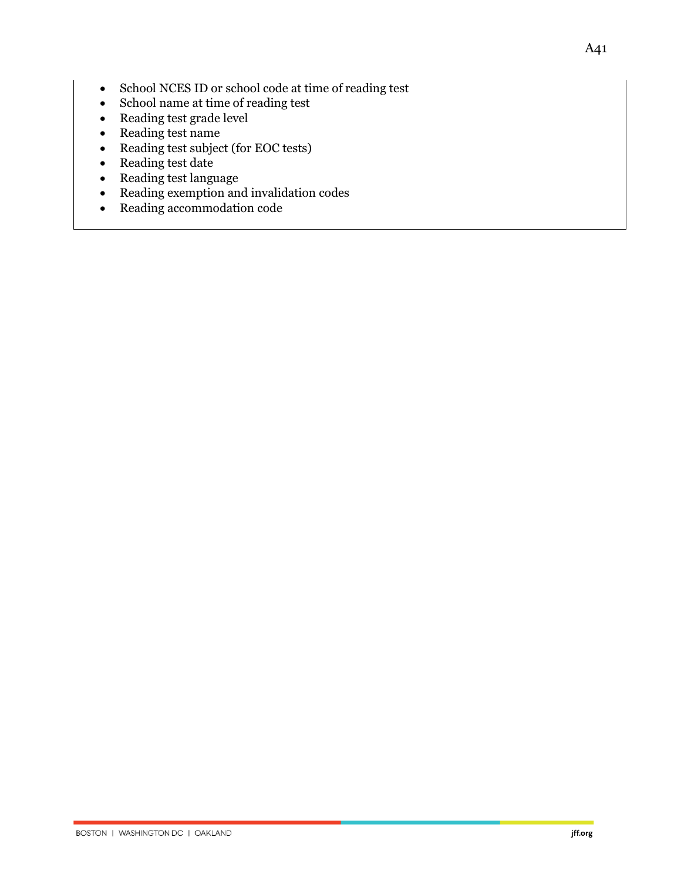- School NCES ID or school code at time of reading test
- School name at time of reading test
- Reading test grade level
- Reading test name
- Reading test subject (for EOC tests)
- Reading test date
- Reading test language
- Reading exemption and invalidation codes
- Reading accommodation code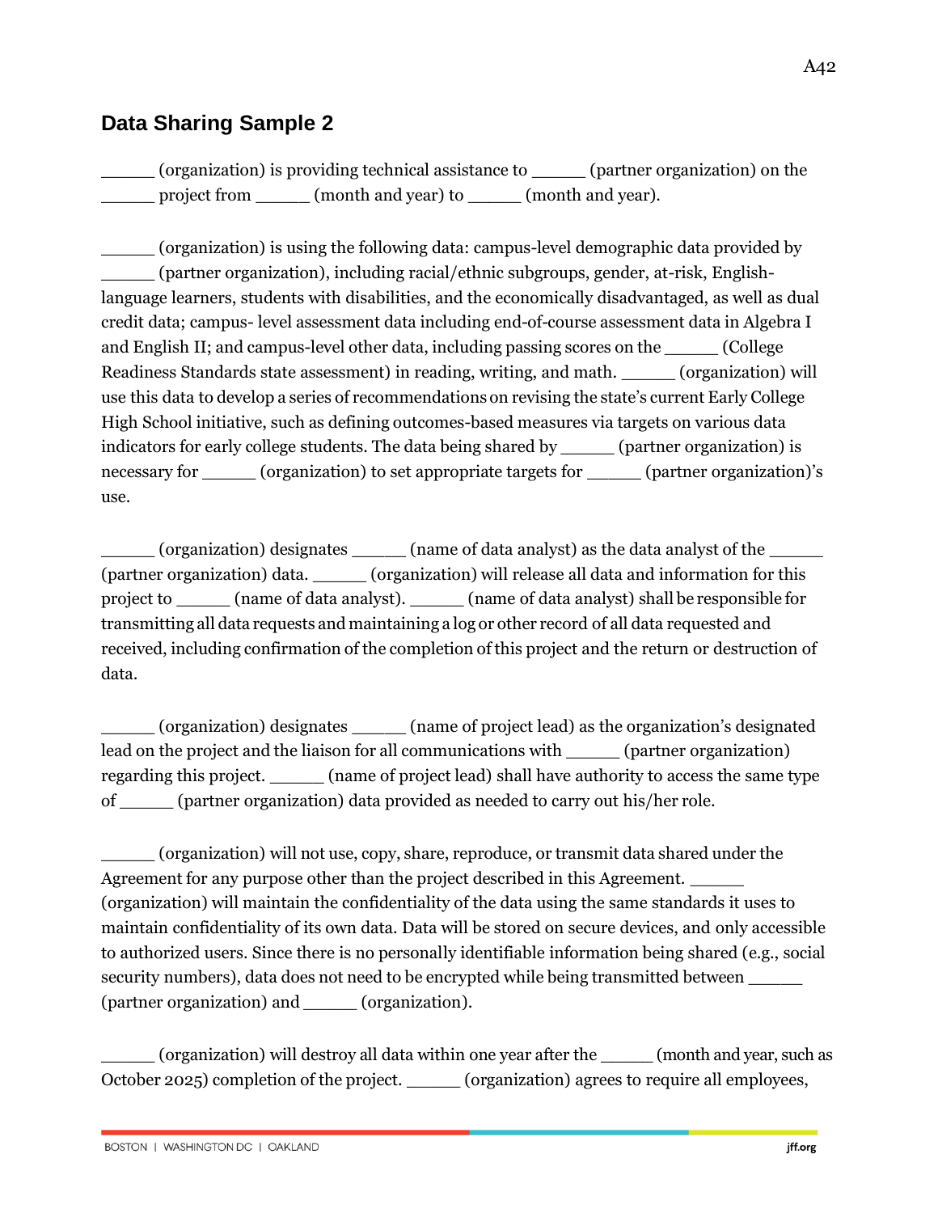## Data Sharing Sample 2

_____ (organization) is providing technical assistance to _____ (partner organization) on the _____ project from _____ (month and year) to _____ (month and year).

_____ (organization) is using the following data: campus-level demographic data provided by _____ (partner organization), including racial/ethnic subgroups, gender, at-risk, English-language learners, students with disabilities, and the economically disadvantaged, as well as dual credit data; campus- level assessment data including end-of-course assessment data in Algebra I and English II; and campus-level other data, including passing scores on the _____ (College Readiness Standards state assessment) in reading, writing, and math. _____ (organization) will use this data to develop a series of recommendations on revising the state's current Early College High School initiative, such as defining outcomes-based measures via targets on various data indicators for early college students. The data being shared by _____ (partner organization) is necessary for _____ (organization) to set appropriate targets for _____ (partner organization)'s use.

_____ (organization) designates _____ (name of data analyst) as the data analyst of the _____ (partner organization) data. _____ (organization) will release all data and information for this project to _____ (name of data analyst). _____ (name of data analyst) shall be responsible for transmitting all data requests and maintaining a log or other record of all data requested and received, including confirmation of the completion of this project and the return or destruction of data.

_____ (organization) designates _____ (name of project lead) as the organization's designated lead on the project and the liaison for all communications with _____ (partner organization) regarding this project. _____ (name of project lead) shall have authority to access the same type of _____ (partner organization) data provided as needed to carry out his/her role.

_____ (organization) will not use, copy, share, reproduce, or transmit data shared under the Agreement for any purpose other than the project described in this Agreement. _____ (organization) will maintain the confidentiality of the data using the same standards it uses to maintain confidentiality of its own data. Data will be stored on secure devices, and only accessible to authorized users. Since there is no personally identifiable information being shared (e.g., social security numbers), data does not need to be encrypted while being transmitted between _____ (partner organization) and _____ (organization).

_____ (organization) will destroy all data within one year after the _____ (month and year, such as October 2025) completion of the project. _____ (organization) agrees to require all employees,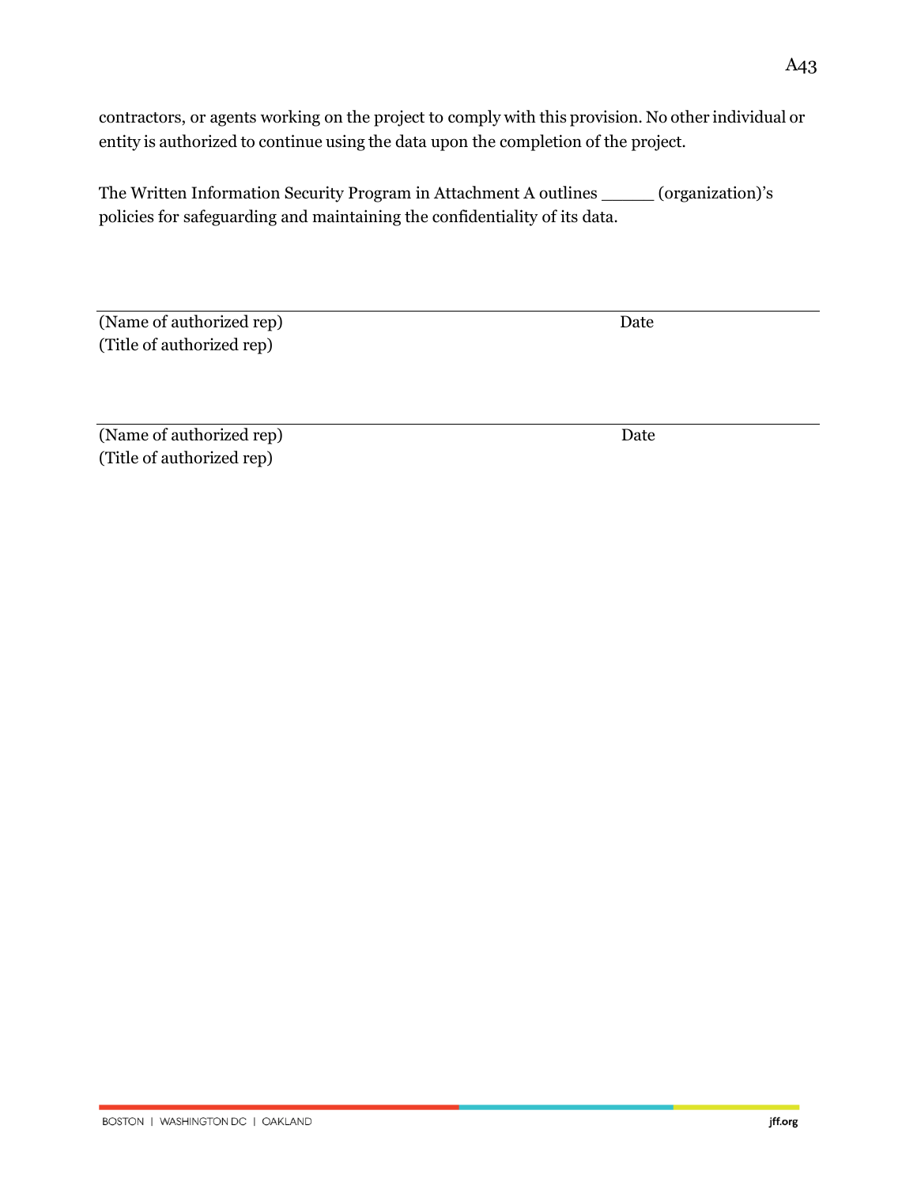contractors, or agents working on the project to comply with this provision. No other individual or entity is authorized to continue using the data upon the completion of the project.

The Written Information Security Program in Attachment A outlines _____ (organization)'s policies for safeguarding and maintaining the confidentiality of its data.

______________________________________________________________________________

(Name of authorized rep) Date
(Title of authorized rep)

______________________________________________________________________________

(Name of authorized rep) Date
(Title of authorized rep)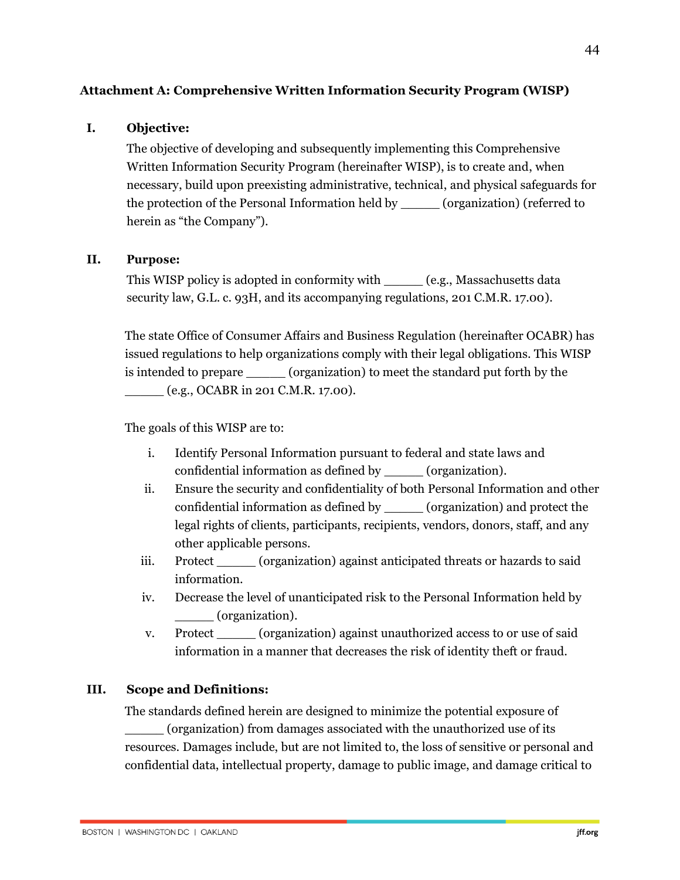## Attachment A: Comprehensive Written Information Security Program (WISP)

**I. Objective:**

The objective of developing and subsequently implementing this Comprehensive Written Information Security Program (hereinafter WISP), is to create and, when necessary, build upon preexisting administrative, technical, and physical safeguards for the protection of the Personal Information held by _____ (organization) (referred to herein as "the Company").

**II. Purpose:**

This WISP policy is adopted in conformity with _____ (e.g., Massachusetts data security law, G.L. c. 93H, and its accompanying regulations, 201 C.M.R. 17.00).

The state Office of Consumer Affairs and Business Regulation (hereinafter OCABR) has issued regulations to help organizations comply with their legal obligations. This WISP is intended to prepare _____ (organization) to meet the standard put forth by the _____ (e.g., OCABR in 201 C.M.R. 17.00).

The goals of this WISP are to:

i. Identify Personal Information pursuant to federal and state laws and confidential information as defined by _____ (organization).
ii. Ensure the security and confidentiality of both Personal Information and other confidential information as defined by _____ (organization) and protect the legal rights of clients, participants, recipients, vendors, donors, staff, and any other applicable persons.
iii. Protect _____ (organization) against anticipated threats or hazards to said information.
iv. Decrease the level of unanticipated risk to the Personal Information held by _____ (organization).
v. Protect _____ (organization) against unauthorized access to or use of said information in a manner that decreases the risk of identity theft or fraud.

**III. Scope and Definitions:**

The standards defined herein are designed to minimize the potential exposure of _____ (organization) from damages associated with the unauthorized use of its resources. Damages include, but are not limited to, the loss of sensitive or personal and confidential data, intellectual property, damage to public image, and damage critical to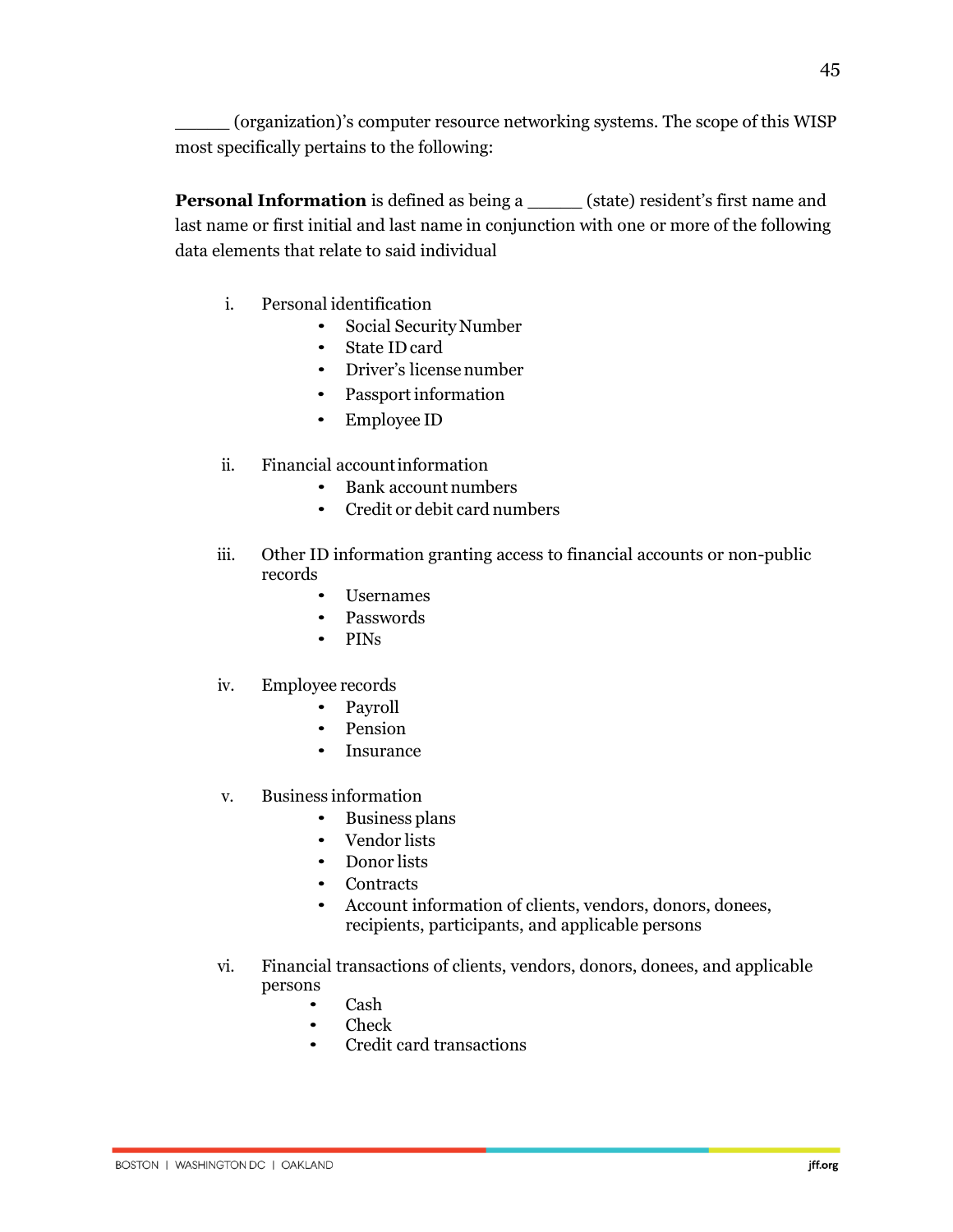_____ (organization)'s computer resource networking systems. The scope of this WISP most specifically pertains to the following:

**Personal Information** is defined as being a _____ (state) resident's first name and last name or first initial and last name in conjunction with one or more of the following data elements that relate to said individual

i. Personal identification
   - Social Security Number
   - State ID card
   - Driver's license number
   - Passport information
   - Employee ID

ii. Financial account information
   - Bank account numbers
   - Credit or debit card numbers

iii. Other ID information granting access to financial accounts or non-public records
   - Usernames
   - Passwords
   - PINs

iv. Employee records
   - Payroll
   - Pension
   - Insurance

v. Business information
   - Business plans
   - Vendor lists
   - Donor lists
   - Contracts
   - Account information of clients, vendors, donors, donees, recipients, participants, and applicable persons

vi. Financial transactions of clients, vendors, donors, donees, and applicable persons
   - Cash
   - Check
   - Credit card transactions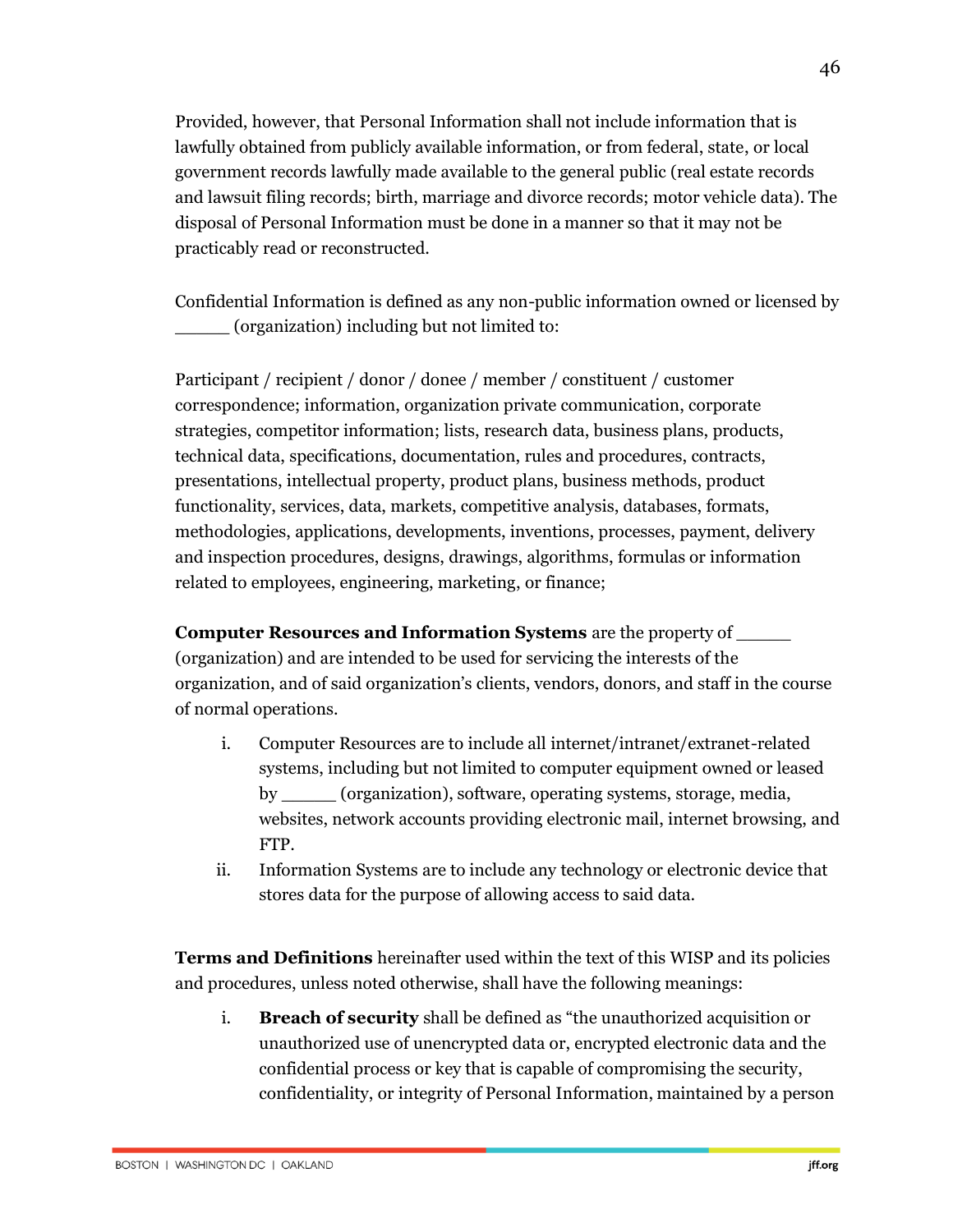Provided, however, that Personal Information shall not include information that is lawfully obtained from publicly available information, or from federal, state, or local government records lawfully made available to the general public (real estate records and lawsuit filing records; birth, marriage and divorce records; motor vehicle data). The disposal of Personal Information must be done in a manner so that it may not be practicably read or reconstructed.

Confidential Information is defined as any non-public information owned or licensed by _____ (organization) including but not limited to:

Participant / recipient / donor / donee / member / constituent / customer correspondence; information, organization private communication, corporate strategies, competitor information; lists, research data, business plans, products, technical data, specifications, documentation, rules and procedures, contracts, presentations, intellectual property, product plans, business methods, product functionality, services, data, markets, competitive analysis, databases, formats, methodologies, applications, developments, inventions, processes, payment, delivery and inspection procedures, designs, drawings, algorithms, formulas or information related to employees, engineering, marketing, or finance;

**Computer Resources and Information Systems** are the property of _____ (organization) and are intended to be used for servicing the interests of the organization, and of said organization's clients, vendors, donors, and staff in the course of normal operations.

i. Computer Resources are to include all internet/intranet/extranet-related systems, including but not limited to computer equipment owned or leased by _____ (organization), software, operating systems, storage, media, websites, network accounts providing electronic mail, internet browsing, and FTP.
ii. Information Systems are to include any technology or electronic device that stores data for the purpose of allowing access to said data.

**Terms and Definitions** hereinafter used within the text of this WISP and its policies and procedures, unless noted otherwise, shall have the following meanings:

i. **Breach of security** shall be defined as "the unauthorized acquisition or unauthorized use of unencrypted data or, encrypted electronic data and the confidential process or key that is capable of compromising the security, confidentiality, or integrity of Personal Information, maintained by a person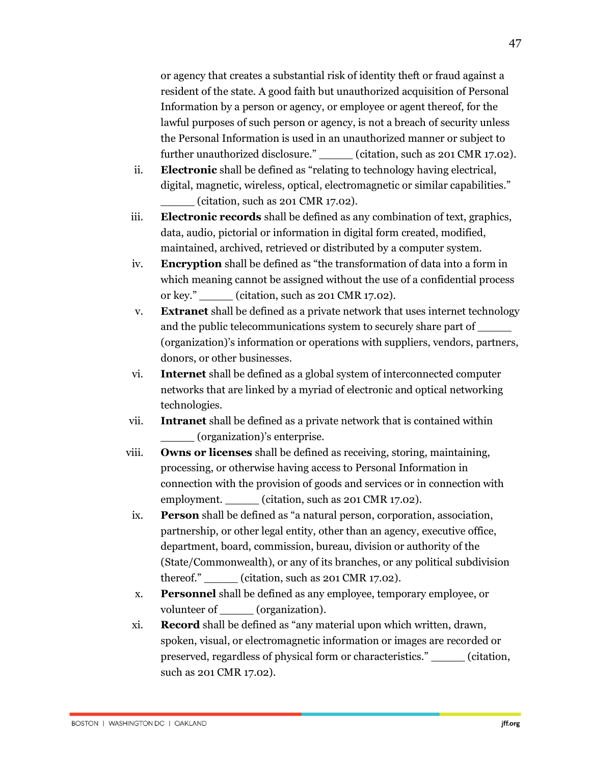or agency that creates a substantial risk of identity theft or fraud against a resident of the state. A good faith but unauthorized acquisition of Personal Information by a person or agency, or employee or agent thereof, for the lawful purposes of such person or agency, is not a breach of security unless the Personal Information is used in an unauthorized manner or subject to further unauthorized disclosure." _____ (citation, such as 201 CMR 17.02).

ii. **Electronic** shall be defined as "relating to technology having electrical, digital, magnetic, wireless, optical, electromagnetic or similar capabilities." _____ (citation, such as 201 CMR 17.02).

iii. **Electronic records** shall be defined as any combination of text, graphics, data, audio, pictorial or information in digital form created, modified, maintained, archived, retrieved or distributed by a computer system.

iv. **Encryption** shall be defined as "the transformation of data into a form in which meaning cannot be assigned without the use of a confidential process or key." _____ (citation, such as 201 CMR 17.02).

v. **Extranet** shall be defined as a private network that uses internet technology and the public telecommunications system to securely share part of _____ (organization)'s information or operations with suppliers, vendors, partners, donors, or other businesses.

vi. **Internet** shall be defined as a global system of interconnected computer networks that are linked by a myriad of electronic and optical networking technologies.

vii. **Intranet** shall be defined as a private network that is contained within _____ (organization)'s enterprise.

viii. **Owns or licenses** shall be defined as receiving, storing, maintaining, processing, or otherwise having access to Personal Information in connection with the provision of goods and services or in connection with employment. _____ (citation, such as 201 CMR 17.02).

ix. **Person** shall be defined as "a natural person, corporation, association, partnership, or other legal entity, other than an agency, executive office, department, board, commission, bureau, division or authority of the (State/Commonwealth), or any of its branches, or any political subdivision thereof." _____ (citation, such as 201 CMR 17.02).

x. **Personnel** shall be defined as any employee, temporary employee, or volunteer of _____ (organization).

xi. **Record** shall be defined as "any material upon which written, drawn, spoken, visual, or electromagnetic information or images are recorded or preserved, regardless of physical form or characteristics." _____ (citation, such as 201 CMR 17.02).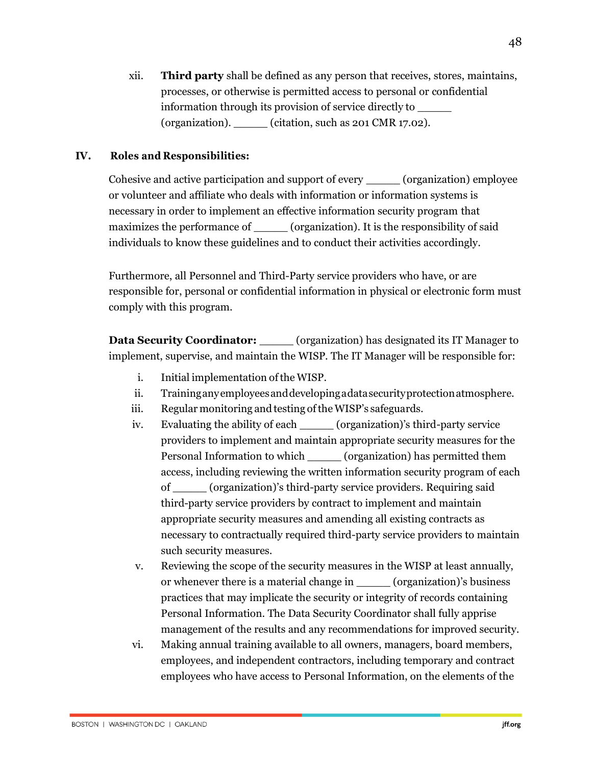xii. **Third party** shall be defined as any person that receives, stores, maintains, processes, or otherwise is permitted access to personal or confidential information through its provision of service directly to _____ (organization). _____ (citation, such as 201 CMR 17.02).

## IV. Roles and Responsibilities:

Cohesive and active participation and support of every _____ (organization) employee or volunteer and affiliate who deals with information or information systems is necessary in order to implement an effective information security program that maximizes the performance of _____ (organization). It is the responsibility of said individuals to know these guidelines and to conduct their activities accordingly.

Furthermore, all Personnel and Third-Party service providers who have, or are responsible for, personal or confidential information in physical or electronic form must comply with this program.

**Data Security Coordinator:** _____ (organization) has designated its IT Manager to implement, supervise, and maintain the WISP. The IT Manager will be responsible for:

i. Initial implementation of the WISP.
ii. Training any employees and developing a data security protection atmosphere.
iii. Regular monitoring and testing of the WISP's safeguards.
iv. Evaluating the ability of each _____ (organization)'s third-party service providers to implement and maintain appropriate security measures for the Personal Information to which _____ (organization) has permitted them access, including reviewing the written information security program of each of _____ (organization)'s third-party service providers. Requiring said third-party service providers by contract to implement and maintain appropriate security measures and amending all existing contracts as necessary to contractually required third-party service providers to maintain such security measures.
v. Reviewing the scope of the security measures in the WISP at least annually, or whenever there is a material change in _____ (organization)'s business practices that may implicate the security or integrity of records containing Personal Information. The Data Security Coordinator shall fully apprise management of the results and any recommendations for improved security.
vi. Making annual training available to all owners, managers, board members, employees, and independent contractors, including temporary and contract employees who have access to Personal Information, on the elements of the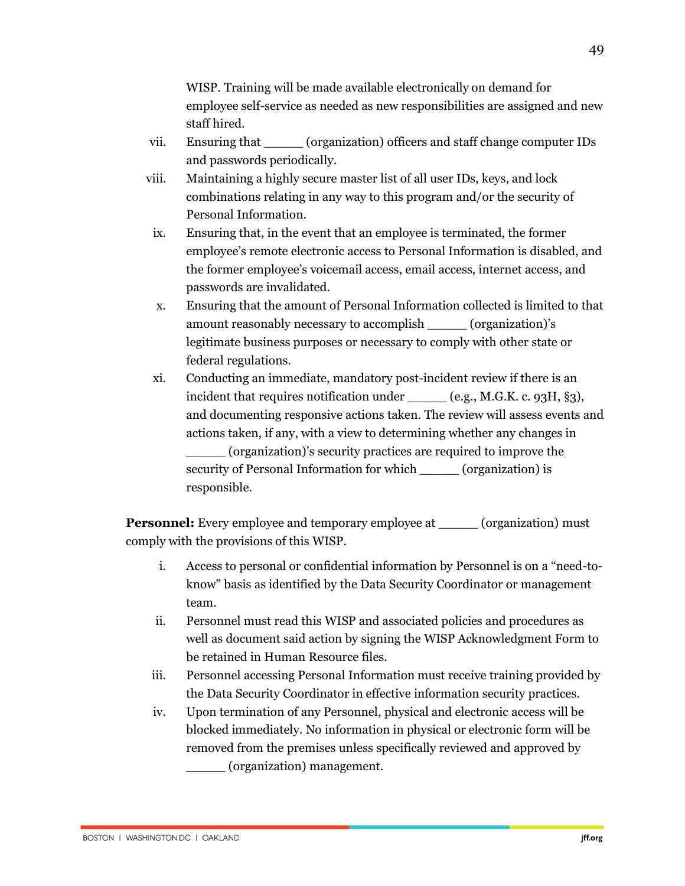WISP. Training will be made available electronically on demand for employee self-service as needed as new responsibilities are assigned and new staff hired.

vii. Ensuring that _____ (organization) officers and staff change computer IDs and passwords periodically.

viii. Maintaining a highly secure master list of all user IDs, keys, and lock combinations relating in any way to this program and/or the security of Personal Information.

ix. Ensuring that, in the event that an employee is terminated, the former employee's remote electronic access to Personal Information is disabled, and the former employee's voicemail access, email access, internet access, and passwords are invalidated.

x. Ensuring that the amount of Personal Information collected is limited to that amount reasonably necessary to accomplish _____ (organization)'s legitimate business purposes or necessary to comply with other state or federal regulations.

xi. Conducting an immediate, mandatory post-incident review if there is an incident that requires notification under _____ (e.g., M.G.K. c. 93H, §3), and documenting responsive actions taken. The review will assess events and actions taken, if any, with a view to determining whether any changes in _____ (organization)'s security practices are required to improve the security of Personal Information for which _____ (organization) is responsible.

**Personnel:** Every employee and temporary employee at _____ (organization) must comply with the provisions of this WISP.

i. Access to personal or confidential information by Personnel is on a "need-to-know" basis as identified by the Data Security Coordinator or management team.

ii. Personnel must read this WISP and associated policies and procedures as well as document said action by signing the WISP Acknowledgment Form to be retained in Human Resource files.

iii. Personnel accessing Personal Information must receive training provided by the Data Security Coordinator in effective information security practices.

iv. Upon termination of any Personnel, physical and electronic access will be blocked immediately. No information in physical or electronic form will be removed from the premises unless specifically reviewed and approved by _____ (organization) management.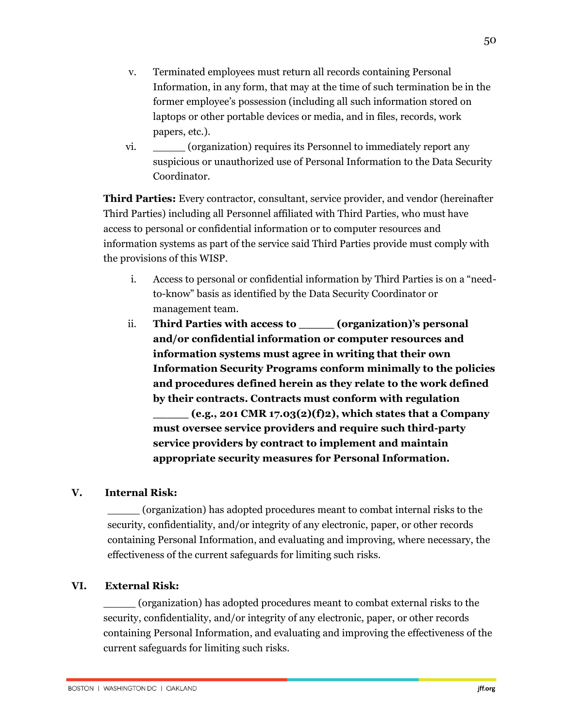v. Terminated employees must return all records containing Personal Information, in any form, that may at the time of such termination be in the former employee's possession (including all such information stored on laptops or other portable devices or media, and in files, records, work papers, etc.).

vi. _____ (organization) requires its Personnel to immediately report any suspicious or unauthorized use of Personal Information to the Data Security Coordinator.

**Third Parties:** Every contractor, consultant, service provider, and vendor (hereinafter Third Parties) including all Personnel affiliated with Third Parties, who must have access to personal or confidential information or to computer resources and information systems as part of the service said Third Parties provide must comply with the provisions of this WISP.

i. Access to personal or confidential information by Third Parties is on a "need-to-know" basis as identified by the Data Security Coordinator or management team.

ii. **Third Parties with access to _____ (organization)'s personal and/or confidential information or computer resources and information systems must agree in writing that their own Information Security Programs conform minimally to the policies and procedures defined herein as they relate to the work defined by their contracts. Contracts must conform with regulation _____ (e.g., 201 CMR 17.03(2)(f)2), which states that a Company must oversee service providers and require such third-party service providers by contract to implement and maintain appropriate security measures for Personal Information.**

## V. Internal Risk:

_____ (organization) has adopted procedures meant to combat internal risks to the security, confidentiality, and/or integrity of any electronic, paper, or other records containing Personal Information, and evaluating and improving, where necessary, the effectiveness of the current safeguards for limiting such risks.

## VI. External Risk:

_____ (organization) has adopted procedures meant to combat external risks to the security, confidentiality, and/or integrity of any electronic, paper, or other records containing Personal Information, and evaluating and improving the effectiveness of the current safeguards for limiting such risks.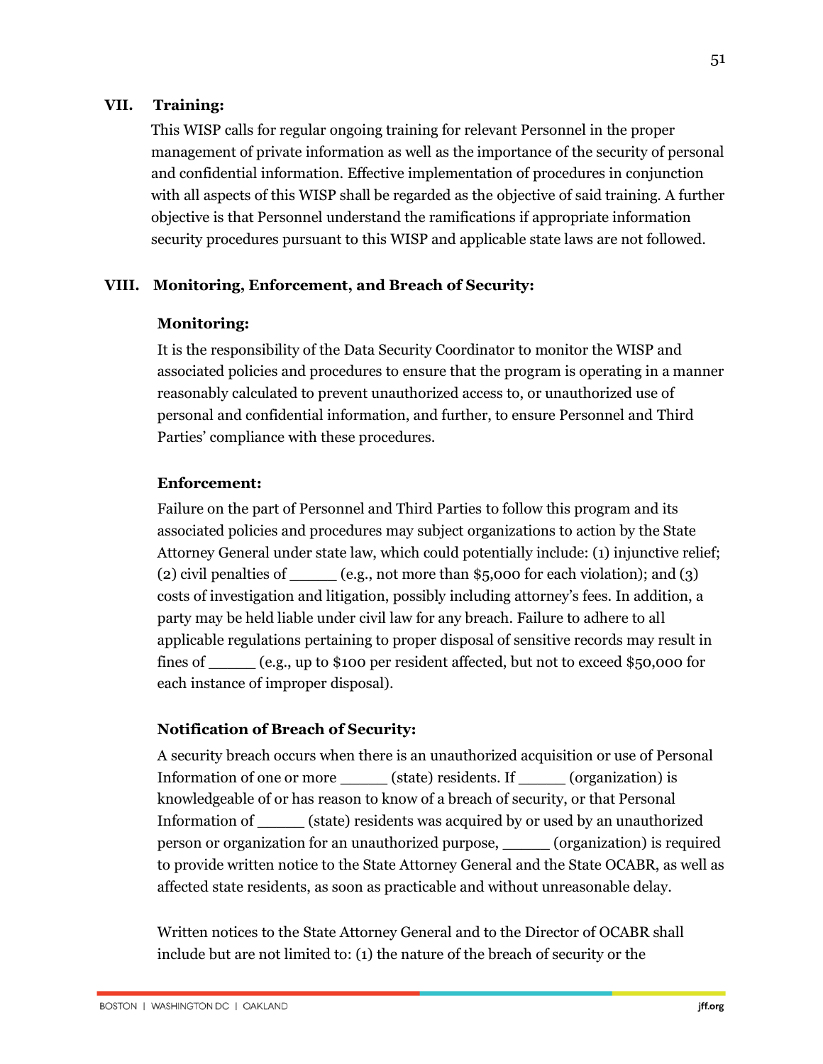## VII. Training:

This WISP calls for regular ongoing training for relevant Personnel in the proper management of private information as well as the importance of the security of personal and confidential information. Effective implementation of procedures in conjunction with all aspects of this WISP shall be regarded as the objective of said training. A further objective is that Personnel understand the ramifications if appropriate information security procedures pursuant to this WISP and applicable state laws are not followed.

## VIII. Monitoring, Enforcement, and Breach of Security:

### Monitoring:

It is the responsibility of the Data Security Coordinator to monitor the WISP and associated policies and procedures to ensure that the program is operating in a manner reasonably calculated to prevent unauthorized access to, or unauthorized use of personal and confidential information, and further, to ensure Personnel and Third Parties' compliance with these procedures.

### Enforcement:

Failure on the part of Personnel and Third Parties to follow this program and its associated policies and procedures may subject organizations to action by the State Attorney General under state law, which could potentially include: (1) injunctive relief; (2) civil penalties of _____ (e.g., not more than $5,000 for each violation); and (3) costs of investigation and litigation, possibly including attorney's fees. In addition, a party may be held liable under civil law for any breach. Failure to adhere to all applicable regulations pertaining to proper disposal of sensitive records may result in fines of _____ (e.g., up to $100 per resident affected, but not to exceed $50,000 for each instance of improper disposal).

### Notification of Breach of Security:

A security breach occurs when there is an unauthorized acquisition or use of Personal Information of one or more _____ (state) residents. If _____ (organization) is knowledgeable of or has reason to know of a breach of security, or that Personal Information of _____ (state) residents was acquired by or used by an unauthorized person or organization for an unauthorized purpose, _____ (organization) is required to provide written notice to the State Attorney General and the State OCABR, as well as affected state residents, as soon as practicable and without unreasonable delay.

Written notices to the State Attorney General and to the Director of OCABR shall include but are not limited to: (1) the nature of the breach of security or the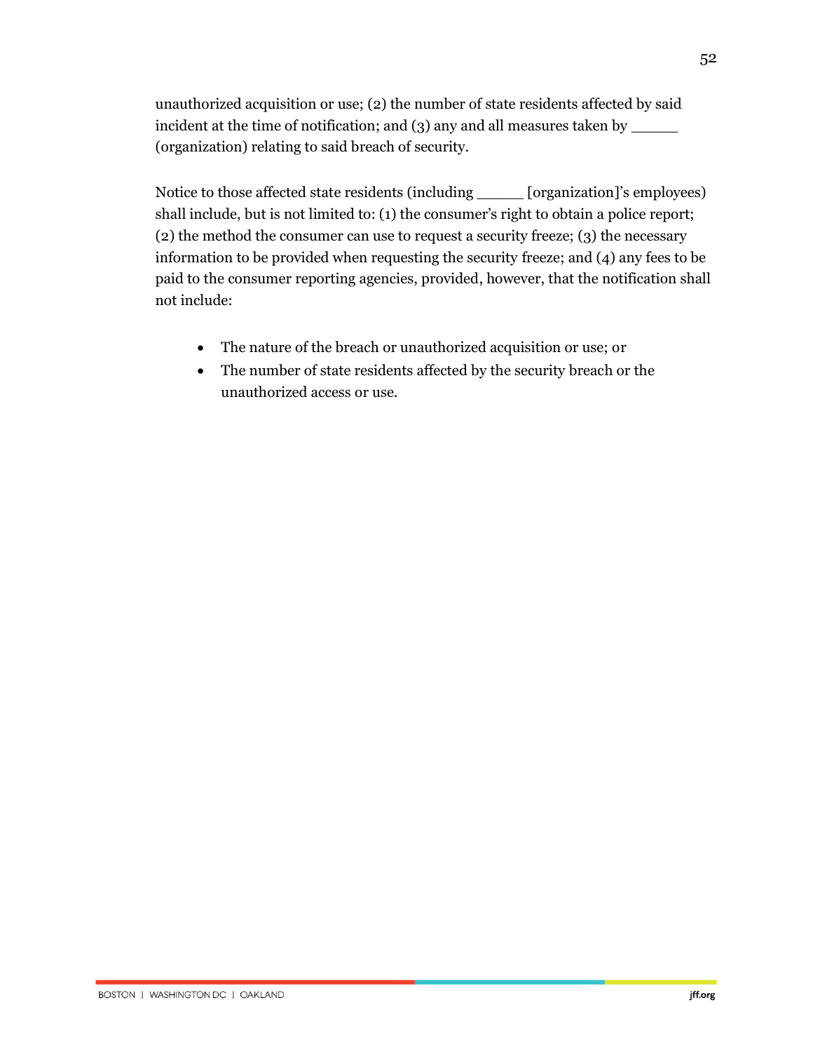unauthorized acquisition or use; (2) the number of state residents affected by said incident at the time of notification; and (3) any and all measures taken by _____ (organization) relating to said breach of security.

Notice to those affected state residents (including _____ [organization]'s employees) shall include, but is not limited to: (1) the consumer's right to obtain a police report; (2) the method the consumer can use to request a security freeze; (3) the necessary information to be provided when requesting the security freeze; and (4) any fees to be paid to the consumer reporting agencies, provided, however, that the notification shall not include:

- The nature of the breach or unauthorized acquisition or use; or
- The number of state residents affected by the security breach or the unauthorized access or use.